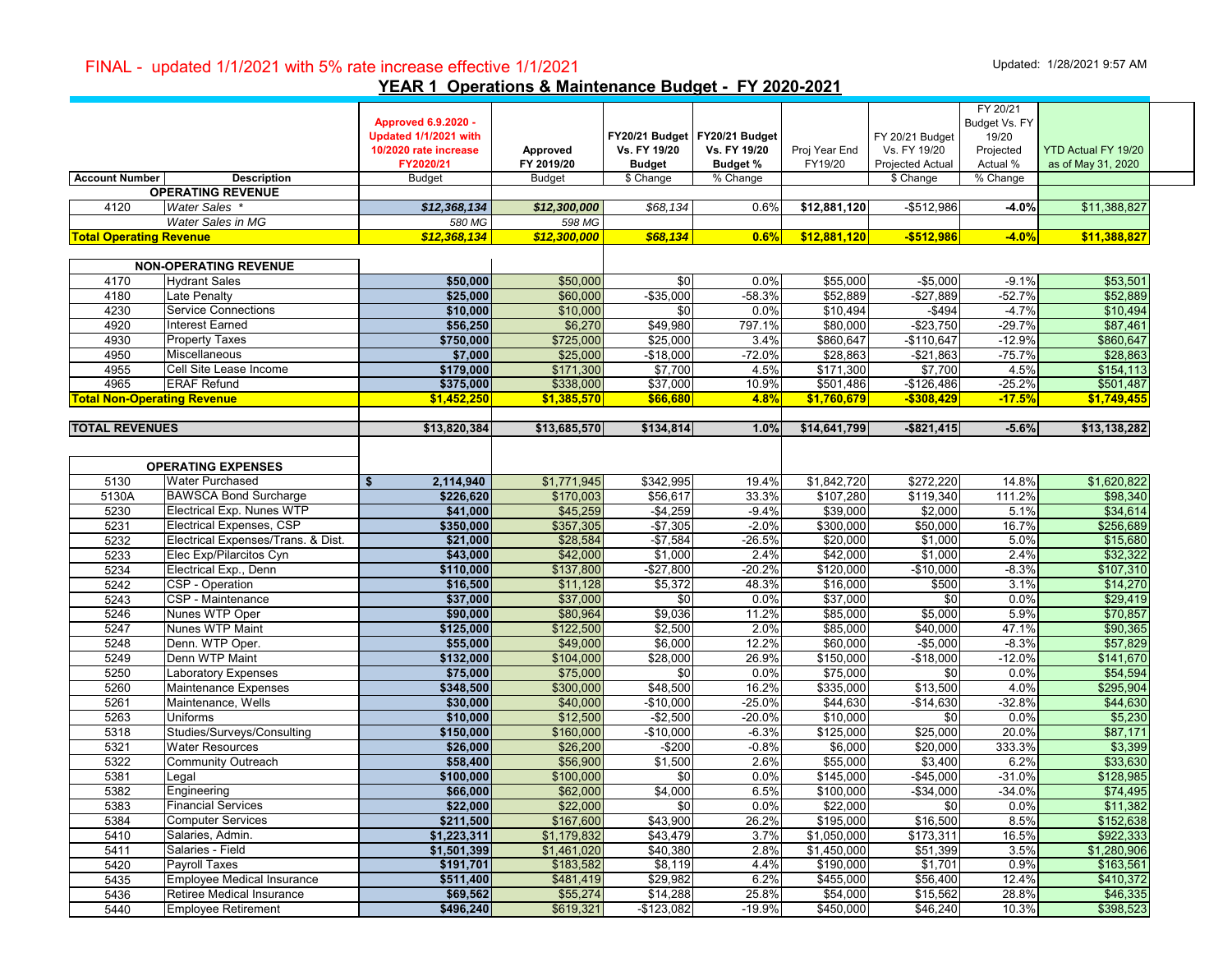FINAL - updated 1/1/2021 with 5% rate increase effective 1/1/2021

Updated: 1/28/2021 9:57 AM

## YEAR 1 Operations & Maintenance Budget - FY 2020-2021

| Account Number | Description | Approved 6.9.2020 - Updated 1/1/2021 with 10/2020 rate increase FY2020/21 Budget | Approved FY 2019/20 Budget | FY20/21 Budget Vs. FY 19/20 Budget $ Change | FY20/21 Budget Vs. FY 19/20 Budget % % Change | Proj Year End FY19/20 | FY 20/21 Budget Vs. FY 19/20 Projected Actual $ Change | FY 20/21 Budget Vs. FY 19/20 Projected Actual % % Change | YTD Actual FY 19/20 as of May 31, 2020 |
|---|---|---|---|---|---|---|---|---|---|
| | **OPERATING REVENUE** | | | | | | | | |
| 4120 | *Water Sales \** | *$12,368,134* | *$12,300,000* | *$68,134* | 0.6% | $12,881,120 | -$512,986 | -4.0% | $11,388,827 |
| | *Water Sales in MG* | *580 MG* | *598 MG* | | | | | | |
| **Total Operating Revenue** | | *$12,368,134* | *$12,300,000* | *$68,134* | 0.6% | $12,881,120 | -$512,986 | -4.0% | $11,388,827 |
| | **NON-OPERATING REVENUE** | | | | | | | | |
| 4170 | Hydrant Sales | $50,000 | $50,000 | $0 | 0.0% | $55,000 | -$5,000 | -9.1% | $53,501 |
| 4180 | Late Penalty | $25,000 | $60,000 | -$35,000 | -58.3% | $52,889 | -$27,889 | -52.7% | $52,889 |
| 4230 | Service Connections | $10,000 | $10,000 | $0 | 0.0% | $10,494 | -$494 | -4.7% | $10,494 |
| 4920 | Interest Earned | $56,250 | $6,270 | $49,980 | 797.1% | $80,000 | -$23,750 | -29.7% | $87,461 |
| 4930 | Property Taxes | $750,000 | $725,000 | $25,000 | 3.4% | $860,647 | -$110,647 | -12.9% | $860,647 |
| 4950 | Miscellaneous | $7,000 | $25,000 | -$18,000 | -72.0% | $28,863 | -$21,863 | -75.7% | $28,863 |
| 4955 | Cell Site Lease Income | $179,000 | $171,300 | $7,700 | 4.5% | $171,300 | $7,700 | 4.5% | $154,113 |
| 4965 | ERAF Refund | $375,000 | $338,000 | $37,000 | 10.9% | $501,486 | -$126,486 | -25.2% | $501,487 |
| **Total Non-Operating Revenue** | | $1,452,250 | $1,385,570 | $66,680 | 4.8% | $1,760,679 | -$308,429 | -17.5% | $1,749,455 |
| **TOTAL REVENUES** | | $13,820,384 | $13,685,570 | $134,814 | 1.0% | $14,641,799 | -$821,415 | -5.6% | $13,138,282 |
| | **OPERATING EXPENSES** | | | | | | | | |
| 5130 | Water Purchased | $ 2,114,940 | $1,771,945 | $342,995 | 19.4% | $1,842,720 | $272,220 | 14.8% | $1,620,822 |
| 5130A | BAWSCA Bond Surcharge | $226,620 | $170,003 | $56,617 | 33.3% | $107,280 | $119,340 | 111.2% | $98,340 |
| 5230 | Electrical Exp. Nunes WTP | $41,000 | $45,259 | -$4,259 | -9.4% | $39,000 | $2,000 | 5.1% | $34,614 |
| 5231 | Electrical Expenses, CSP | $350,000 | $357,305 | -$7,305 | -2.0% | $300,000 | $50,000 | 16.7% | $256,689 |
| 5232 | Electrical Expenses/Trans. & Dist. | $21,000 | $28,584 | -$7,584 | -26.5% | $20,000 | $1,000 | 5.0% | $15,680 |
| 5233 | Elec Exp/Pilarcitos Cyn | $43,000 | $42,000 | $1,000 | 2.4% | $42,000 | $1,000 | 2.4% | $32,322 |
| 5234 | Electrical Exp., Denn | $110,000 | $137,800 | -$27,800 | -20.2% | $120,000 | -$10,000 | -8.3% | $107,310 |
| 5242 | CSP - Operation | $16,500 | $11,128 | $5,372 | 48.3% | $16,000 | $500 | 3.1% | $14,270 |
| 5243 | CSP - Maintenance | $37,000 | $37,000 | $0 | 0.0% | $37,000 | $0 | 0.0% | $29,419 |
| 5246 | Nunes WTP Oper | $90,000 | $80,964 | $9,036 | 11.2% | $85,000 | $5,000 | 5.9% | $70,857 |
| 5247 | Nunes WTP Maint | $125,000 | $122,500 | $2,500 | 2.0% | $85,000 | $40,000 | 47.1% | $90,365 |
| 5248 | Denn. WTP Oper. | $55,000 | $49,000 | $6,000 | 12.2% | $60,000 | -$5,000 | -8.3% | $57,829 |
| 5249 | Denn WTP Maint | $132,000 | $104,000 | $28,000 | 26.9% | $150,000 | -$18,000 | -12.0% | $141,670 |
| 5250 | Laboratory Expenses | $75,000 | $75,000 | $0 | 0.0% | $75,000 | $0 | 0.0% | $54,594 |
| 5260 | Maintenance Expenses | $348,500 | $300,000 | $48,500 | 16.2% | $335,000 | $13,500 | 4.0% | $295,904 |
| 5261 | Maintenance, Wells | $30,000 | $40,000 | -$10,000 | -25.0% | $44,630 | -$14,630 | -32.8% | $44,630 |
| 5263 | Uniforms | $10,000 | $12,500 | -$2,500 | -20.0% | $10,000 | $0 | 0.0% | $5,230 |
| 5318 | Studies/Surveys/Consulting | $150,000 | $160,000 | -$10,000 | -6.3% | $125,000 | $25,000 | 20.0% | $87,171 |
| 5321 | Water Resources | $26,000 | $26,200 | -$200 | -0.8% | $6,000 | $20,000 | 333.3% | $3,399 |
| 5322 | Community Outreach | $58,400 | $56,900 | $1,500 | 2.6% | $55,000 | $3,400 | 6.2% | $33,630 |
| 5381 | Legal | $100,000 | $100,000 | $0 | 0.0% | $145,000 | -$45,000 | -31.0% | $128,985 |
| 5382 | Engineering | $66,000 | $62,000 | $4,000 | 6.5% | $100,000 | -$34,000 | -34.0% | $74,495 |
| 5383 | Financial Services | $22,000 | $22,000 | $0 | 0.0% | $22,000 | $0 | 0.0% | $11,382 |
| 5384 | Computer Services | $211,500 | $167,600 | $43,900 | 26.2% | $195,000 | $16,500 | 8.5% | $152,638 |
| 5410 | Salaries, Admin. | $1,223,311 | $1,179,832 | $43,479 | 3.7% | $1,050,000 | $173,311 | 16.5% | $922,333 |
| 5411 | Salaries - Field | $1,501,399 | $1,461,020 | $40,380 | 2.8% | $1,450,000 | $51,399 | 3.5% | $1,280,906 |
| 5420 | Payroll Taxes | $191,701 | $183,582 | $8,119 | 4.4% | $190,000 | $1,701 | 0.9% | $163,561 |
| 5435 | Employee Medical Insurance | $511,400 | $481,419 | $29,982 | 6.2% | $455,000 | $56,400 | 12.4% | $410,372 |
| 5436 | Retiree Medical Insurance | $69,562 | $55,274 | $14,288 | 25.8% | $54,000 | $15,562 | 28.8% | $46,335 |
| 5440 | Employee Retirement | $496,240 | $619,321 | -$123,082 | -19.9% | $450,000 | $46,240 | 10.3% | $398,523 |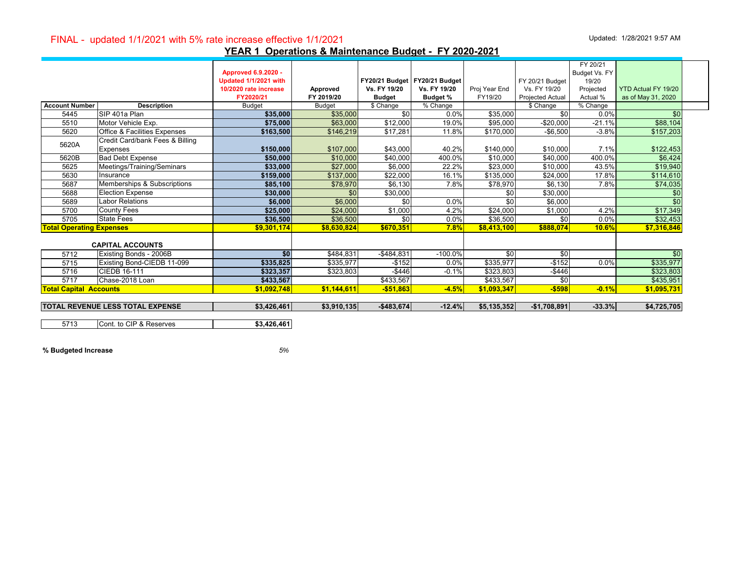FINAL - updated 1/1/2021 with 5% rate increase effective 1/1/2021

Updated: 1/28/2021 9:57 AM

## YEAR 1 Operations & Maintenance Budget - FY 2020-2021

| Account Number | Description | Approved 6.9.2020 - Updated 1/1/2021 with 10/2020 rate increase FY2020/21<br>Budget | Approved FY 2019/20<br>Budget | FY20/21 Budget Vs. FY 19/20 Budget<br>$ Change | FY20/21 Budget Vs. FY 19/20 Budget %<br>% Change | Proj Year End FY19/20 | FY 20/21 Budget Vs. FY 19/20 Projected Actual<br>$ Change | FY 20/21 Budget Vs. FY 19/20 Projected Actual %<br>% Change | YTD Actual FY 19/20 as of May 31, 2020 |
|---|---|---|---|---|---|---|---|---|---|
| 5445 | SIP 401a Plan | **$35,000** | $35,000 | $0 | 0.0% | $35,000 | $0 | 0.0% | $0 |
| 5510 | Motor Vehicle Exp. | **$75,000** | $63,000 | $12,000 | 19.0% | $95,000 | -$20,000 | -21.1% | $88,104 |
| 5620 | Office & Facilities Expenses | **$163,500** | $146,219 | $17,281 | 11.8% | $170,000 | -$6,500 | -3.8% | $157,203 |
| 5620A | Credit Card/bank Fees & Billing Expenses | **$150,000** | $107,000 | $43,000 | 40.2% | $140,000 | $10,000 | 7.1% | $122,453 |
| 5620B | Bad Debt Expense | **$50,000** | $10,000 | $40,000 | 400.0% | $10,000 | $40,000 | 400.0% | $6,424 |
| 5625 | Meetings/Training/Seminars | **$33,000** | $27,000 | $6,000 | 22.2% | $23,000 | $10,000 | 43.5% | $19,940 |
| 5630 | Insurance | **$159,000** | $137,000 | $22,000 | 16.1% | $135,000 | $24,000 | 17.8% | $114,610 |
| 5687 | Memberships & Subscriptions | **$85,100** | $78,970 | $6,130 | 7.8% | $78,970 | $6,130 | 7.8% | $74,035 |
| 5688 | Election Expense | **$30,000** | $0 | $30,000 | | $0 | $30,000 | | $0 |
| 5689 | Labor Relations | **$6,000** | $6,000 | $0 | 0.0% | $0 | $6,000 | | $0 |
| 5700 | County Fees | **$25,000** | $24,000 | $1,000 | 4.2% | $24,000 | $1,000 | 4.2% | $17,349 |
| 5705 | State Fees | **$36,500** | $36,500 | $0 | 0.0% | $36,500 | $0 | 0.0% | $32,453 |
| **Total Operating Expenses** | | **$9,301,174** | **$8,630,824** | **$670,351** | **7.8%** | **$8,413,100** | **$888,074** | **10.6%** | **$7,316,846** |
| | **CAPITAL ACCOUNTS** | | | | | | | | |
| 5712 | Existing Bonds - 2006B | **$0** | $484,831 | -$484,831 | -100.0% | $0 | $0 | | $0 |
| 5715 | Existing Bond-CIEDB 11-099 | **$335,825** | $335,977 | -$152 | 0.0% | $335,977 | -$152 | 0.0% | $335,977 |
| 5716 | CIEDB 16-111 | **$323,357** | $323,803 | -$446 | -0.1% | $323,803 | -$446 | | $323,803 |
| 5717 | Chase-2018 Loan | **$433,567** | | $433,567 | | $433,567 | $0 | | $435,951 |
| **Total Capital Accounts** | | **$1,092,748** | **$1,144,611** | **-$51,863** | **-4.5%** | **$1,093,347** | **-$598** | **-0.1%** | **$1,095,731** |
| **TOTAL REVENUE LESS TOTAL EXPENSE** | | **$3,426,461** | **$3,910,135** | **-$483,674** | **-12.4%** | **$5,135,352** | **-$1,708,891** | **-33.3%** | **$4,725,705** |

| | | |
|---|---|---|
| 5713 | Cont. to CIP & Reserves | **$3,426,461** |

**% Budgeted Increase** *5%*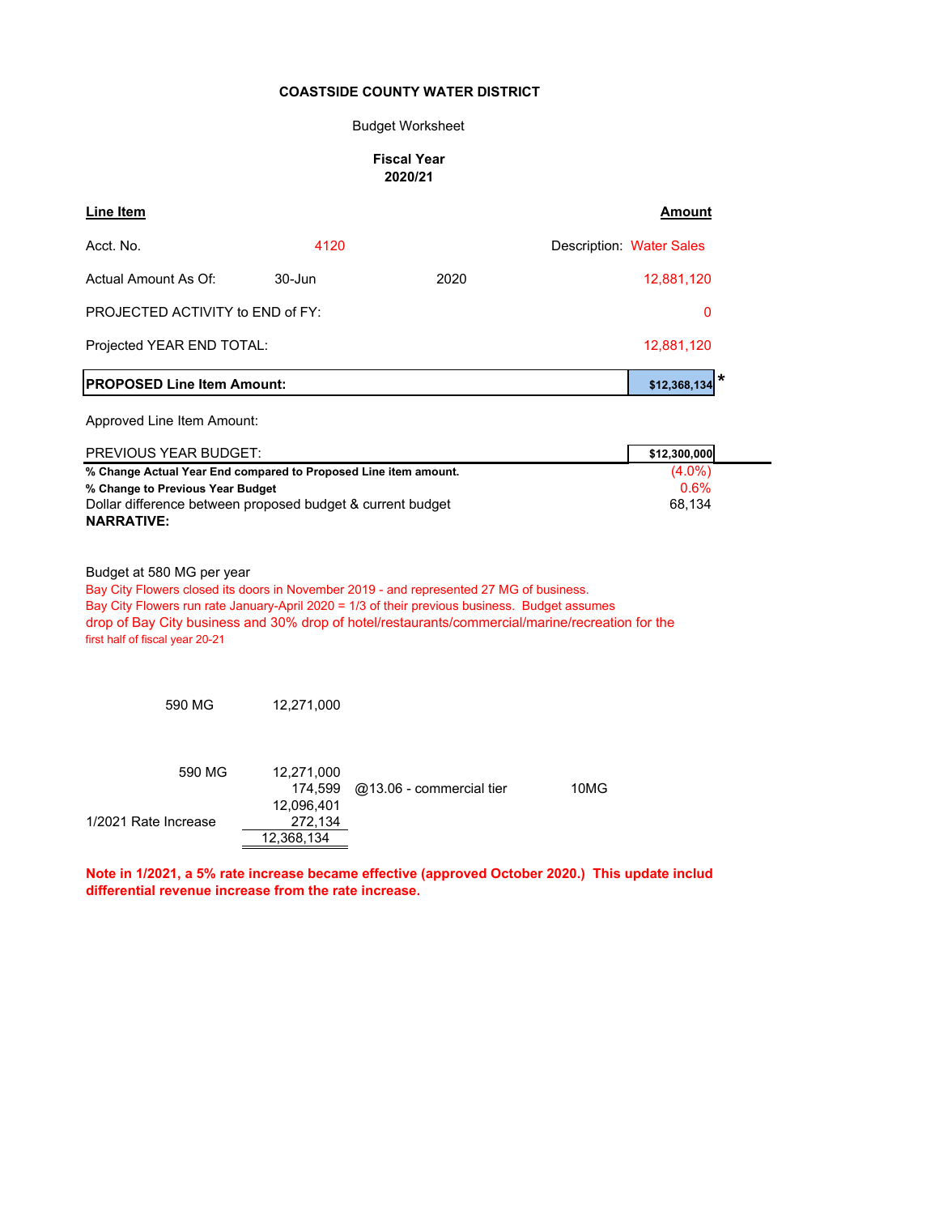**COASTSIDE COUNTY WATER DISTRICT**

Budget Worksheet

**Fiscal Year**
**2020/21**

| **Line Item** | | | **Amount** |
|---|---|---|---|
| Acct. No. | 4120 | Description: | Water Sales |
| Actual Amount As Of: | 30-Jun | 2020 | 12,881,120 |
| PROJECTED ACTIVITY to END of FY: | | | 0 |
| Projected YEAR END TOTAL: | | | 12,881,120 |
| **PROPOSED Line Item Amount:** | | | **$12,368,134** * |
| Approved Line Item Amount: | | | |
| PREVIOUS YEAR BUDGET: | | | **$12,300,000** |
| **% Change Actual Year End compared to Proposed Line item amount.** | | | (4.0%) |
| **% Change to Previous Year Budget** | | | 0.6% |
| Dollar difference between proposed budget & current budget | | | 68,134 |

**NARRATIVE:**

Budget at 580 MG per year
Bay City Flowers closed its doors in November 2019 - and represented 27 MG of business.
Bay City Flowers run rate January-April 2020 = 1/3 of their previous business. Budget assumes drop of Bay City business and 30% drop of hotel/restaurants/commercial/marine/recreation for the first half of fiscal year 20-21

| | | | |
|---|---|---|---|
| 590 MG | 12,271,000 | | |

| | | | |
|---|---|---|---|
| 590 MG | 12,271,000 | | |
| | 174,599 | @13.06 - commercial tier | 10MG |
| | 12,096,401 | | |
| 1/2021 Rate Increase | 272,134 | | |
| | 12,368,134 | | |

**Note in 1/2021, a 5% rate increase became effective (approved October 2020.) This update includ differential revenue increase from the rate increase.**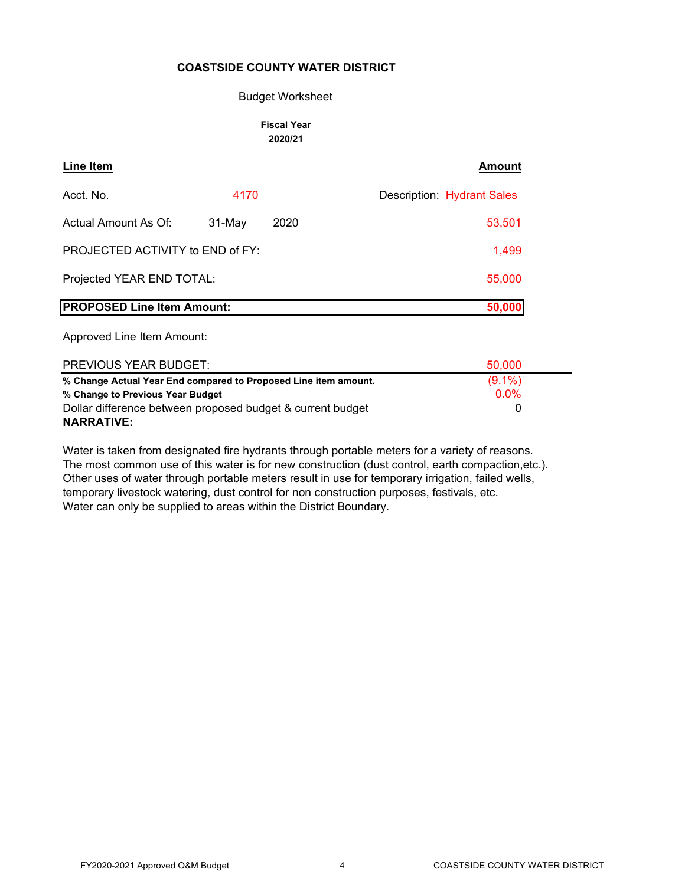**COASTSIDE COUNTY WATER DISTRICT**

Budget Worksheet

**Fiscal Year**
**2020/21**

| **Line Item** | | | **Amount** |
|---|---|---|---|
| Acct. No. | 4170 | | Description: Hydrant Sales |
| Actual Amount As Of: | 31-May | 2020 | 53,501 |
| PROJECTED ACTIVITY to END of FY: | | | 1,499 |
| Projected YEAR END TOTAL: | | | 55,000 |
| **PROPOSED Line Item Amount:** | | | **50,000** |
| Approved Line Item Amount: | | | |
| PREVIOUS YEAR BUDGET: | | | 50,000 |
| **% Change Actual Year End compared to Proposed Line item amount.** | | | (9.1%) |
| **% Change to Previous Year Budget** | | | 0.0% |
| Dollar difference between proposed budget & current budget | | | 0 |

**NARRATIVE:**

Water is taken from designated fire hydrants through portable meters for a variety of reasons. The most common use of this water is for new construction (dust control, earth compaction,etc.). Other uses of water through portable meters result in use for temporary irrigation, failed wells, temporary livestock watering, dust control for non construction purposes, festivals, etc. Water can only be supplied to areas within the District Boundary.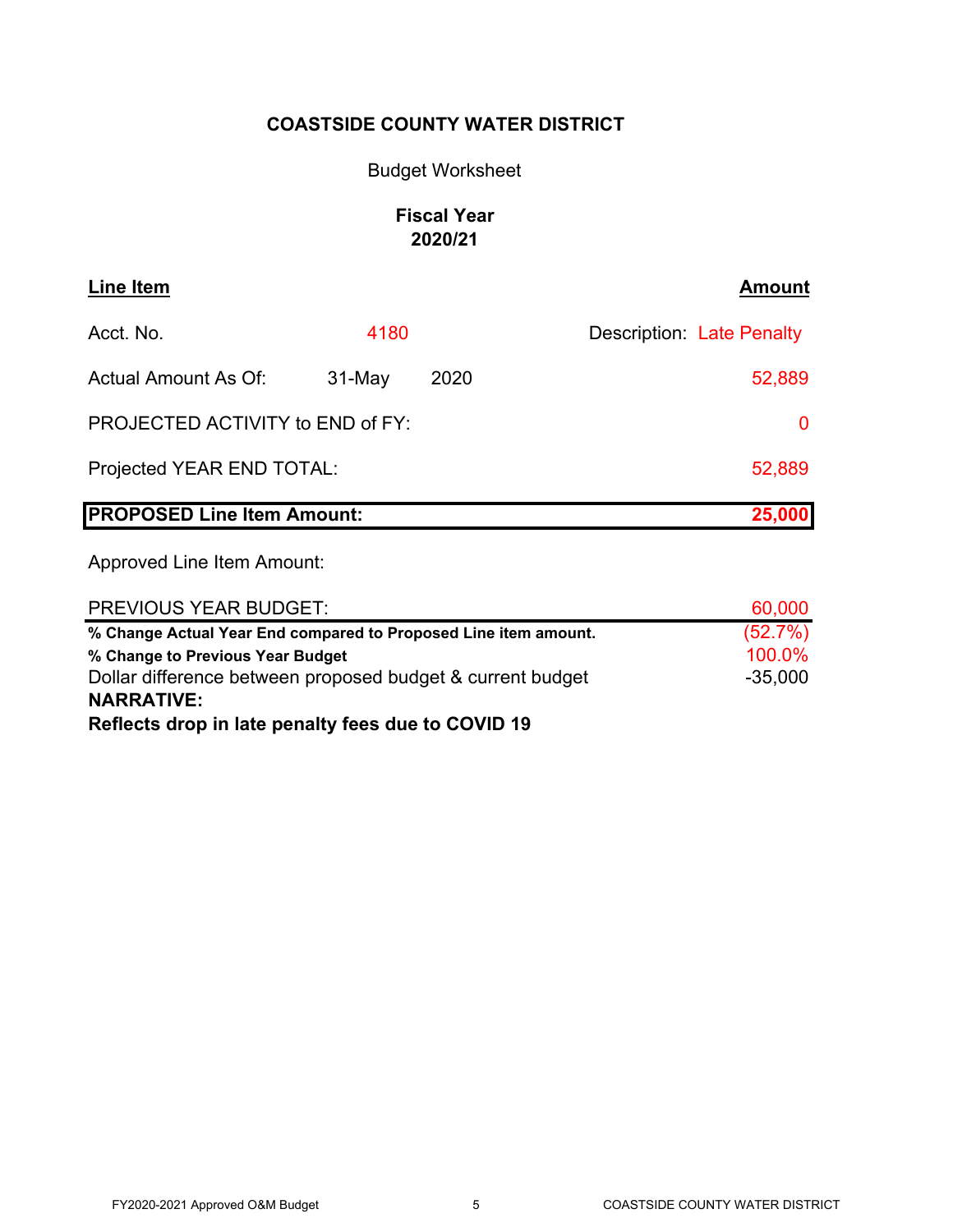**COASTSIDE COUNTY WATER DISTRICT**

Budget Worksheet

**Fiscal Year 2020/21**

| **Line Item** | | | | **Amount** |
|---|---|---|---|---|
| Acct. No. | 4180 | | Description: | Late Penalty |
| Actual Amount As Of: | 31-May | 2020 | | 52,889 |
| PROJECTED ACTIVITY to END of FY: | | | | 0 |
| Projected YEAR END TOTAL: | | | | 52,889 |
| **PROPOSED Line Item Amount:** | | | | **25,000** |
| Approved Line Item Amount: | | | | |
| PREVIOUS YEAR BUDGET: | | | | 60,000 |
| **% Change Actual Year End compared to Proposed Line item amount.** | | | | (52.7%) |
| **% Change to Previous Year Budget** | | | | 100.0% |
| Dollar difference between proposed budget & current budget | | | | -35,000 |

**NARRATIVE:**

**Reflects drop in late penalty fees due to COVID 19**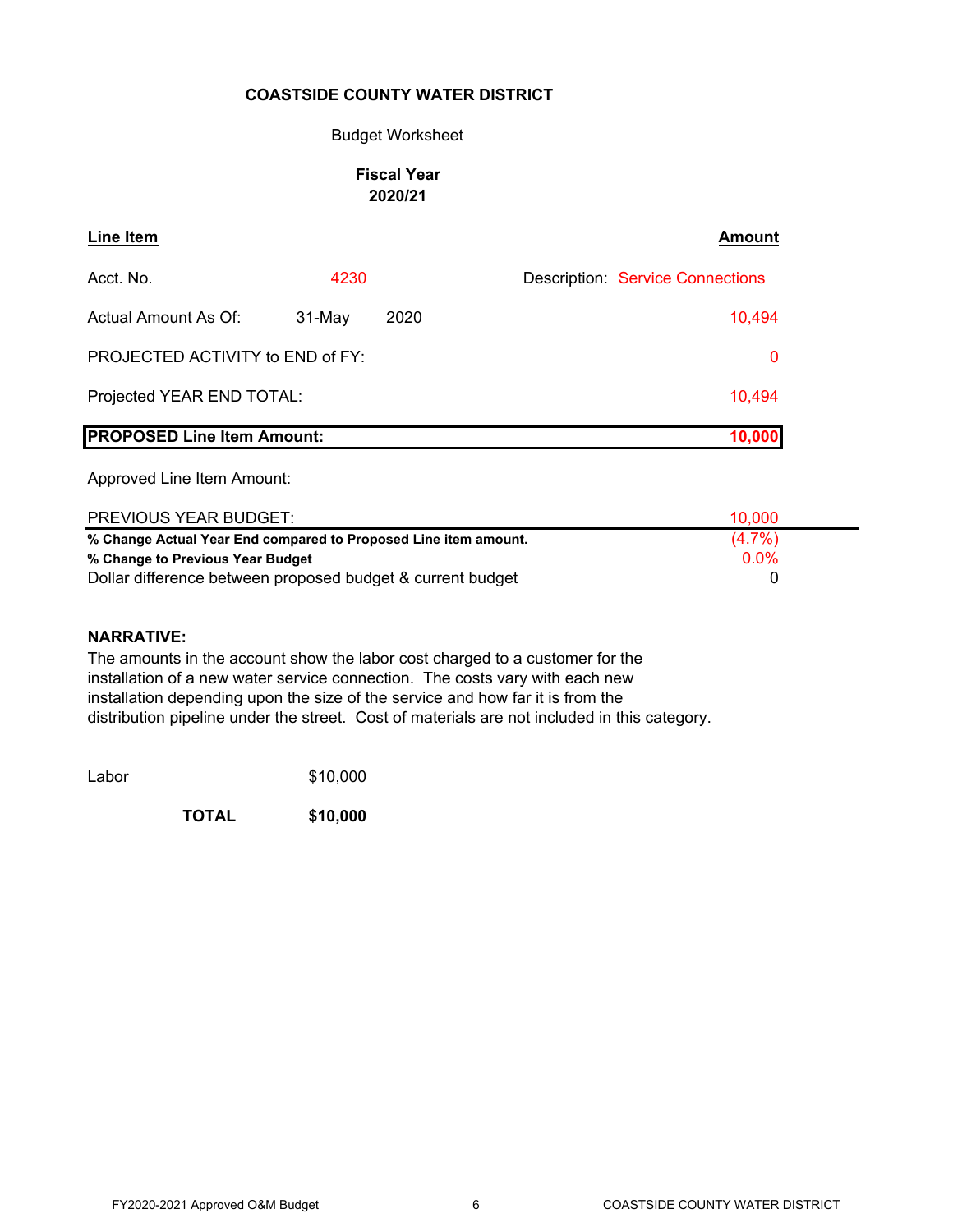**COASTSIDE COUNTY WATER DISTRICT**

Budget Worksheet

**Fiscal Year**
**2020/21**

| **Line Item** | | | | **Amount** |
|---|---|---|---|---|
| Acct. No. | 4230 | | Description: Service Connections | |
| Actual Amount As Of: | 31-May | 2020 | | 10,494 |
| PROJECTED ACTIVITY to END of FY: | | | | 0 |
| Projected YEAR END TOTAL: | | | | 10,494 |
| **PROPOSED Line Item Amount:** | | | | **10,000** |
| Approved Line Item Amount: | | | | |
| PREVIOUS YEAR BUDGET: | | | | 10,000 |
| **% Change Actual Year End compared to Proposed Line item amount.** | | | | (4.7%) |
| **% Change to Previous Year Budget** | | | | 0.0% |
| Dollar difference between proposed budget & current budget | | | | 0 |

**NARRATIVE:**

The amounts in the account show the labor cost charged to a customer for the installation of a new water service connection. The costs vary with each new installation depending upon the size of the service and how far it is from the distribution pipeline under the street. Cost of materials are not included in this category.

| | |
|---|---|
| Labor | $10,000 |
| **TOTAL** | **$10,000** |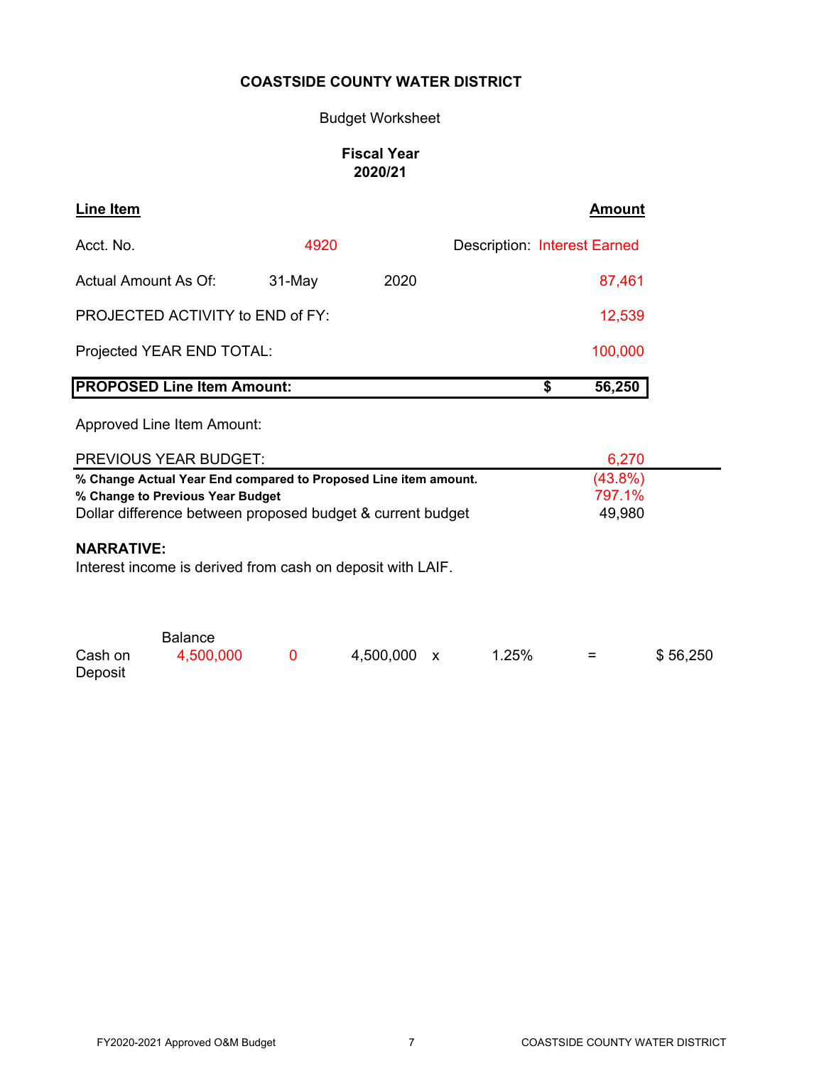**COASTSIDE COUNTY WATER DISTRICT**

Budget Worksheet

**Fiscal Year 2020/21**

| **Line Item** | | | **Amount** |
|---|---|---|---|
| Acct. No. | 4920 | Description: | Interest Earned |
| Actual Amount As Of: | 31-May | 2020 | 87,461 |
| PROJECTED ACTIVITY to END of FY: | | | 12,539 |
| Projected YEAR END TOTAL: | | | 100,000 |
| **PROPOSED Line Item Amount:** | | | **$ 56,250** |
| Approved Line Item Amount: | | | |
| PREVIOUS YEAR BUDGET: | | | 6,270 |
| **% Change Actual Year End compared to Proposed Line item amount.** | | | (43.8%) |
| **% Change to Previous Year Budget** | | | 797.1% |
| Dollar difference between proposed budget & current budget | | | 49,980 |

**NARRATIVE:**

Interest income is derived from cash on deposit with LAIF.

| | Balance | | | | | | |
|---|---|---|---|---|---|---|---|
| Cash on Deposit | 4,500,000 | 0 | 4,500,000 | x | 1.25% | = | $ 56,250 |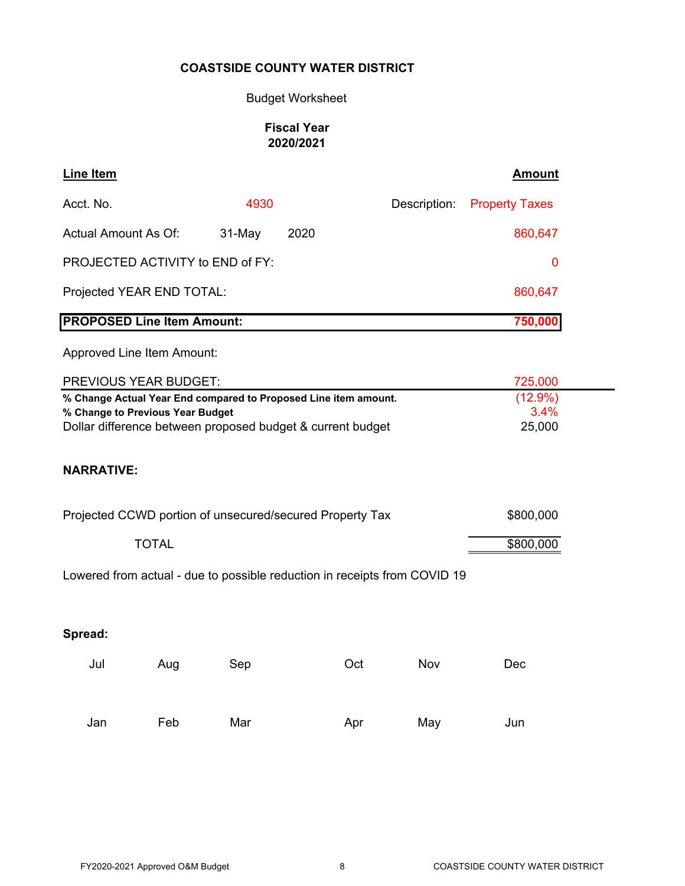**COASTSIDE COUNTY WATER DISTRICT**

Budget Worksheet

**Fiscal Year**
**2020/2021**

| **Line Item** | | | | **Amount** |
|---|---|---|---|---|
| Acct. No. | 4930 | | Description: | Property Taxes |
| Actual Amount As Of: | 31-May | 2020 | | 860,647 |
| PROJECTED ACTIVITY to END of FY: | | | | 0 |
| Projected YEAR END TOTAL: | | | | 860,647 |
| **PROPOSED Line Item Amount:** | | | | **750,000** |
| Approved Line Item Amount: | | | | |
| PREVIOUS YEAR BUDGET: | | | | 725,000 |
| **% Change Actual Year End compared to Proposed Line item amount.** | | | | (12.9%) |
| **% Change to Previous Year Budget** | | | | 3.4% |
| Dollar difference between proposed budget & current budget | | | | 25,000 |

**NARRATIVE:**

| | |
|---|---|
| Projected CCWD portion of unsecured/secured Property Tax | $800,000 |
| TOTAL | $800,000 |

Lowered from actual - due to possible reduction in receipts from COVID 19

**Spread:**

| Jul | Aug | Sep | Oct | Nov | Dec |
|---|---|---|---|---|---|
| | | | | | |

| Jan | Feb | Mar | Apr | May | Jun |
|---|---|---|---|---|---|
| | | | | | |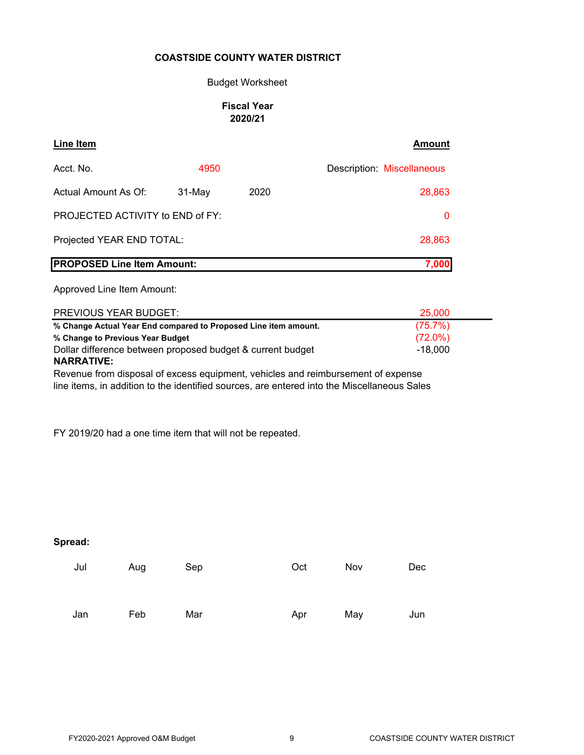**COASTSIDE COUNTY WATER DISTRICT**

Budget Worksheet

**Fiscal Year 2020/21**

| **Line Item** | | | **Amount** |
|---|---|---|---|
| Acct. No. | 4950 | | Description: Miscellaneous |
| Actual Amount As Of: | 31-May | 2020 | 28,863 |
| PROJECTED ACTIVITY to END of FY: | | | 0 |
| Projected YEAR END TOTAL: | | | 28,863 |
| **PROPOSED Line Item Amount:** | | | **7,000** |
| Approved Line Item Amount: | | | |
| PREVIOUS YEAR BUDGET: | | | 25,000 |
| **% Change Actual Year End compared to Proposed Line item amount.** | | | (75.7%) |
| **% Change to Previous Year Budget** | | | (72.0%) |
| Dollar difference between proposed budget & current budget | | | -18,000 |

**NARRATIVE:**

Revenue from disposal of excess equipment, vehicles and reimbursement of expense line items, in addition to the identified sources, are entered into the Miscellaneous Sales

FY 2019/20 had a one time item that will not be repeated.

**Spread:**

| Jul | Aug | Sep | Oct | Nov | Dec |
|---|---|---|---|---|---|
| | | | | | |

| Jan | Feb | Mar | Apr | May | Jun |
|---|---|---|---|---|---|
| | | | | | |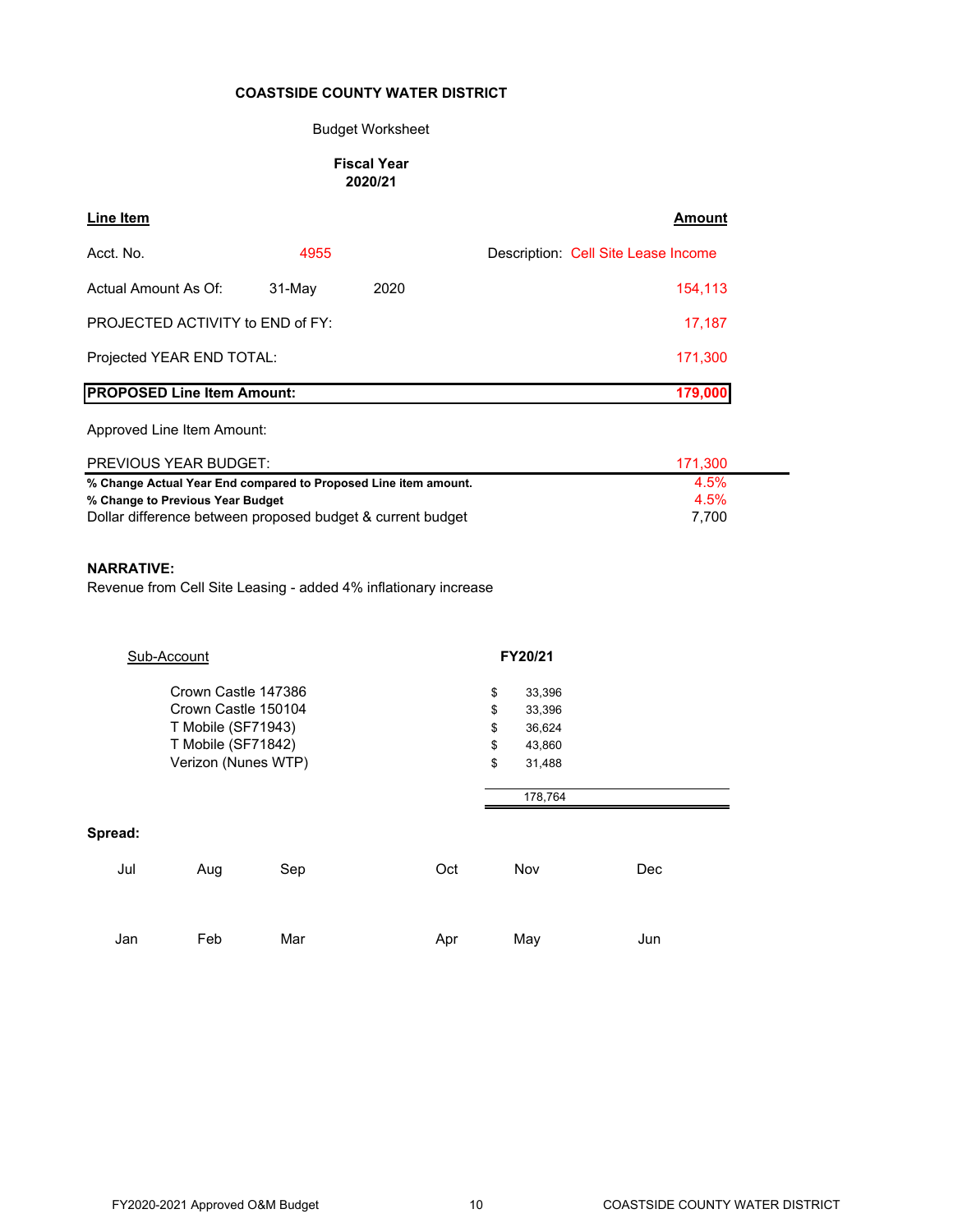**COASTSIDE COUNTY WATER DISTRICT**

Budget Worksheet

**Fiscal Year 2020/21**

| **Line Item** | | | **Amount** |
|---|---|---|---|
| Acct. No. | 4955 | Description: Cell Site Lease Income | |
| Actual Amount As Of: | 31-May | 2020 | 154,113 |
| PROJECTED ACTIVITY to END of FY: | | | 17,187 |
| Projected YEAR END TOTAL: | | | 171,300 |
| **PROPOSED Line Item Amount:** | | | **179,000** |
| Approved Line Item Amount: | | | |
| PREVIOUS YEAR BUDGET: | | | 171,300 |
| **% Change Actual Year End compared to Proposed Line item amount.** | | | 4.5% |
| **% Change to Previous Year Budget** | | | 4.5% |
| Dollar difference between proposed budget & current budget | | | 7,700 |

**NARRATIVE:**

Revenue from Cell Site Leasing - added 4% inflationary increase

| Sub-Account | FY20/21 |
|---|---|
| Crown Castle 147386 | $ 33,396 |
| Crown Castle 150104 | $ 33,396 |
| T Mobile (SF71943) | $ 36,624 |
| T Mobile (SF71842) | $ 43,860 |
| Verizon (Nunes WTP) | $ 31,488 |
| | 178,764 |

**Spread:**

| Jul | Aug | Sep | Oct | Nov | Dec |
|---|---|---|---|---|---|
| | | | | | |

| Jan | Feb | Mar | Apr | May | Jun |
|---|---|---|---|---|---|
| | | | | | |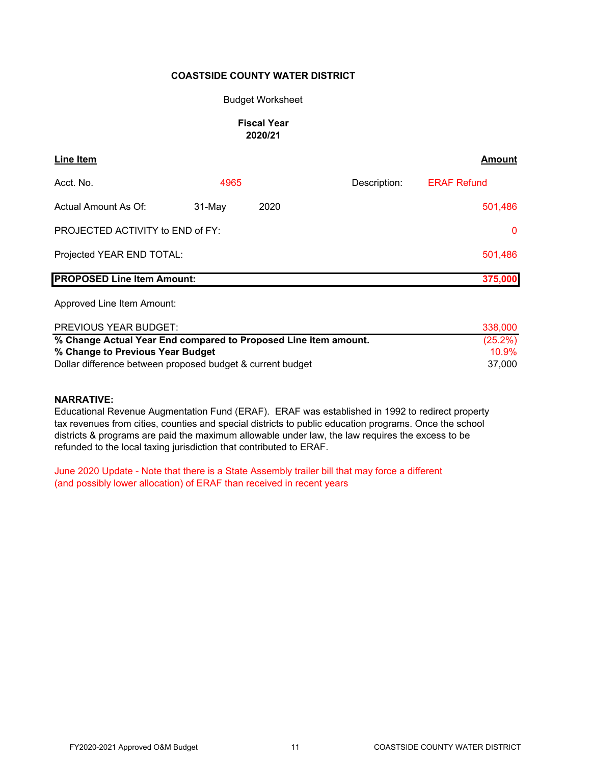**COASTSIDE COUNTY WATER DISTRICT**

Budget Worksheet

**Fiscal Year**
**2020/21**

| **Line Item** | | | | **Amount** |
|---|---|---|---|---|
| Acct. No. | 4965 | | Description: | ERAF Refund |
| Actual Amount As Of: | 31-May | 2020 | | 501,486 |
| PROJECTED ACTIVITY to END of FY: | | | | 0 |
| Projected YEAR END TOTAL: | | | | 501,486 |
| **PROPOSED Line Item Amount:** | | | | **375,000** |
| Approved Line Item Amount: | | | | |
| PREVIOUS YEAR BUDGET: | | | | 338,000 |
| **% Change Actual Year End compared to Proposed Line item amount.** | | | | (25.2%) |
| **% Change to Previous Year Budget** | | | | 10.9% |
| Dollar difference between proposed budget & current budget | | | | 37,000 |

**NARRATIVE:**
Educational Revenue Augmentation Fund (ERAF). ERAF was established in 1992 to redirect property tax revenues from cities, counties and special districts to public education programs. Once the school districts & programs are paid the maximum allowable under law, the law requires the excess to be refunded to the local taxing jurisdiction that contributed to ERAF.

June 2020 Update - Note that there is a State Assembly trailer bill that may force a different (and possibly lower allocation) of ERAF than received in recent years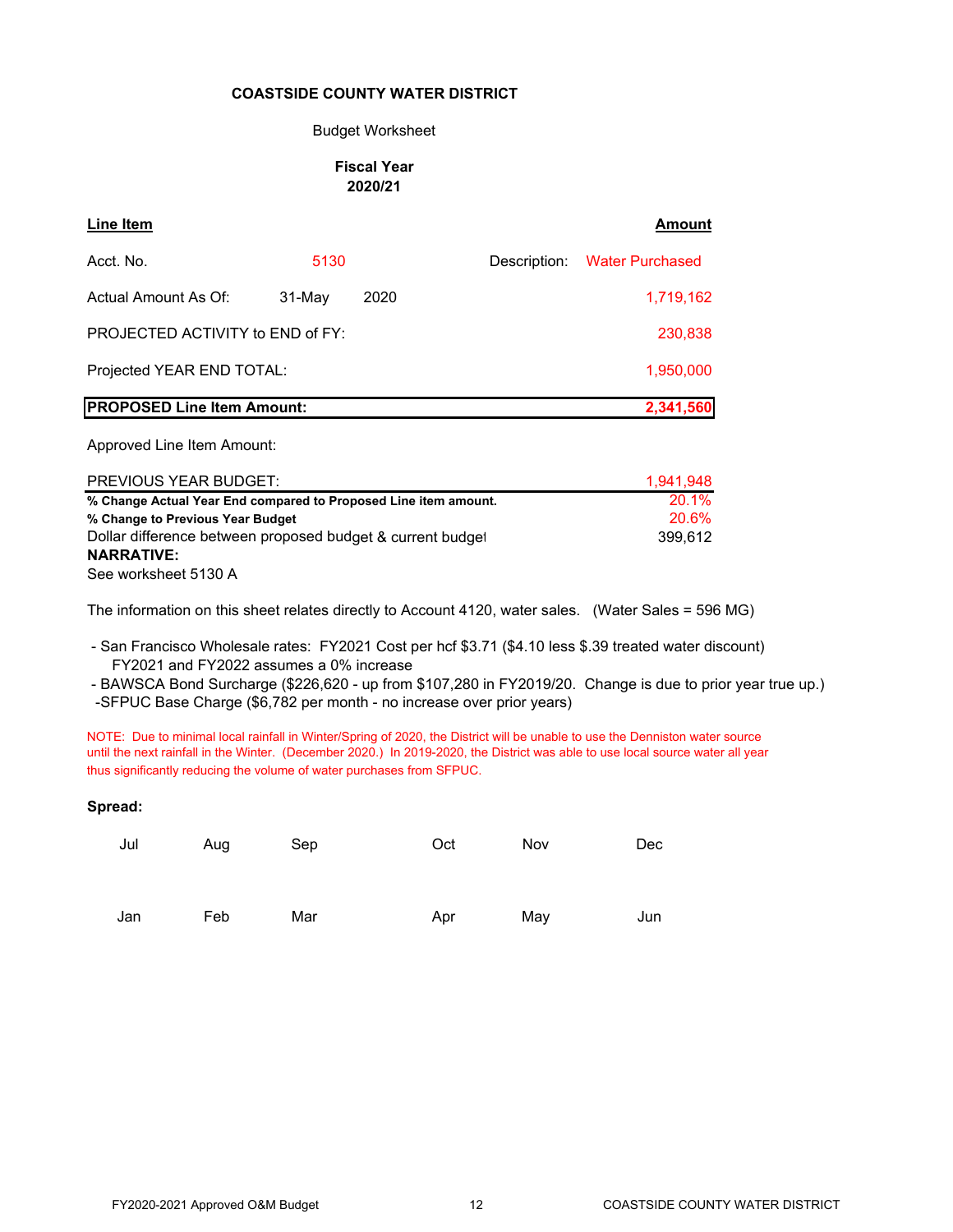**COASTSIDE COUNTY WATER DISTRICT**

Budget Worksheet

**Fiscal Year 2020/21**

| **Line Item** | | | | **Amount** |
|---|---|---|---|---|
| Acct. No. | 5130 | | Description: | Water Purchased |
| Actual Amount As Of: | 31-May | 2020 | | 1,719,162 |
| PROJECTED ACTIVITY to END of FY: | | | | 230,838 |
| Projected YEAR END TOTAL: | | | | 1,950,000 |
| **PROPOSED Line Item Amount:** | | | | **2,341,560** |
| Approved Line Item Amount: | | | | |
| PREVIOUS YEAR BUDGET: | | | | 1,941,948 |
| **% Change Actual Year End compared to Proposed Line item amount.** | | | | 20.1% |
| **% Change to Previous Year Budget** | | | | 20.6% |
| Dollar difference between proposed budget & current budget | | | | 399,612 |

**NARRATIVE:**

See worksheet 5130 A

The information on this sheet relates directly to Account 4120, water sales. (Water Sales = 596 MG)

- San Francisco Wholesale rates: FY2021 Cost per hcf $3.71 ($4.10 less $.39 treated water discount)
  FY2021 and FY2022 assumes a 0% increase
- BAWSCA Bond Surcharge ($226,620 - up from $107,280 in FY2019/20. Change is due to prior year true up.)
- SFPUC Base Charge ($6,782 per month - no increase over prior years)

NOTE: Due to minimal local rainfall in Winter/Spring of 2020, the District will be unable to use the Denniston water source until the next rainfall in the Winter. (December 2020.) In 2019-2020, the District was able to use local source water all year thus significantly reducing the volume of water purchases from SFPUC.

**Spread:**

| Jul | Aug | Sep | Oct | Nov | Dec |
|---|---|---|---|---|---|
| | | | | | |
| Jan | Feb | Mar | Apr | May | Jun |
| | | | | | |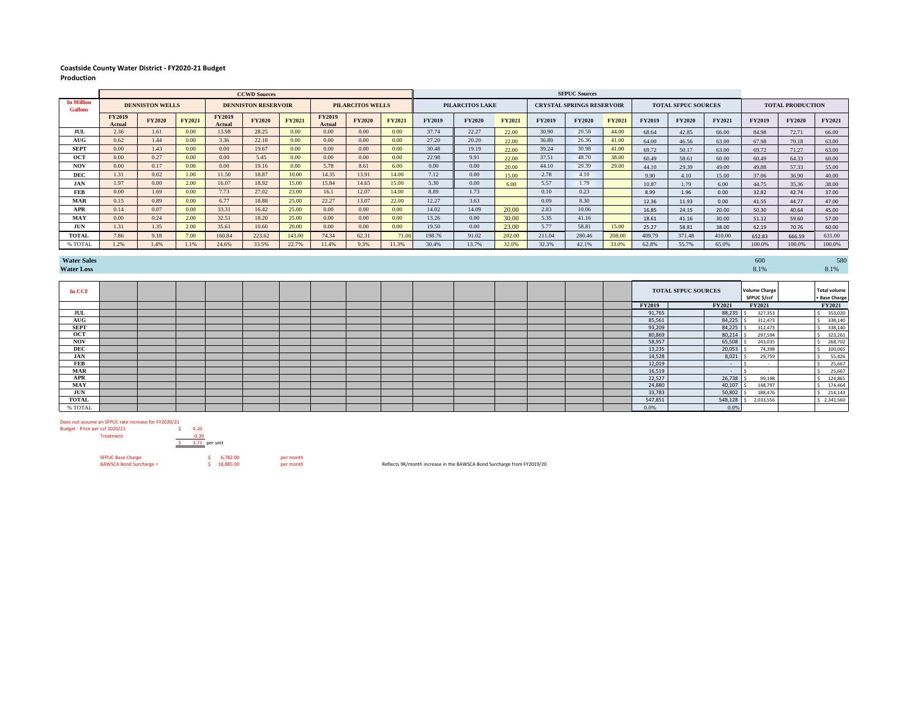**Coastside County Water District - FY2020-21 Budget**
**Production**

| In Million Gallons | CCWD Sources | | | | | | | | | SFPUC Sources | | | | | | | | | | | |
|---|---|---|---|---|---|---|---|---|---|---|---|---|---|---|---|---|---|---|---|---|---|
| | DENNISTON WELLS | | | DENNISTON RESERVOIR | | | PILARCITOS WELLS | | | PILARCITOS LAKE | | | CRYSTAL SPRINGS RESERVOIR | | | TOTAL SFPUC SOURCES | | | TOTAL PRODUCTION | | |
| | FY2019 Actual | FY2020 | FY2021 | FY2019 Actual | FY2020 | FY2021 | FY2019 Actual | FY2020 | FY2021 | FY2019 | FY2020 | FY2021 | FY2019 | FY2020 | FY2021 | FY2019 | FY2020 | FY2021 | FY2019 | FY2020 | FY2021 |
| JUL | 2.36 | 1.61 | 0.00 | 13.98 | 28.25 | 0.00 | 0.00 | 0.00 | 0.00 | 37.74 | 22.27 | 22.00 | 30.90 | 20.58 | 44.00 | 68.64 | 42.85 | 66.00 | 84.98 | 72.71 | 66.00 |
| AUG | 0.62 | 1.44 | 0.00 | 3.36 | 22.18 | 0.00 | 0.00 | 0.00 | 0.00 | 27.20 | 20.20 | 22.00 | 36.80 | 26.36 | 41.00 | 64.00 | 46.56 | 63.00 | 67.98 | 70.18 | 63.00 |
| SEPT | 0.00 | 1.43 | 0.00 | 0.00 | 19.67 | 0.00 | 0.00 | 0.00 | 0.00 | 30.48 | 19.19 | 22.00 | 39.24 | 30.98 | 41.00 | 69.72 | 50.17 | 63.00 | 69.72 | 71.27 | 63.00 |
| OCT | 0.00 | 0.27 | 0.00 | 0.00 | 5.45 | 0.00 | 0.00 | 0.00 | 0.00 | 22.98 | 9.91 | 22.00 | 37.51 | 48.70 | 38.00 | 60.49 | 58.61 | 60.00 | 60.49 | 64.33 | 60.00 |
| NOV | 0.00 | 0.17 | 0.00 | 0.00 | 19.16 | 0.00 | 5.78 | 8.61 | 6.00 | 0.00 | 0.00 | 20.00 | 44.10 | 29.39 | 29.00 | 44.10 | 29.39 | 49.00 | 49.88 | 57.33 | 55.00 |
| DEC | 1.31 | 0.02 | 1.00 | 11.50 | 18.87 | 10.00 | 14.35 | 13.91 | 14.00 | 7.12 | 0.00 | 15.00 | 2.78 | 4.10 | | 9.90 | 4.10 | 15.00 | 37.06 | 36.90 | 40.00 |
| JAN | 1.97 | 0.00 | 2.00 | 16.07 | 18.92 | 15.00 | 15.84 | 14.65 | 15.00 | 5.30 | 0.00 | 6.00 | 5.57 | 1.79 | | 10.87 | 1.79 | 6.00 | 44.75 | 35.36 | 38.00 |
| FEB | 0.00 | 1.69 | 0.00 | 7.73 | 27.02 | 23.00 | 16.1 | 12.07 | 14.00 | 8.89 | 1.73 | | 0.10 | 0.23 | | 8.99 | 1.96 | 0.00 | 32.82 | 42.74 | 37.00 |
| MAR | 0.15 | 0.89 | 0.00 | 6.77 | 18.88 | 25.00 | 22.27 | 13.07 | 22.00 | 12.27 | 3.63 | | 0.09 | 8.30 | | 12.36 | 11.93 | 0.00 | 41.55 | 44.77 | 47.00 |
| APR | 0.14 | 0.07 | 0.00 | 33.31 | 16.42 | 25.00 | 0.00 | 0.00 | 0.00 | 14.02 | 14.09 | 20.00 | 2.83 | 10.06 | | 16.85 | 24.15 | 20.00 | 50.30 | 40.64 | 45.00 |
| MAY | 0.00 | 0.24 | 2.00 | 32.51 | 18.20 | 25.00 | 0.00 | 0.00 | 0.00 | 13.26 | 0.00 | 30.00 | 5.35 | 41.16 | | 18.61 | 41.16 | 30.00 | 51.12 | 59.60 | 57.00 |
| JUN | 1.31 | 1.35 | 2.00 | 35.61 | 10.60 | 20.00 | 0.00 | 0.00 | 0.00 | 19.50 | 0.00 | 23.00 | 5.77 | 58.81 | 15.00 | 25.27 | 58.81 | 38.00 | 62.19 | 70.76 | 60.00 |
| TOTAL | 7.86 | 9.18 | 7.00 | 160.84 | 223.62 | 143.00 | 74.34 | 62.31 | 71.00 | 198.76 | 91.02 | 202.00 | 211.04 | 280.46 | 208.00 | 409.79 | 371.48 | 410.00 | 652.83 | 666.59 | 631.00 |
| % TOTAL | 1.2% | 1.4% | 1.1% | 24.6% | 33.5% | 22.7% | 11.4% | 9.3% | 11.3% | 30.4% | 13.7% | 32.0% | 32.3% | 42.1% | 33.0% | 62.8% | 55.7% | 65.0% | 100.0% | 100.0% | 100.0% |

| | FY2020 | FY2021 |
|---|---|---|
| Water Sales | 600 | 580 |
| Water Loss | 8.1% | 8.1% |

| In CCF | TOTAL SFPUC SOURCES | | Volume Charge SFPUC $/ccf | Total volume + Base Charge |
|---|---|---|---|---|
| | FY2019 | FY2021 | FY2021 | FY2021 |
| JUL | 91,765 | 88,235 | $ 327,353 | $ 353,020 |
| AUG | 85,561 | 84,225 | $ 312,473 | $ 338,140 |
| SEPT | 93,209 | 84,225 | $ 312,473 | $ 338,140 |
| OCT | 80,869 | 80,214 | $ 297,594 | $ 323,261 |
| NOV | 58,957 | 65,508 | $ 243,035 | $ 268,702 |
| DEC | 13,235 | 20,053 | $ 74,398 | $ 100,065 |
| JAN | 14,528 | 8,021 | $ 29,759 | $ 55,426 |
| FEB | 12,019 | - | $ - | $ 25,667 |
| MAR | 16,519 | - | $ - | $ 25,667 |
| APR | 22,527 | 26,738 | $ 99,198 | $ 124,865 |
| MAY | 24,880 | 40,107 | $ 148,797 | $ 174,464 |
| JUN | 33,783 | 50,802 | $ 188,476 | $ 214,143 |
| TOTAL | 547,851 | 548,128 | $ 2,033,556 | $ 2,341,560 |
| % TOTAL | 0.0% | 0.0% | | |

Does not assume an SFPUC rate increase for FY2020/21

| | | |
|---|---|---|
| Budget - Price per ccf 2020/21 | $ 4.10 | |
| Treatment | -0.39 | |
| | $ 3.71 | per unit |

| | | |
|---|---|---|
| SFPUC Base Charge | $ 6,782.00 | per month |
| BAWSCA Bond Surcharge = | $ 18,885.00 | per month |

Reflects 9K/month increase in the BAWSCA Bond Surcharge from FY2019/20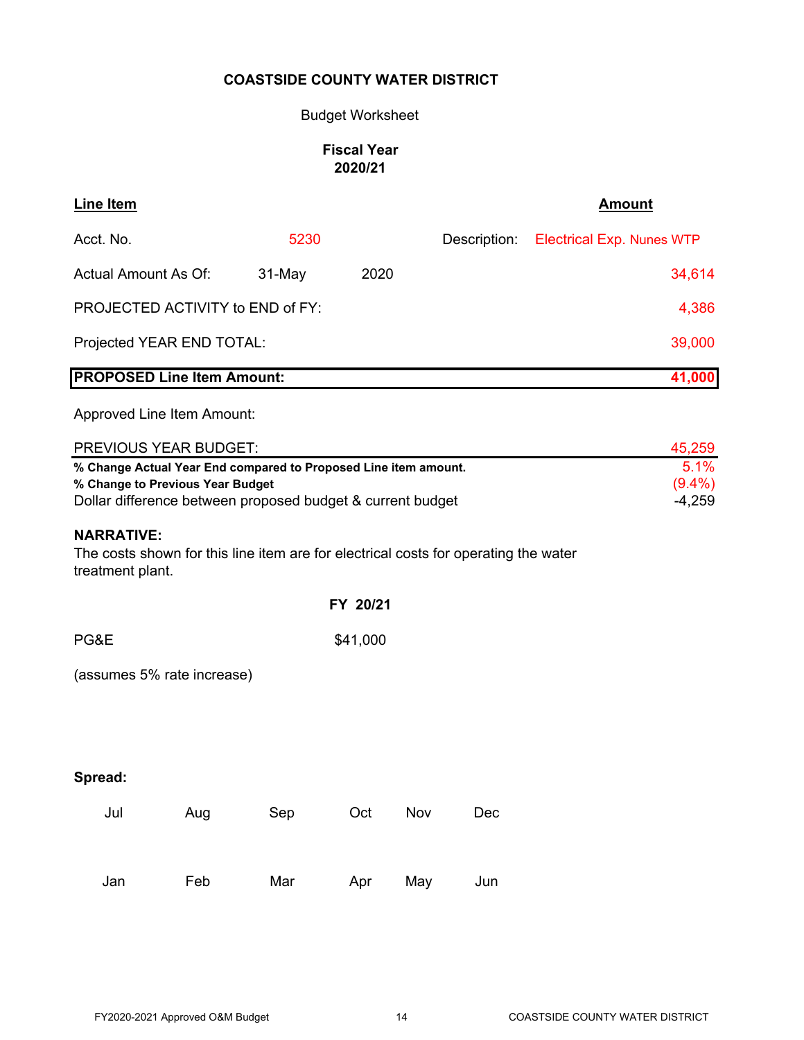**COASTSIDE COUNTY WATER DISTRICT**

Budget Worksheet

**Fiscal Year**
**2020/21**

| **Line Item** | | | | **Amount** |
|---|---|---|---|---|
| Acct. No. | 5230 | | Description: | Electrical Exp. Nunes WTP |
| Actual Amount As Of: | 31-May | 2020 | | 34,614 |
| PROJECTED ACTIVITY to END of FY: | | | | 4,386 |
| Projected YEAR END TOTAL: | | | | 39,000 |
| **PROPOSED Line Item Amount:** | | | | **41,000** |
| Approved Line Item Amount: | | | | |
| PREVIOUS YEAR BUDGET: | | | | 45,259 |
| **% Change Actual Year End compared to Proposed Line item amount.** | | | | 5.1% |
| **% Change to Previous Year Budget** | | | | (9.4%) |
| Dollar difference between proposed budget & current budget | | | | -4,259 |

**NARRATIVE:**
The costs shown for this line item are for electrical costs for operating the water treatment plant.

| | **FY 20/21** |
|---|---|
| PG&E | $41,000 |

(assumes 5% rate increase)

**Spread:**

| Jul | Aug | Sep | Oct | Nov | Dec |
|---|---|---|---|---|---|
| | | | | | |
| **Jan** | **Feb** | **Mar** | **Apr** | **May** | **Jun** |
| | | | | | |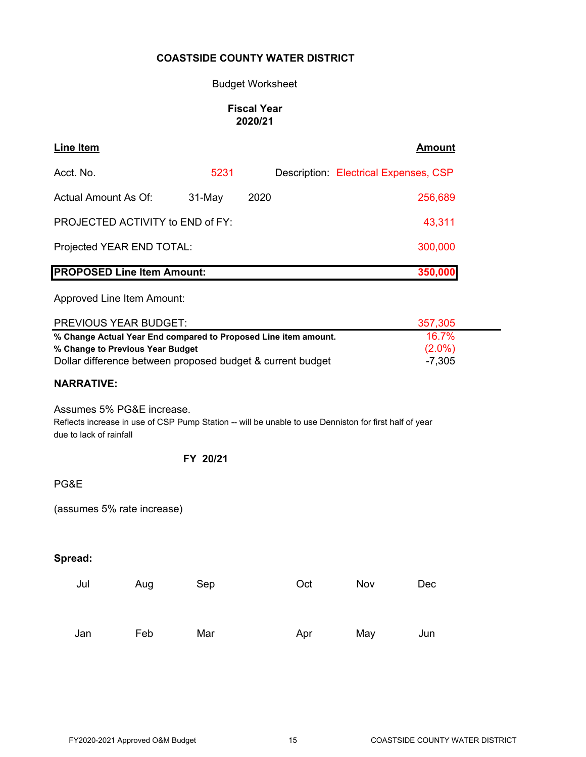**COASTSIDE COUNTY WATER DISTRICT**

Budget Worksheet

**Fiscal Year 2020/21**

| **Line Item** | | | **Amount** |
|---|---|---|---|
| Acct. No. | 5231 | Description: | Electrical Expenses, CSP |
| Actual Amount As Of: | 31-May | 2020 | 256,689 |
| PROJECTED ACTIVITY to END of FY: | | | 43,311 |
| Projected YEAR END TOTAL: | | | 300,000 |
| **PROPOSED Line Item Amount:** | | | **350,000** |
| Approved Line Item Amount: | | | |
| PREVIOUS YEAR BUDGET: | | | 357,305 |
| **% Change Actual Year End compared to Proposed Line item amount.** | | | 16.7% |
| **% Change to Previous Year Budget** | | | (2.0%) |
| Dollar difference between proposed budget & current budget | | | -7,305 |

**NARRATIVE:**

Assumes 5% PG&E increase.
Reflects increase in use of CSP Pump Station -- will be unable to use Denniston for first half of year due to lack of rainfall

**FY 20/21**

PG&E

(assumes 5% rate increase)

**Spread:**

| Jul | Aug | Sep | Oct | Nov | Dec |
|---|---|---|---|---|---|
| | | | | | |

| Jan | Feb | Mar | Apr | May | Jun |
|---|---|---|---|---|---|
| | | | | | |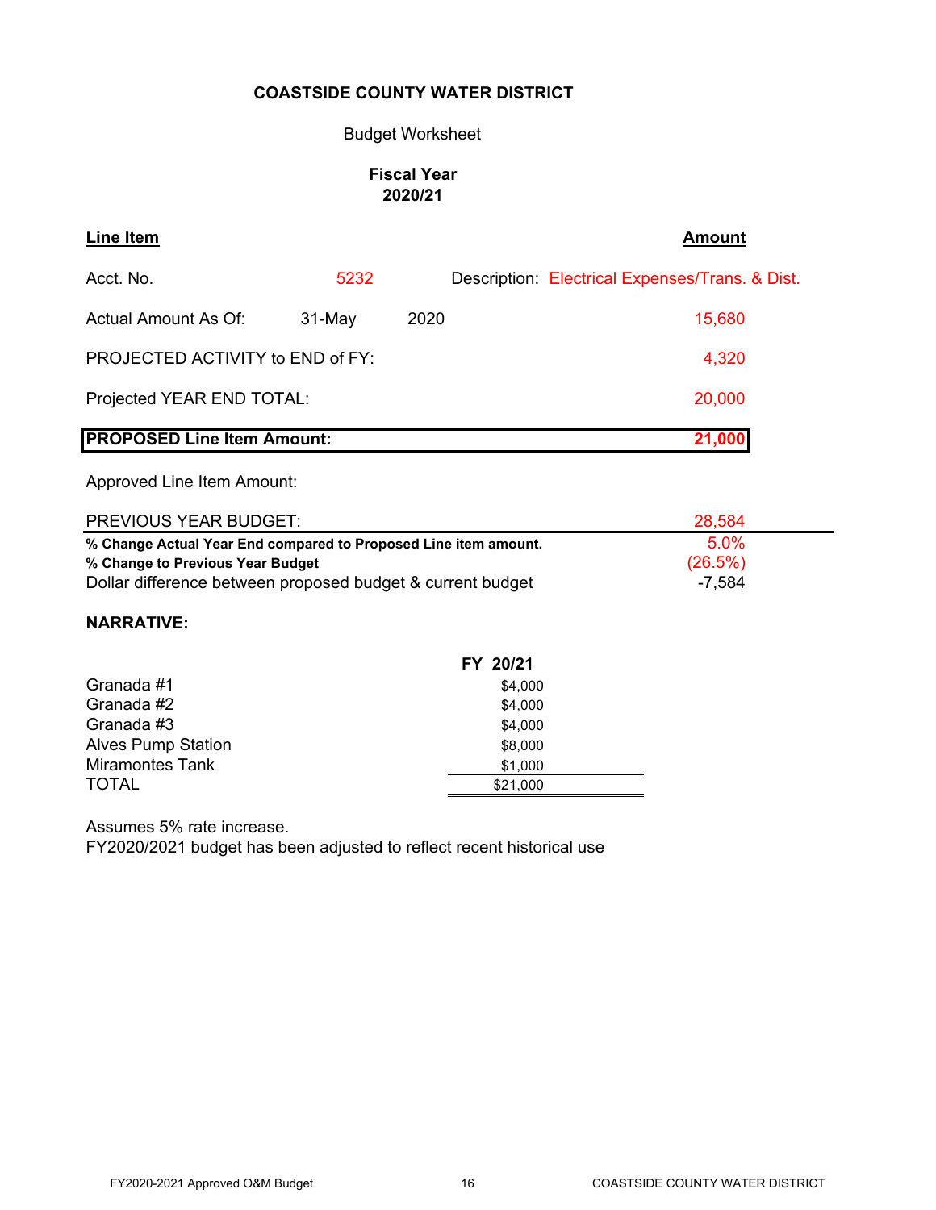**COASTSIDE COUNTY WATER DISTRICT**

Budget Worksheet

**Fiscal Year**
**2020/21**

| **Line Item** | | | **Amount** |
|---|---|---|---|
| Acct. No. | 5232 | Description: | Electrical Expenses/Trans. & Dist. |
| Actual Amount As Of: | 31-May | 2020 | 15,680 |
| PROJECTED ACTIVITY to END of FY: | | | 4,320 |
| Projected YEAR END TOTAL: | | | 20,000 |
| **PROPOSED Line Item Amount:** | | | **21,000** |
| Approved Line Item Amount: | | | |
| PREVIOUS YEAR BUDGET: | | | 28,584 |
| **% Change Actual Year End compared to Proposed Line item amount.** | | | 5.0% |
| **% Change to Previous Year Budget** | | | (26.5%) |
| Dollar difference between proposed budget & current budget | | | -7,584 |

**NARRATIVE:**

| | **FY 20/21** |
|---|---|
| Granada #1 | $4,000 |
| Granada #2 | $4,000 |
| Granada #3 | $4,000 |
| Alves Pump Station | $8,000 |
| Miramontes Tank | $1,000 |
| TOTAL | $21,000 |

Assumes 5% rate increase.
FY2020/2021 budget has been adjusted to reflect recent historical use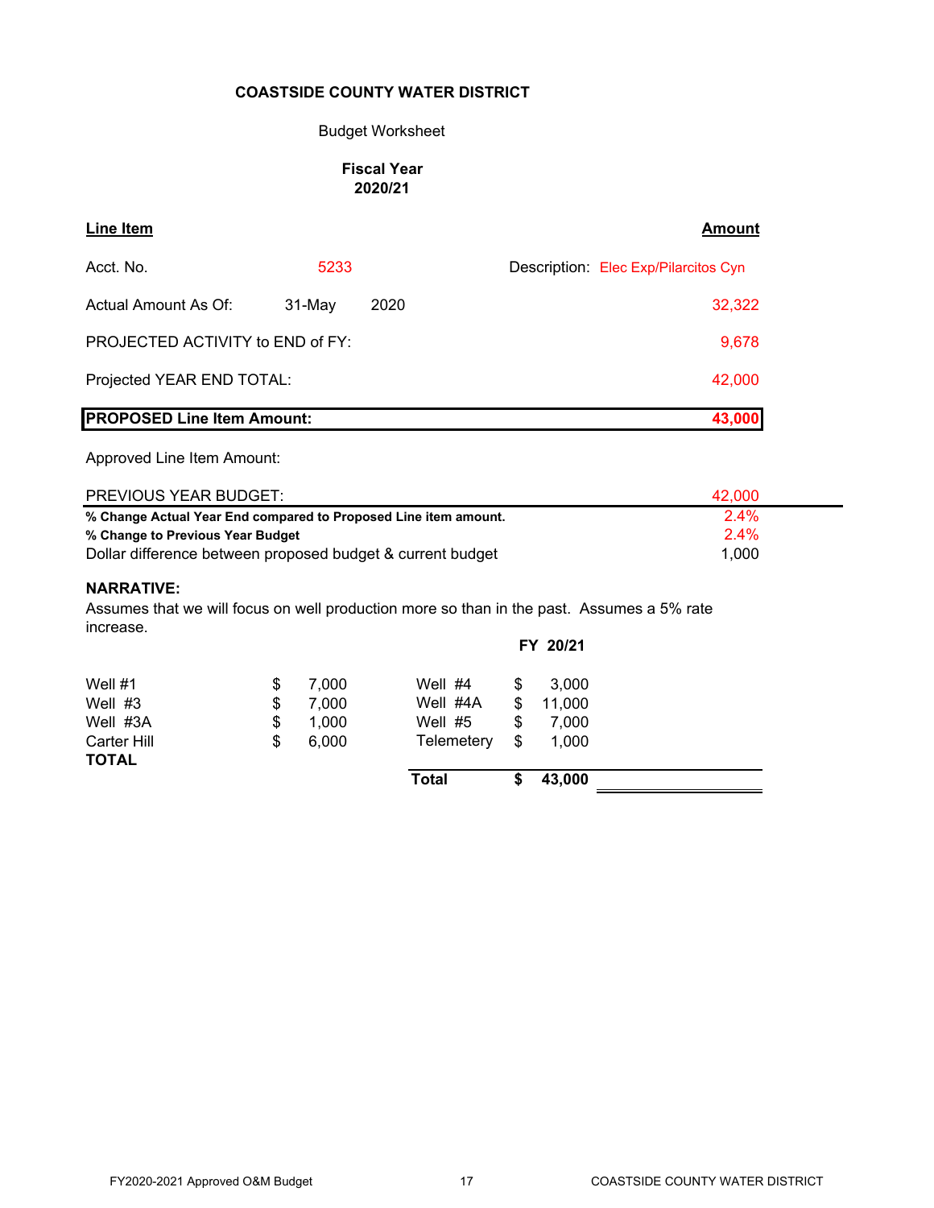**COASTSIDE COUNTY WATER DISTRICT**

Budget Worksheet

**Fiscal Year 2020/21**

| **Line Item** | | | **Amount** |
|---|---|---|---|
| Acct. No. | 5233 | Description: | Elec Exp/Pilarcitos Cyn |
| Actual Amount As Of: | 31-May 2020 | | 32,322 |
| PROJECTED ACTIVITY to END of FY: | | | 9,678 |
| Projected YEAR END TOTAL: | | | 42,000 |
| **PROPOSED Line Item Amount:** | | | **43,000** |
| Approved Line Item Amount: | | | |
| PREVIOUS YEAR BUDGET: | | | 42,000 |
| **% Change Actual Year End compared to Proposed Line item amount.** | | | 2.4% |
| **% Change to Previous Year Budget** | | | 2.4% |
| Dollar difference between proposed budget & current budget | | | 1,000 |

**NARRATIVE:**

Assumes that we will focus on well production more so than in the past. Assumes a 5% rate increase.

**FY 20/21**

| | | | |
|---|---|---|---|
| Well #1 | $ 7,000 | Well #4 | $ 3,000 |
| Well #3 | $ 7,000 | Well #4A | $ 11,000 |
| Well #3A | $ 1,000 | Well #5 | $ 7,000 |
| Carter Hill | $ 6,000 | Telemetry | $ 1,000 |
| **TOTAL** | | **Total** | **$ 43,000** |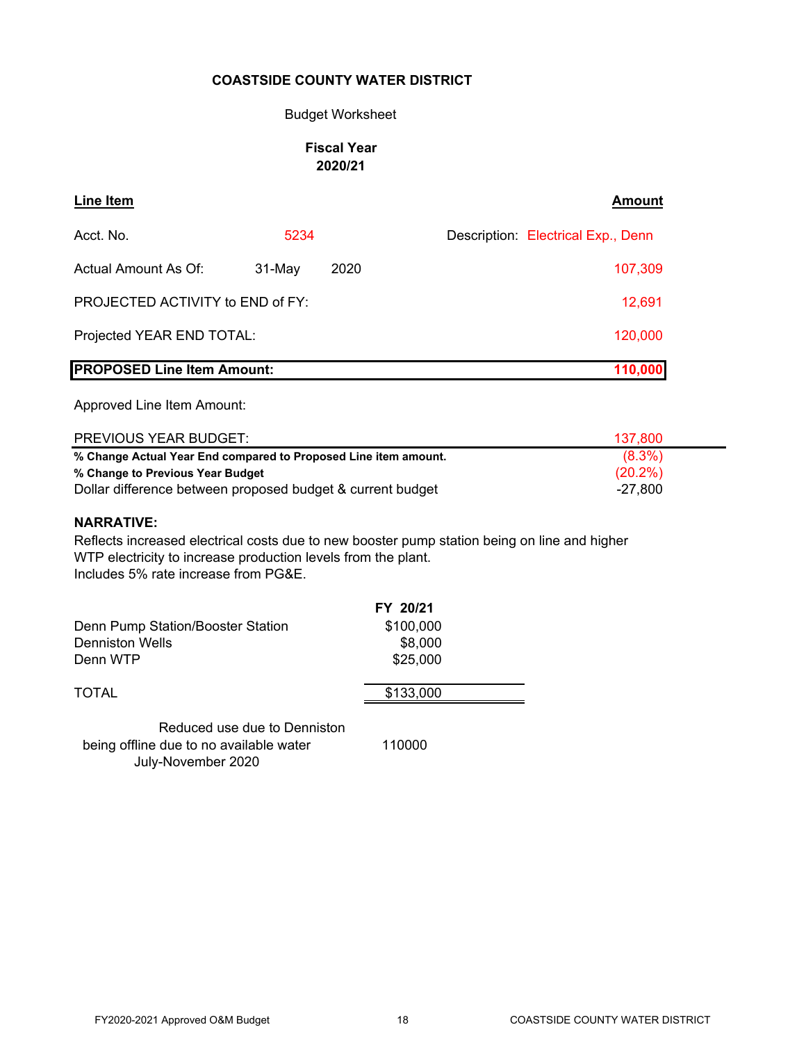**COASTSIDE COUNTY WATER DISTRICT**

Budget Worksheet

**Fiscal Year**
**2020/21**

| **Line Item** | | | **Amount** |
|---|---|---|---|
| Acct. No. | 5234 | Description: | Electrical Exp., Denn |
| Actual Amount As Of: | 31-May 2020 | | 107,309 |
| PROJECTED ACTIVITY to END of FY: | | | 12,691 |
| Projected YEAR END TOTAL: | | | 120,000 |
| **PROPOSED Line Item Amount:** | | | **110,000** |
| Approved Line Item Amount: | | | |
| PREVIOUS YEAR BUDGET: | | | 137,800 |
| **% Change Actual Year End compared to Proposed Line item amount.** | | | (8.3%) |
| **% Change to Previous Year Budget** | | | (20.2%) |
| Dollar difference between proposed budget & current budget | | | -27,800 |

**NARRATIVE:**
Reflects increased electrical costs due to new booster pump station being on line and higher WTP electricity to increase production levels from the plant.
Includes 5% rate increase from PG&E.

| | **FY 20/21** |
|---|---|
| Denn Pump Station/Booster Station | $100,000 |
| Denniston Wells | $8,000 |
| Denn WTP | $25,000 |
| TOTAL | $133,000 |

Reduced use due to Denniston being offline due to no available water July-November 2020 — 110000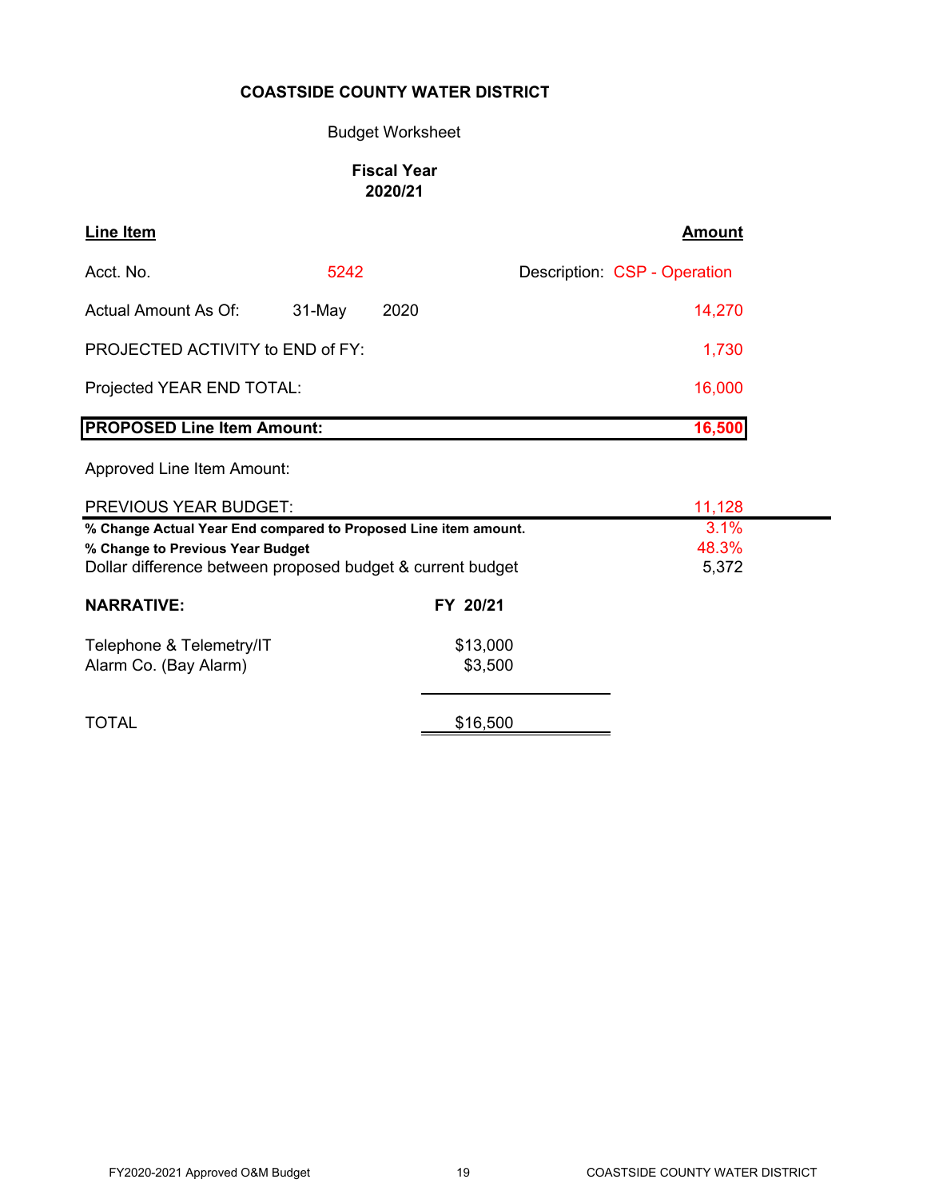**COASTSIDE COUNTY WATER DISTRICT**

Budget Worksheet

**Fiscal Year**
**2020/21**

| **Line Item** | | | **Amount** |
|---|---|---|---|
| Acct. No. | 5242 | Description: CSP - Operation | |
| Actual Amount As Of: | 31-May 2020 | | 14,270 |
| PROJECTED ACTIVITY to END of FY: | | | 1,730 |
| Projected YEAR END TOTAL: | | | 16,000 |
| **PROPOSED Line Item Amount:** | | | **16,500** |
| Approved Line Item Amount: | | | |
| PREVIOUS YEAR BUDGET: | | | 11,128 |
| **% Change Actual Year End compared to Proposed Line item amount.** | | | 3.1% |
| **% Change to Previous Year Budget** | | | 48.3% |
| Dollar difference between proposed budget & current budget | | | 5,372 |

| **NARRATIVE:** | **FY 20/21** |
|---|---|
| Telephone & Telemetry/IT | $13,000 |
| Alarm Co. (Bay Alarm) | $3,500 |
| TOTAL | $16,500 |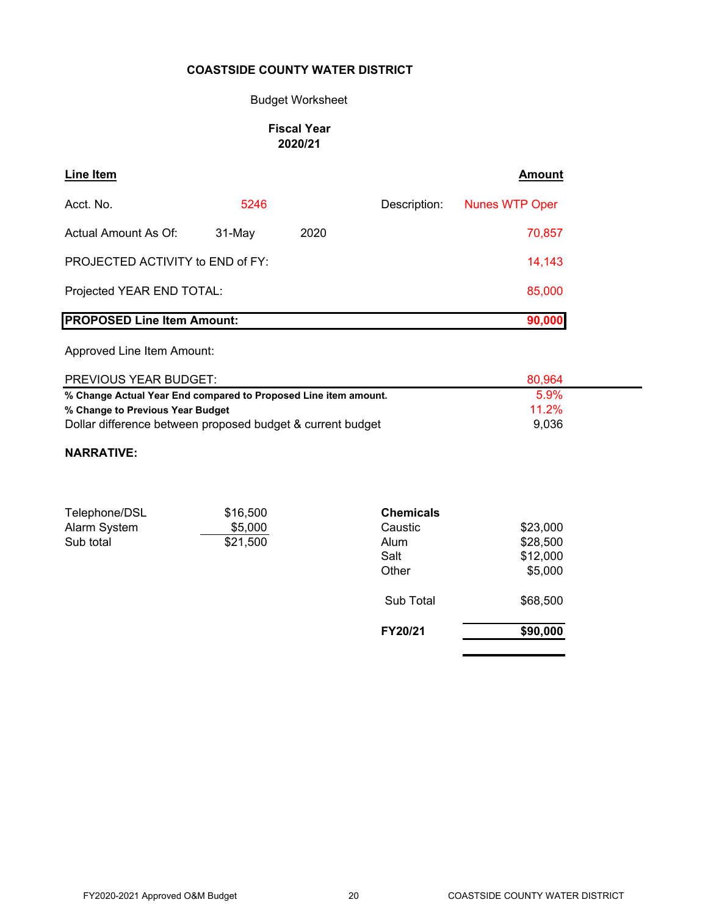**COASTSIDE COUNTY WATER DISTRICT**

Budget Worksheet

**Fiscal Year**
**2020/21**

| **Line Item** | | | | **Amount** |
|---|---|---|---|---|
| Acct. No. | 5246 | | Description: | Nunes WTP Oper |
| Actual Amount As Of: | 31-May | 2020 | | 70,857 |
| PROJECTED ACTIVITY to END of FY: | | | | 14,143 |
| Projected YEAR END TOTAL: | | | | 85,000 |
| **PROPOSED Line Item Amount:** | | | | **90,000** |
| Approved Line Item Amount: | | | | |
| PREVIOUS YEAR BUDGET: | | | | 80,964 |
| **% Change Actual Year End compared to Proposed Line item amount.** | | | | 5.9% |
| **% Change to Previous Year Budget** | | | | 11.2% |
| Dollar difference between proposed budget & current budget | | | | 9,036 |

**NARRATIVE:**

| | |
|---|---|
| Telephone/DSL | $16,500 |
| Alarm System | $5,000 |
| Sub total | $21,500 |

| **Chemicals** | |
|---|---|
| Caustic | $23,000 |
| Alum | $28,500 |
| Salt | $12,000 |
| Other | $5,000 |
| Sub Total | $68,500 |
| **FY20/21** | **$90,000** |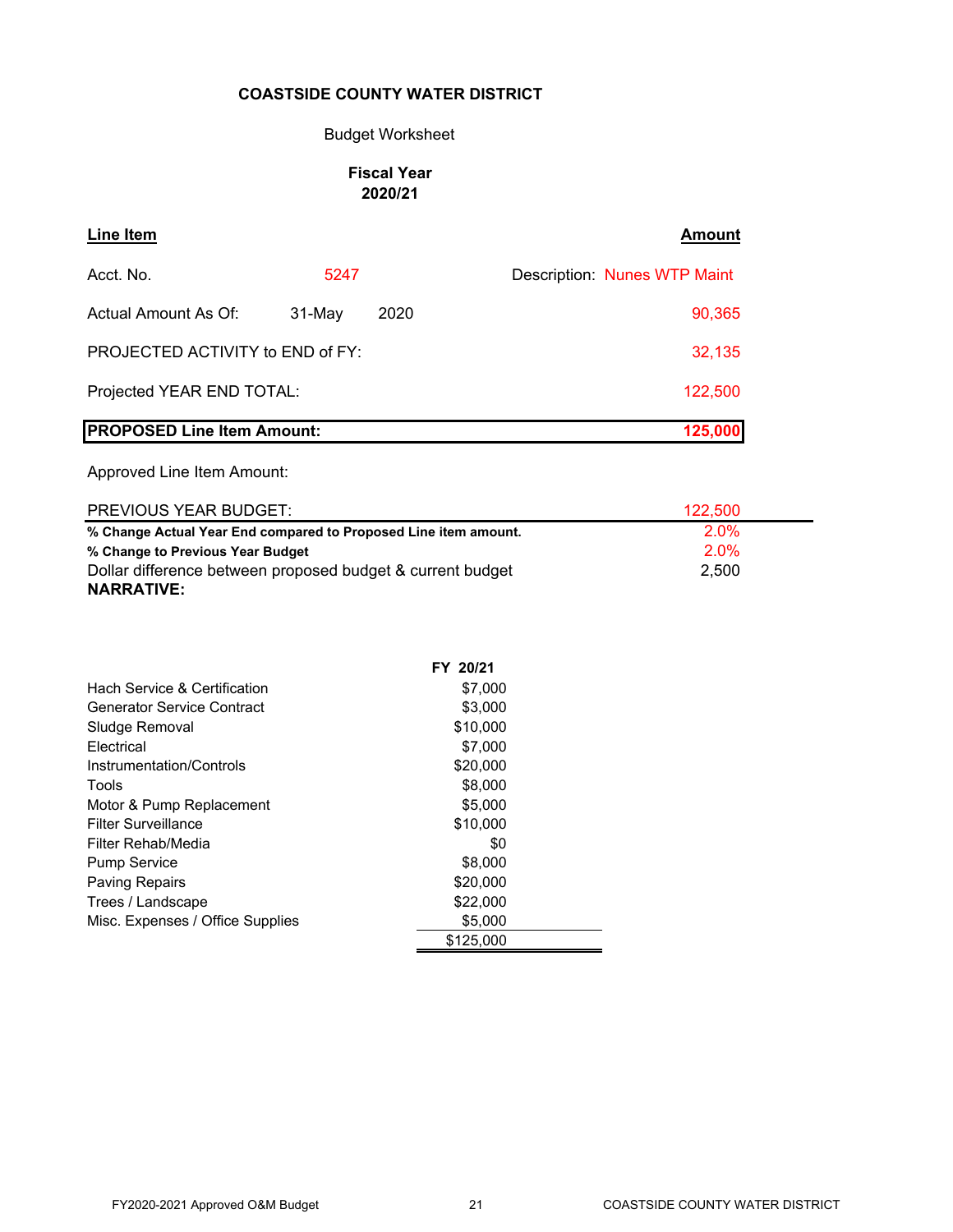**COASTSIDE COUNTY WATER DISTRICT**

Budget Worksheet

**Fiscal Year 2020/21**

| **Line Item** | | | **Amount** |
|---|---|---|---|
| Acct. No. | 5247 | Description: | Nunes WTP Maint |
| Actual Amount As Of: | 31-May | 2020 | 90,365 |
| PROJECTED ACTIVITY to END of FY: | | | 32,135 |
| Projected YEAR END TOTAL: | | | 122,500 |
| **PROPOSED Line Item Amount:** | | | **125,000** |
| Approved Line Item Amount: | | | |
| PREVIOUS YEAR BUDGET: | | | 122,500 |
| **% Change Actual Year End compared to Proposed Line item amount.** | | | 2.0% |
| **% Change to Previous Year Budget** | | | 2.0% |
| Dollar difference between proposed budget & current budget | | | 2,500 |

**NARRATIVE:**

| | **FY 20/21** |
|---|---|
| Hach Service & Certification | $7,000 |
| Generator Service Contract | $3,000 |
| Sludge Removal | $10,000 |
| Electrical | $7,000 |
| Instrumentation/Controls | $20,000 |
| Tools | $8,000 |
| Motor & Pump Replacement | $5,000 |
| Filter Surveillance | $10,000 |
| Filter Rehab/Media | $0 |
| Pump Service | $8,000 |
| Paving Repairs | $20,000 |
| Trees / Landscape | $22,000 |
| Misc. Expenses / Office Supplies | $5,000 |
| | $125,000 |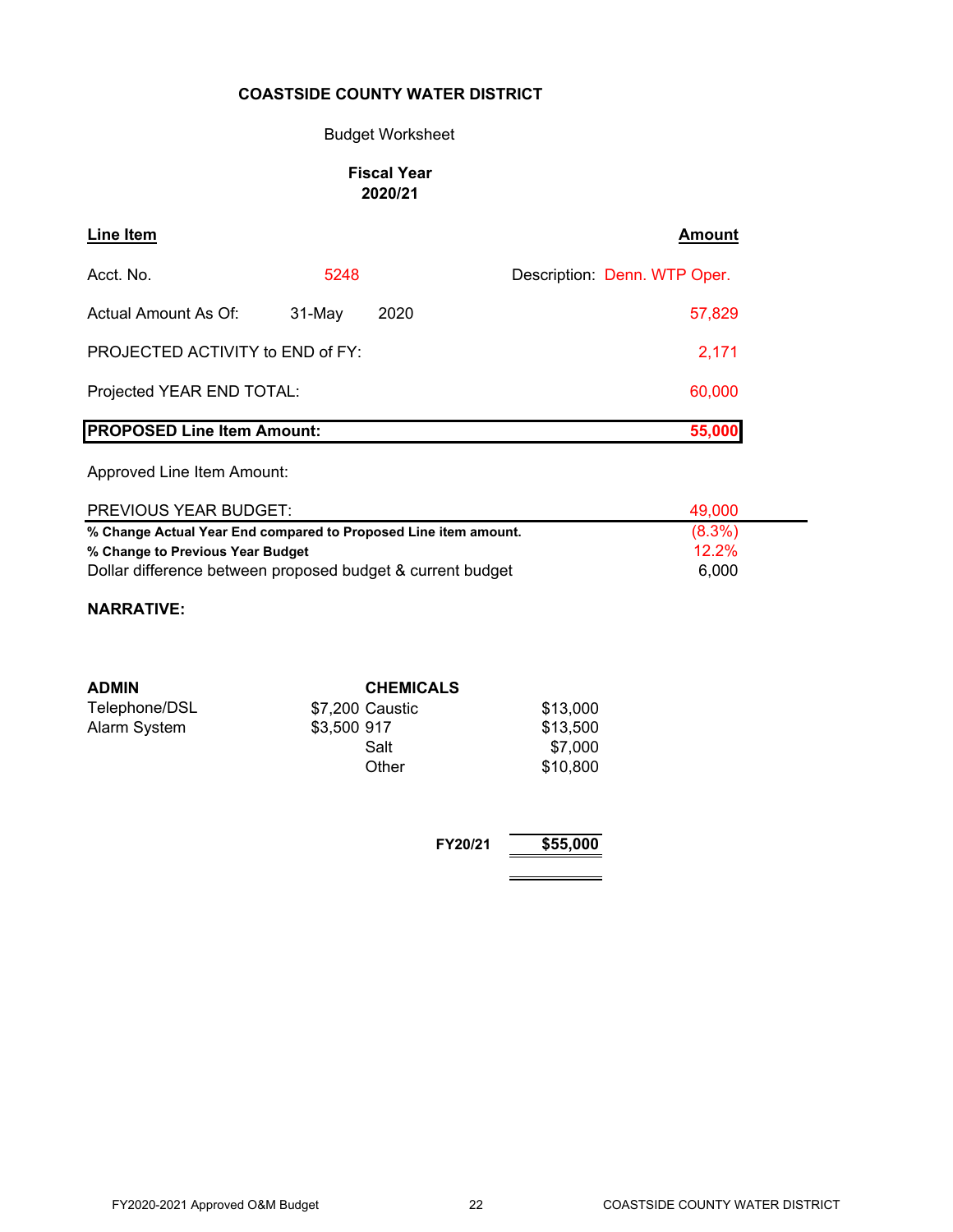**COASTSIDE COUNTY WATER DISTRICT**

Budget Worksheet

**Fiscal Year**
**2020/21**

| **Line Item** | | | **Amount** |
|---|---|---|---|
| Acct. No. | 5248 | Description: | Denn. WTP Oper. |
| Actual Amount As Of: | 31-May | 2020 | 57,829 |
| PROJECTED ACTIVITY to END of FY: | | | 2,171 |
| Projected YEAR END TOTAL: | | | 60,000 |
| **PROPOSED Line Item Amount:** | | | **55,000** |
| Approved Line Item Amount: | | | |
| PREVIOUS YEAR BUDGET: | | | 49,000 |
| **% Change Actual Year End compared to Proposed Line item amount.** | | | (8.3%) |
| **% Change to Previous Year Budget** | | | 12.2% |
| Dollar difference between proposed budget & current budget | | | 6,000 |

**NARRATIVE:**

| **ADMIN** | | **CHEMICALS** | |
|---|---|---|---|
| Telephone/DSL | $7,200 | Caustic | $13,000 |
| Alarm System | $3,500 | 917 | $13,500 |
| | | Salt | $7,000 |
| | | Other | $10,800 |

| | |
|---|---|
| **FY20/21** | **$55,000** |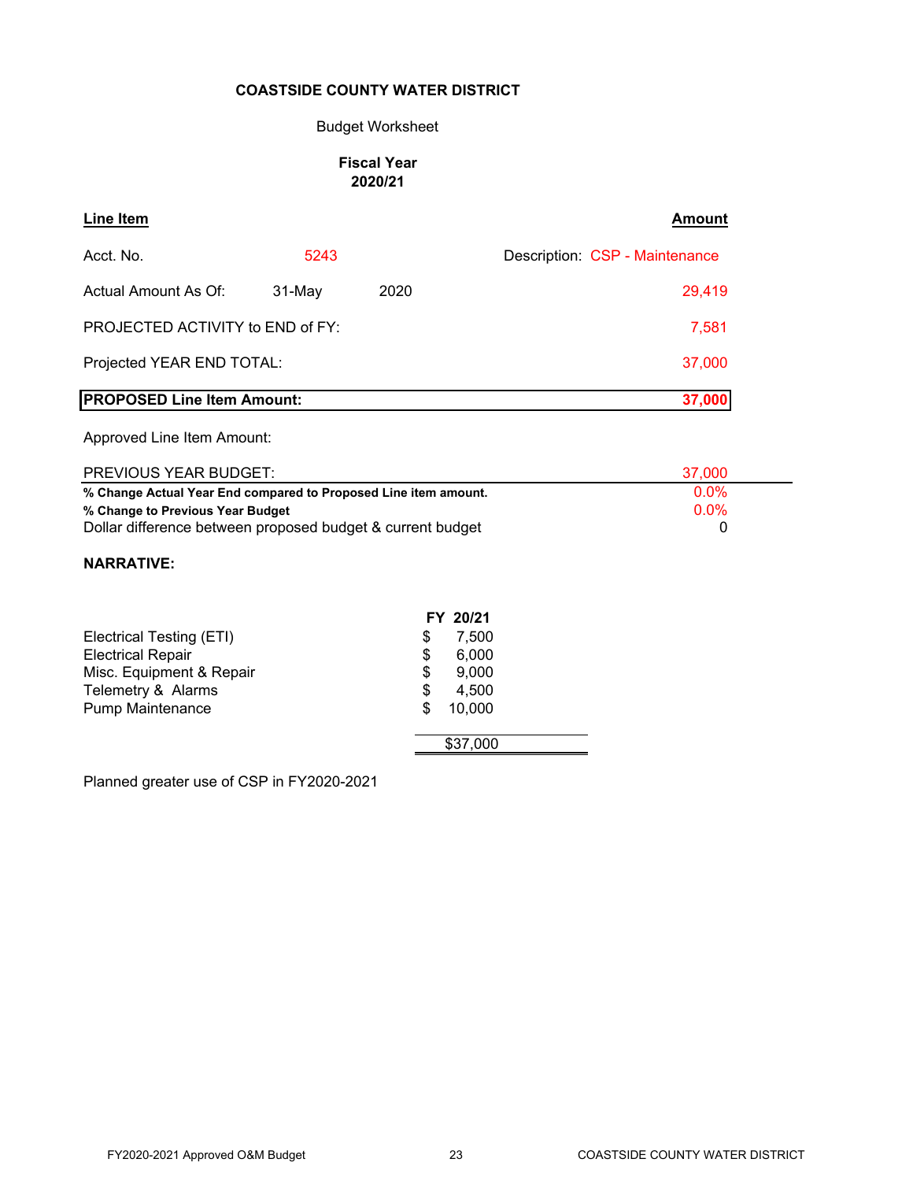**COASTSIDE COUNTY WATER DISTRICT**

Budget Worksheet

**Fiscal Year**
**2020/21**

| **Line Item** | | | **Amount** |
|---|---|---|---|
| Acct. No. | 5243 | | Description: CSP - Maintenance |
| Actual Amount As Of: | 31-May | 2020 | 29,419 |
| PROJECTED ACTIVITY to END of FY: | | | 7,581 |
| Projected YEAR END TOTAL: | | | 37,000 |
| **PROPOSED Line Item Amount:** | | | **37,000** |
| Approved Line Item Amount: | | | |
| PREVIOUS YEAR BUDGET: | | | 37,000 |
| **% Change Actual Year End compared to Proposed Line item amount.** | | | 0.0% |
| **% Change to Previous Year Budget** | | | 0.0% |
| Dollar difference between proposed budget & current budget | | | 0 |

**NARRATIVE:**

| | FY 20/21 |
|---|---|
| Electrical Testing (ETI) | $ 7,500 |
| Electrical Repair | $ 6,000 |
| Misc. Equipment & Repair | $ 9,000 |
| Telemetry & Alarms | $ 4,500 |
| Pump Maintenance | $ 10,000 |
| | $37,000 |

Planned greater use of CSP in FY2020-2021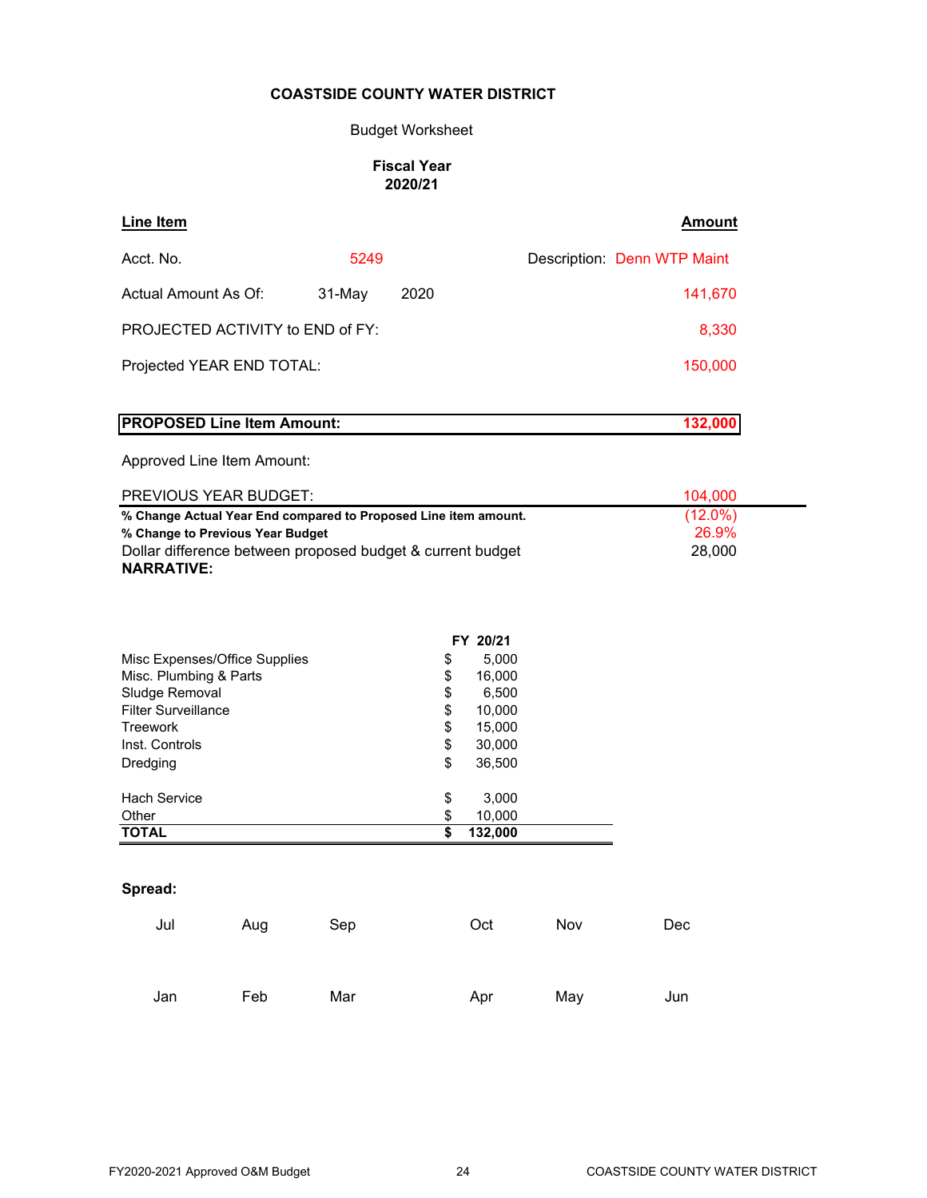**COASTSIDE COUNTY WATER DISTRICT**

Budget Worksheet

**Fiscal Year**
**2020/21**

| **Line Item** | | | **Amount** |
|---|---|---|---|
| Acct. No. | 5249 | Description: | Denn WTP Maint |
| Actual Amount As Of: | 31-May 2020 | | 141,670 |
| PROJECTED ACTIVITY to END of FY: | | | 8,330 |
| Projected YEAR END TOTAL: | | | 150,000 |
| **PROPOSED Line Item Amount:** | | | **132,000** |
| Approved Line Item Amount: | | | |
| PREVIOUS YEAR BUDGET: | | | 104,000 |
| **% Change Actual Year End compared to Proposed Line item amount.** | | | (12.0%) |
| **% Change to Previous Year Budget** | | | 26.9% |
| Dollar difference between proposed budget & current budget | | | 28,000 |

**NARRATIVE:**

| | FY 20/21 |
|---|---|
| Misc Expenses/Office Supplies | $ 5,000 |
| Misc. Plumbing & Parts | $ 16,000 |
| Sludge Removal | $ 6,500 |
| Filter Surveillance | $ 10,000 |
| Treework | $ 15,000 |
| Inst. Controls | $ 30,000 |
| Dredging | $ 36,500 |
| Hach Service | $ 3,000 |
| Other | $ 10,000 |
| **TOTAL** | **$ 132,000** |

**Spread:**

| Jul | Aug | Sep | Oct | Nov | Dec |
|---|---|---|---|---|---|
| | | | | | |

| Jan | Feb | Mar | Apr | May | Jun |
|---|---|---|---|---|---|
| | | | | | |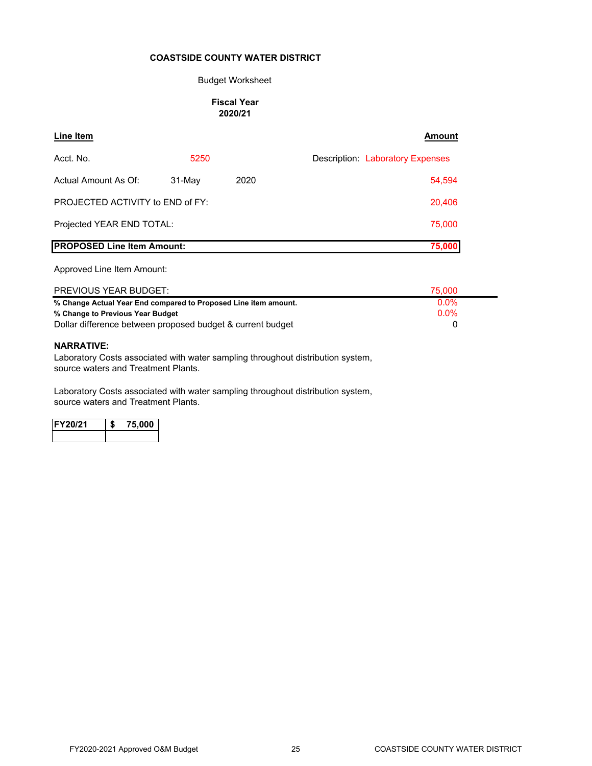**COASTSIDE COUNTY WATER DISTRICT**

Budget Worksheet

**Fiscal Year 2020/21**

| **Line Item** | | | **Amount** |
|---|---|---|---|
| Acct. No. | 5250 | | Description: Laboratory Expenses |
| Actual Amount As Of: | 31-May | 2020 | 54,594 |
| PROJECTED ACTIVITY to END of FY: | | | 20,406 |
| Projected YEAR END TOTAL: | | | 75,000 |
| **PROPOSED Line Item Amount:** | | | **75,000** |

Approved Line Item Amount:

| | |
|---|---|
| PREVIOUS YEAR BUDGET: | 75,000 |
| **% Change Actual Year End compared to Proposed Line item amount.** | 0.0% |
| **% Change to Previous Year Budget** | 0.0% |
| Dollar difference between proposed budget & current budget | 0 |

**NARRATIVE:**

Laboratory Costs associated with water sampling throughout distribution system, source waters and Treatment Plants.

Laboratory Costs associated with water sampling throughout distribution system, source waters and Treatment Plants.

| **FY20/21** | **$ 75,000** |
|---|---|
| | |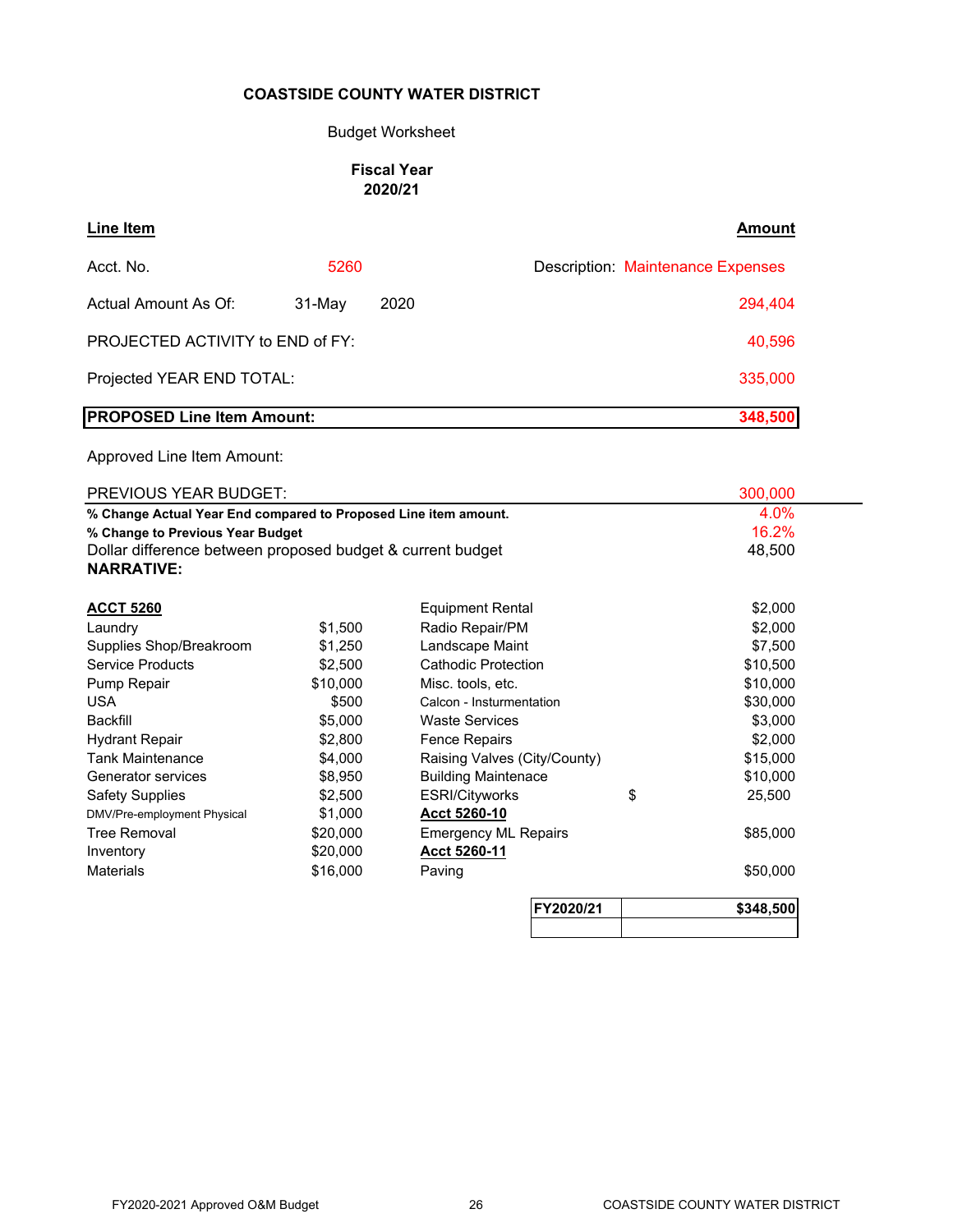**COASTSIDE COUNTY WATER DISTRICT**

Budget Worksheet

**Fiscal Year**
**2020/21**

| **Line Item** | | | **Amount** |
|---|---|---|---|
| Acct. No. | 5260 | Description: Maintenance Expenses | |
| Actual Amount As Of: | 31-May 2020 | | 294,404 |
| PROJECTED ACTIVITY to END of FY: | | | 40,596 |
| Projected YEAR END TOTAL: | | | 335,000 |
| **PROPOSED Line Item Amount:** | | | **348,500** |
| Approved Line Item Amount: | | | |
| PREVIOUS YEAR BUDGET: | | | 300,000 |
| **% Change Actual Year End compared to Proposed Line item amount.** | | | 4.0% |
| **% Change to Previous Year Budget** | | | 16.2% |
| Dollar difference between proposed budget & current budget | | | 48,500 |

**NARRATIVE:**

| **ACCT 5260** | | | |
|---|---|---|---|
| Laundry | $1,500 | Equipment Rental | $2,000 |
| Supplies Shop/Breakroom | $1,250 | Radio Repair/PM | $2,000 |
| Service Products | $2,500 | Landscape Maint | $7,500 |
| Pump Repair | $10,000 | Cathodic Protection | $10,500 |
| USA | $500 | Misc. tools, etc. | $10,000 |
| Backfill | $5,000 | Calcon - Insturmentation | $30,000 |
| Hydrant Repair | $2,800 | Waste Services | $3,000 |
| Tank Maintenance | $4,000 | Fence Repairs | $2,000 |
| Generator services | $8,950 | Raising Valves (City/County) | $15,000 |
| Safety Supplies | $2,500 | Building Maintenace | $10,000 |
| DMV/Pre-employment Physical | $1,000 | ESRI/Cityworks | $ 25,500 |
| Tree Removal | $20,000 | **Acct 5260-10** | |
| Inventory | $20,000 | Emergency ML Repairs | $85,000 |
| Materials | $16,000 | **Acct 5260-11** | |
| | | Paving | $50,000 |

| **FY2020/21** | **$348,500** |
|---|---|
| | |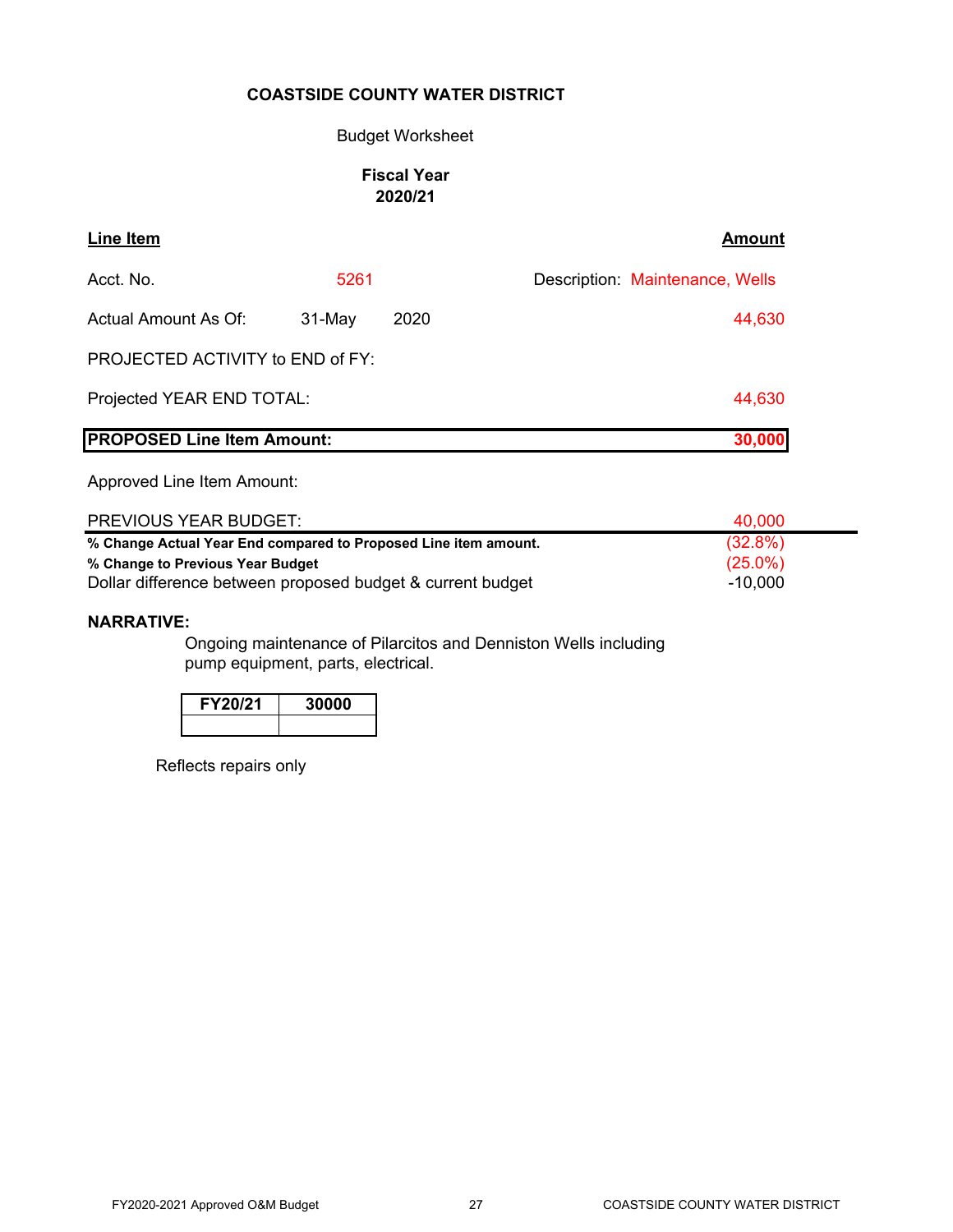**COASTSIDE COUNTY WATER DISTRICT**

Budget Worksheet

**Fiscal Year**
**2020/21**

| **Line Item** | | | **Amount** |
|---|---|---|---|
| Acct. No. | 5261 | Description: | Maintenance, Wells |
| Actual Amount As Of: | 31-May | 2020 | 44,630 |
| PROJECTED ACTIVITY to END of FY: | | | |
| Projected YEAR END TOTAL: | | | 44,630 |
| **PROPOSED Line Item Amount:** | | | **30,000** |
| Approved Line Item Amount: | | | |
| PREVIOUS YEAR BUDGET: | | | 40,000 |
| **% Change Actual Year End compared to Proposed Line item amount.** | | | (32.8%) |
| **% Change to Previous Year Budget** | | | (25.0%) |
| Dollar difference between proposed budget & current budget | | | -10,000 |

**NARRATIVE:**

Ongoing maintenance of Pilarcitos and Denniston Wells including pump equipment, parts, electrical.

| FY20/21 | 30000 |
|---|---|
| | |

Reflects repairs only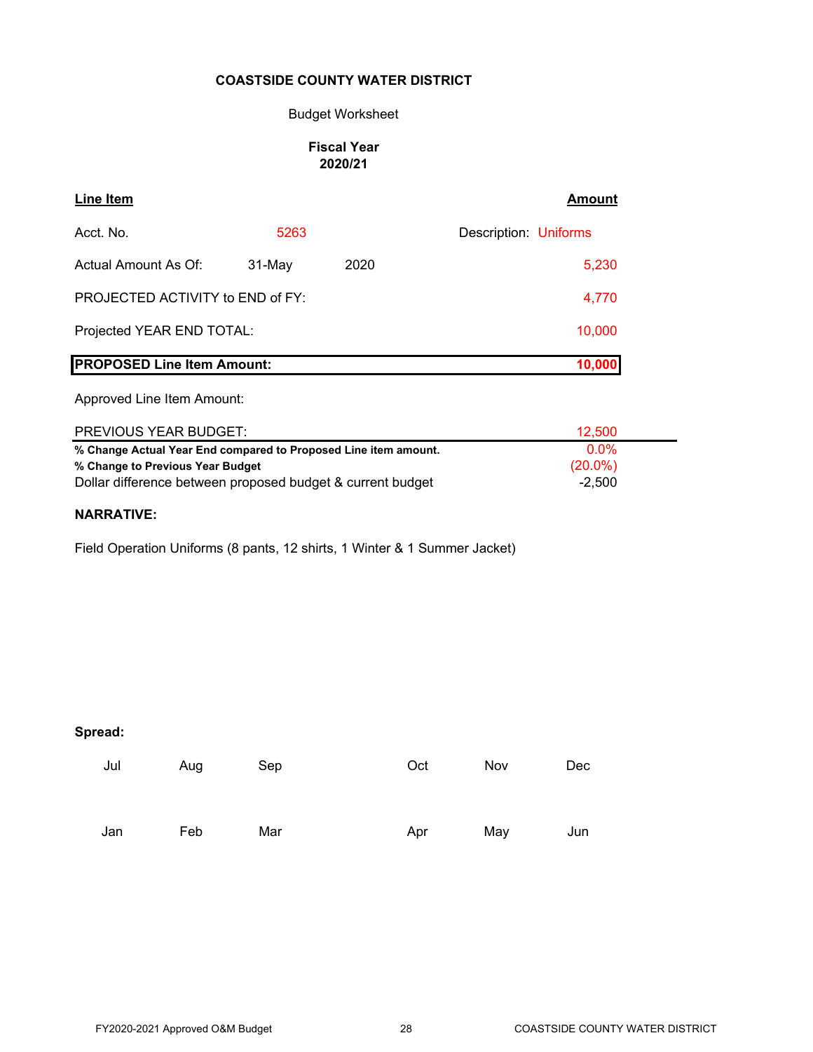**COASTSIDE COUNTY WATER DISTRICT**

Budget Worksheet

**Fiscal Year**
**2020/21**

| Line Item | | | | Amount |
|---|---|---|---|---|
| Acct. No. | 5263 | | Description: | Uniforms |
| Actual Amount As Of: | 31-May | 2020 | | 5,230 |
| PROJECTED ACTIVITY to END of FY: | | | | 4,770 |
| Projected YEAR END TOTAL: | | | | 10,000 |
| **PROPOSED Line Item Amount:** | | | | **10,000** |
| Approved Line Item Amount: | | | | |
| PREVIOUS YEAR BUDGET: | | | | 12,500 |
| **% Change Actual Year End compared to Proposed Line item amount.** | | | | 0.0% |
| **% Change to Previous Year Budget** | | | | (20.0%) |
| Dollar difference between proposed budget & current budget | | | | -2,500 |

**NARRATIVE:**

Field Operation Uniforms (8 pants, 12 shirts, 1 Winter & 1 Summer Jacket)

**Spread:**

| Jul | Aug | Sep | Oct | Nov | Dec |
|---|---|---|---|---|---|
| | | | | | |

| Jan | Feb | Mar | Apr | May | Jun |
|---|---|---|---|---|---|
| | | | | | |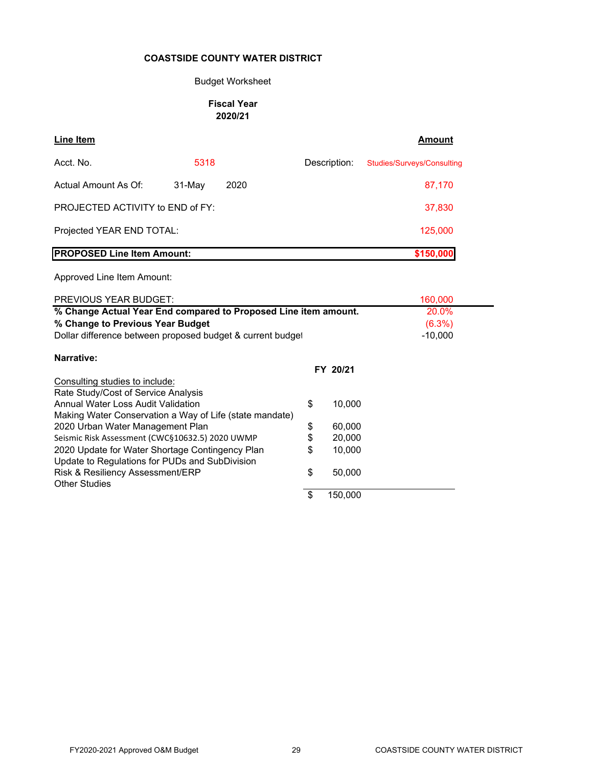**COASTSIDE COUNTY WATER DISTRICT**

Budget Worksheet

**Fiscal Year**
**2020/21**

| **Line Item** | | | | **Amount** |
|---|---|---|---|---|
| Acct. No. | 5318 | | Description: | Studies/Surveys/Consulting |
| Actual Amount As Of: | 31-May | 2020 | | 87,170 |
| PROJECTED ACTIVITY to END of FY: | | | | 37,830 |
| Projected YEAR END TOTAL: | | | | 125,000 |
| **PROPOSED Line Item Amount:** | | | | **$150,000** |
| Approved Line Item Amount: | | | | |
| PREVIOUS YEAR BUDGET: | | | | 160,000 |
| **% Change Actual Year End compared to Proposed Line item amount.** | | | | 20.0% |
| **% Change to Previous Year Budget** | | | | (6.3%) |
| Dollar difference between proposed budget & current budget | | | | -10,000 |

**Narrative:**

| Consulting studies to include: | FY 20/21 |
|---|---|
| Rate Study/Cost of Service Analysis | |
| Annual Water Loss Audit Validation | $ 10,000 |
| Making Water Conservation a Way of Life (state mandate) | |
| 2020 Urban Water Management Plan | $ 60,000 |
| Seismic Risk Assessment (CWC§10632.5) 2020 UWMP | $ 20,000 |
| 2020 Update for Water Shortage Contingency Plan | $ 10,000 |
| Update to Regulations for PUDs and SubDivision | |
| Risk & Resiliency Assessment/ERP | $ 50,000 |
| Other Studies | |
| | $ 150,000 |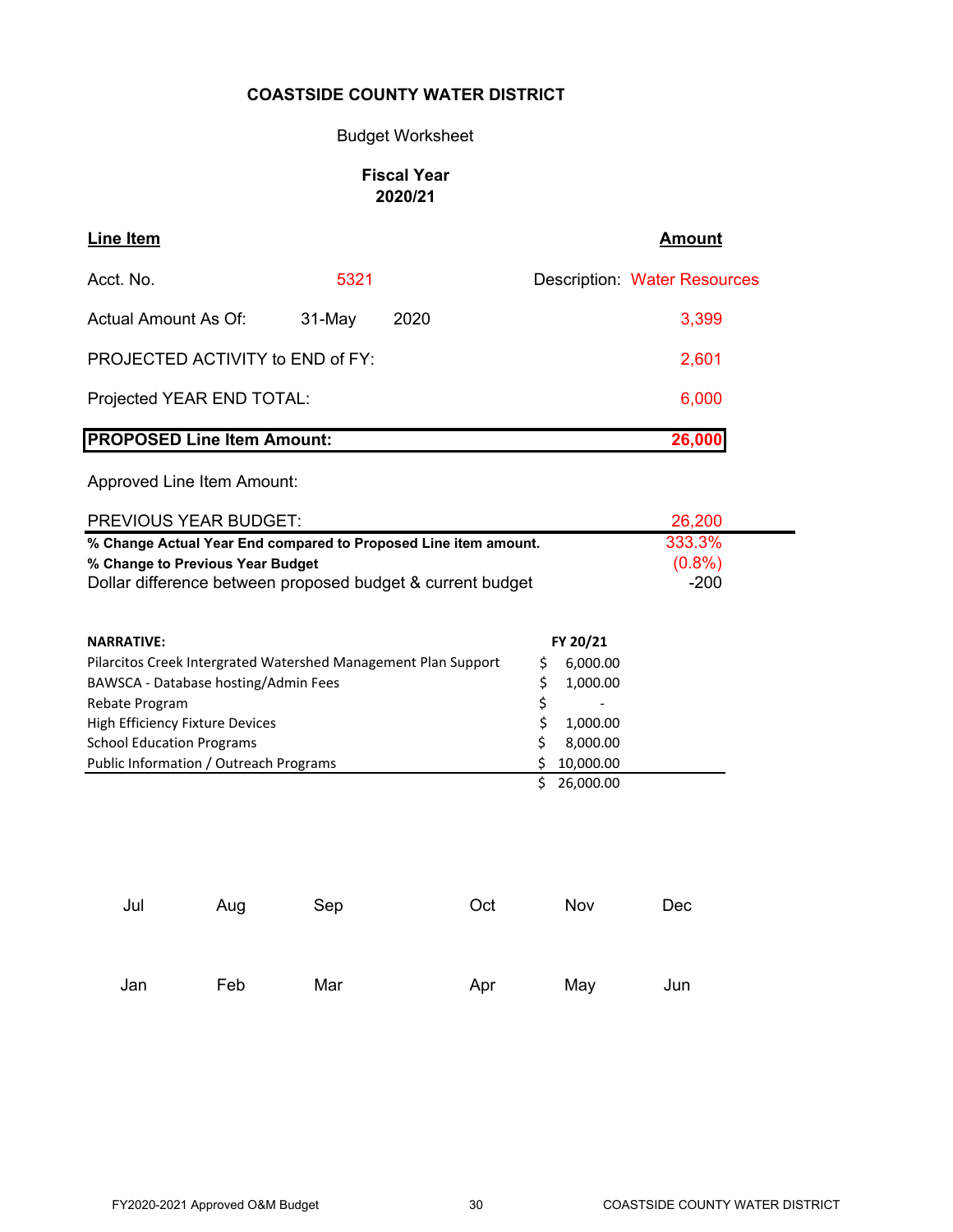**COASTSIDE COUNTY WATER DISTRICT**

Budget Worksheet

**Fiscal Year**
**2020/21**

| Line Item | | | Amount |
|---|---|---|---|
| Acct. No. | 5321 | Description: | Water Resources |
| Actual Amount As Of: | 31-May 2020 | | 3,399 |
| PROJECTED ACTIVITY to END of FY: | | | 2,601 |
| Projected YEAR END TOTAL: | | | 6,000 |
| **PROPOSED Line Item Amount:** | | | **26,000** |
| Approved Line Item Amount: | | | |
| PREVIOUS YEAR BUDGET: | | | 26,200 |
| **% Change Actual Year End compared to Proposed Line item amount.** | | | 333.3% |
| **% Change to Previous Year Budget** | | | (0.8%) |
| Dollar difference between proposed budget & current budget | | | -200 |

| NARRATIVE: | FY 20/21 |
|---|---|
| Pilarcitos Creek Intergrated Watershed Management Plan Support | $ 6,000.00 |
| BAWSCA - Database hosting/Admin Fees | $ 1,000.00 |
| Rebate Program | $ - |
| High Efficiency Fixture Devices | $ 1,000.00 |
| School Education Programs | $ 8,000.00 |
| Public Information / Outreach Programs | $ 10,000.00 |
| | $ 26,000.00 |

| Jul | Aug | Sep | Oct | Nov | Dec |
|---|---|---|---|---|---|
| Jan | Feb | Mar | Apr | May | Jun |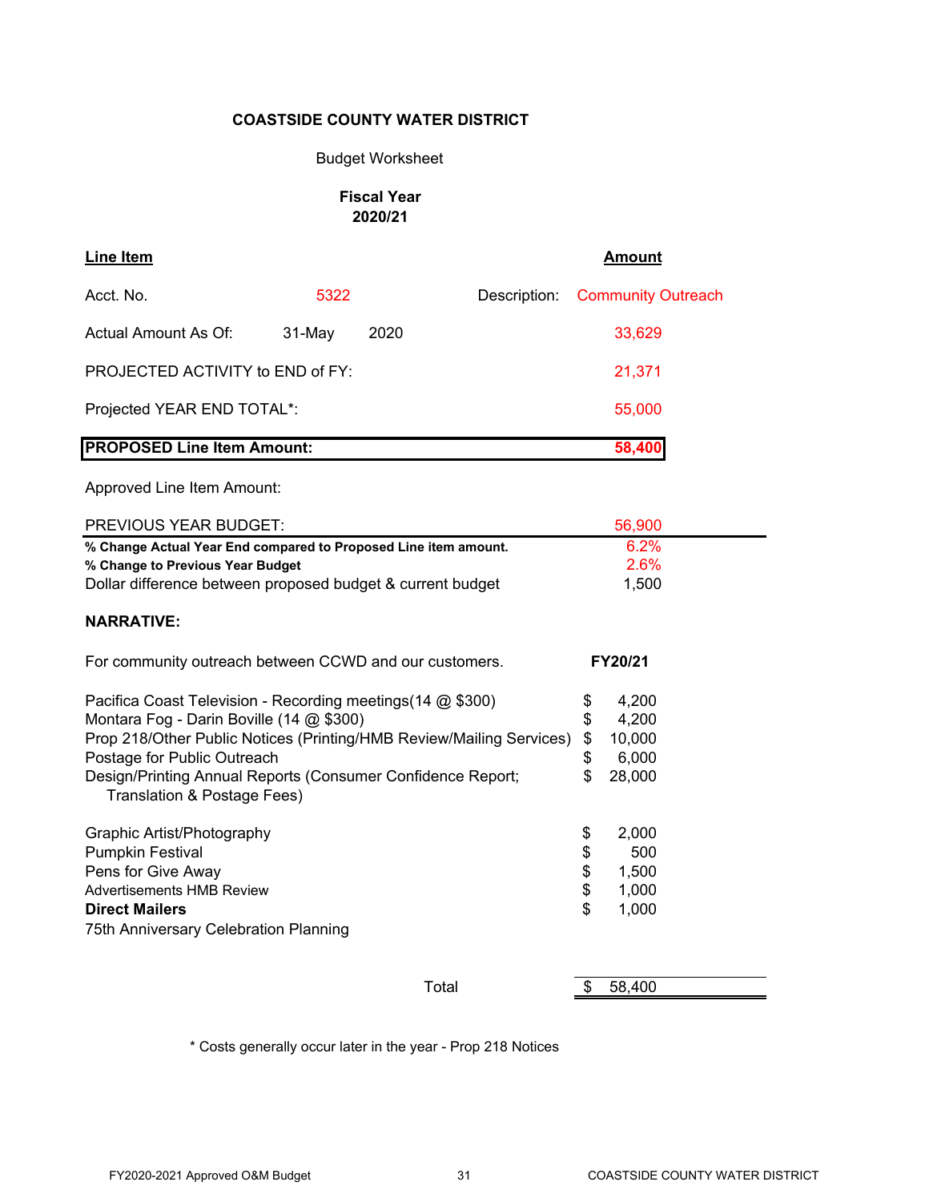**COASTSIDE COUNTY WATER DISTRICT**

Budget Worksheet

**Fiscal Year 2020/21**

| **Line Item** | | | | **Amount** |
|---|---|---|---|---|
| Acct. No. | 5322 | | Description: | Community Outreach |
| Actual Amount As Of: | 31-May | 2020 | | 33,629 |
| PROJECTED ACTIVITY to END of FY: | | | | 21,371 |
| Projected YEAR END TOTAL*: | | | | 55,000 |
| **PROPOSED Line Item Amount:** | | | | **58,400** |
| Approved Line Item Amount: | | | | |
| PREVIOUS YEAR BUDGET: | | | | 56,900 |
| **% Change Actual Year End compared to Proposed Line item amount.** | | | | 6.2% |
| **% Change to Previous Year Budget** | | | | 2.6% |
| Dollar difference between proposed budget & current budget | | | | 1,500 |

**NARRATIVE:**

| For community outreach between CCWD and our customers. | **FY20/21** |
|---|---|
| Pacifica Coast Television - Recording meetings(14 @ $300) | $ 4,200 |
| Montara Fog - Darin Boville (14 @ $300) | $ 4,200 |
| Prop 218/Other Public Notices (Printing/HMB Review/Mailing Services) | $ 10,000 |
| Postage for Public Outreach | $ 6,000 |
| Design/Printing Annual Reports (Consumer Confidence Report; Translation & Postage Fees) | $ 28,000 |
| Graphic Artist/Photography | $ 2,000 |
| Pumpkin Festival | $ 500 |
| Pens for Give Away | $ 1,500 |
| Advertisements HMB Review | $ 1,000 |
| **Direct Mailers** | $ 1,000 |
| 75th Anniversary Celebration Planning | |
| Total | $ 58,400 |

* Costs generally occur later in the year - Prop 218 Notices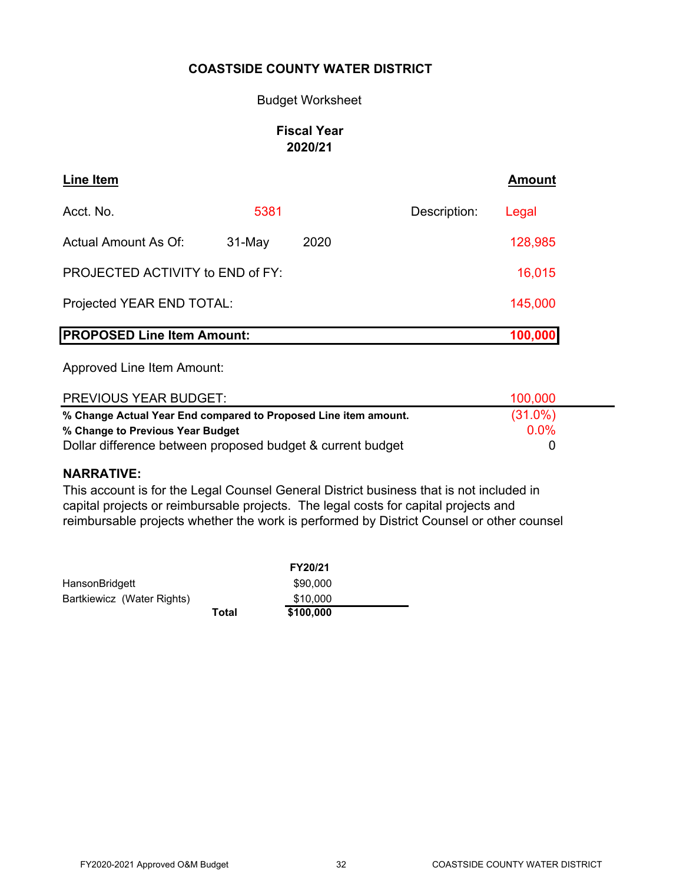**COASTSIDE COUNTY WATER DISTRICT**

Budget Worksheet

**Fiscal Year**
**2020/21**

| **Line Item** | | | | **Amount** |
|---|---|---|---|---|
| Acct. No. | 5381 | | Description: | Legal |
| Actual Amount As Of: | 31-May | 2020 | | 128,985 |
| PROJECTED ACTIVITY to END of FY: | | | | 16,015 |
| Projected YEAR END TOTAL: | | | | 145,000 |
| **PROPOSED Line Item Amount:** | | | | **100,000** |
| Approved Line Item Amount: | | | | |
| PREVIOUS YEAR BUDGET: | | | | 100,000 |
| **% Change Actual Year End compared to Proposed Line item amount.** | | | | (31.0%) |
| **% Change to Previous Year Budget** | | | | 0.0% |
| Dollar difference between proposed budget & current budget | | | | 0 |

**NARRATIVE:**

This account is for the Legal Counsel General District business that is not included in capital projects or reimbursable projects. The legal costs for capital projects and reimbursable projects whether the work is performed by District Counsel or other counsel

| | | **FY20/21** |
|---|---|---|
| HansonBridgett | | $90,000 |
| Bartkiewicz (Water Rights) | | $10,000 |
| | **Total** | **$100,000** |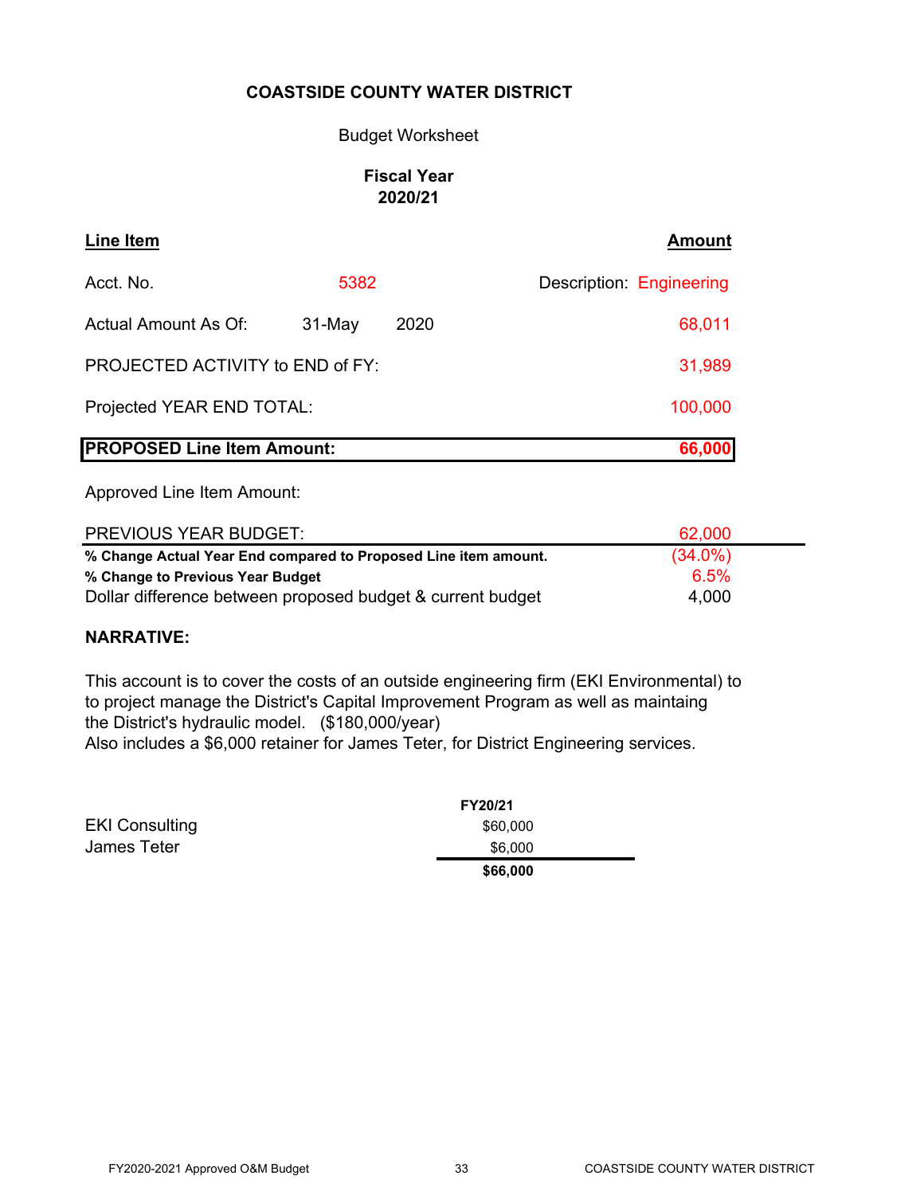**COASTSIDE COUNTY WATER DISTRICT**

Budget Worksheet

**Fiscal Year 2020/21**

| **Line Item** | | | **Amount** |
|---|---|---|---|
| Acct. No. | 5382 | Description: | Engineering |
| Actual Amount As Of: | 31-May | 2020 | 68,011 |
| PROJECTED ACTIVITY to END of FY: | | | 31,989 |
| Projected YEAR END TOTAL: | | | 100,000 |
| **PROPOSED Line Item Amount:** | | | **66,000** |
| Approved Line Item Amount: | | | |
| PREVIOUS YEAR BUDGET: | | | 62,000 |
| **% Change Actual Year End compared to Proposed Line item amount.** | | | (34.0%) |
| **% Change to Previous Year Budget** | | | 6.5% |
| Dollar difference between proposed budget & current budget | | | 4,000 |

**NARRATIVE:**

This account is to cover the costs of an outside engineering firm (EKI Environmental) to to project manage the District's Capital Improvement Program as well as maintaing the District's hydraulic model. ($180,000/year)
Also includes a $6,000 retainer for James Teter, for District Engineering services.

| | **FY20/21** |
|---|---|
| EKI Consulting | $60,000 |
| James Teter | $6,000 |
| | **$66,000** |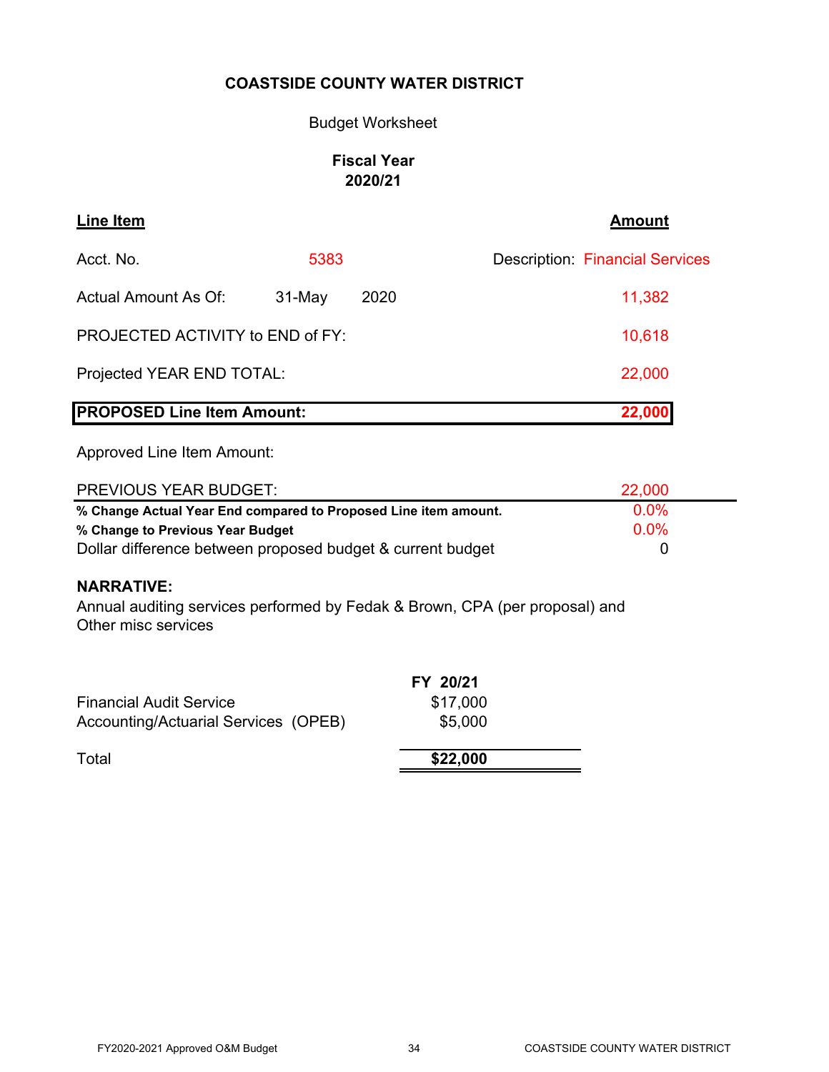**COASTSIDE COUNTY WATER DISTRICT**

Budget Worksheet

**Fiscal Year**
**2020/21**

| **Line Item** | | | **Amount** |
|---|---|---|---|
| Acct. No. | 5383 | Description: | Financial Services |
| Actual Amount As Of: | 31-May 2020 | | 11,382 |
| PROJECTED ACTIVITY to END of FY: | | | 10,618 |
| Projected YEAR END TOTAL: | | | 22,000 |
| **PROPOSED Line Item Amount:** | | | **22,000** |
| Approved Line Item Amount: | | | |
| PREVIOUS YEAR BUDGET: | | | 22,000 |
| **% Change Actual Year End compared to Proposed Line item amount.** | | | 0.0% |
| **% Change to Previous Year Budget** | | | 0.0% |
| Dollar difference between proposed budget & current budget | | | 0 |

**NARRATIVE:**

Annual auditing services performed by Fedak & Brown, CPA (per proposal) and Other misc services

| | **FY 20/21** |
|---|---|
| Financial Audit Service | $17,000 |
| Accounting/Actuarial Services (OPEB) | $5,000 |
| Total | **$22,000** |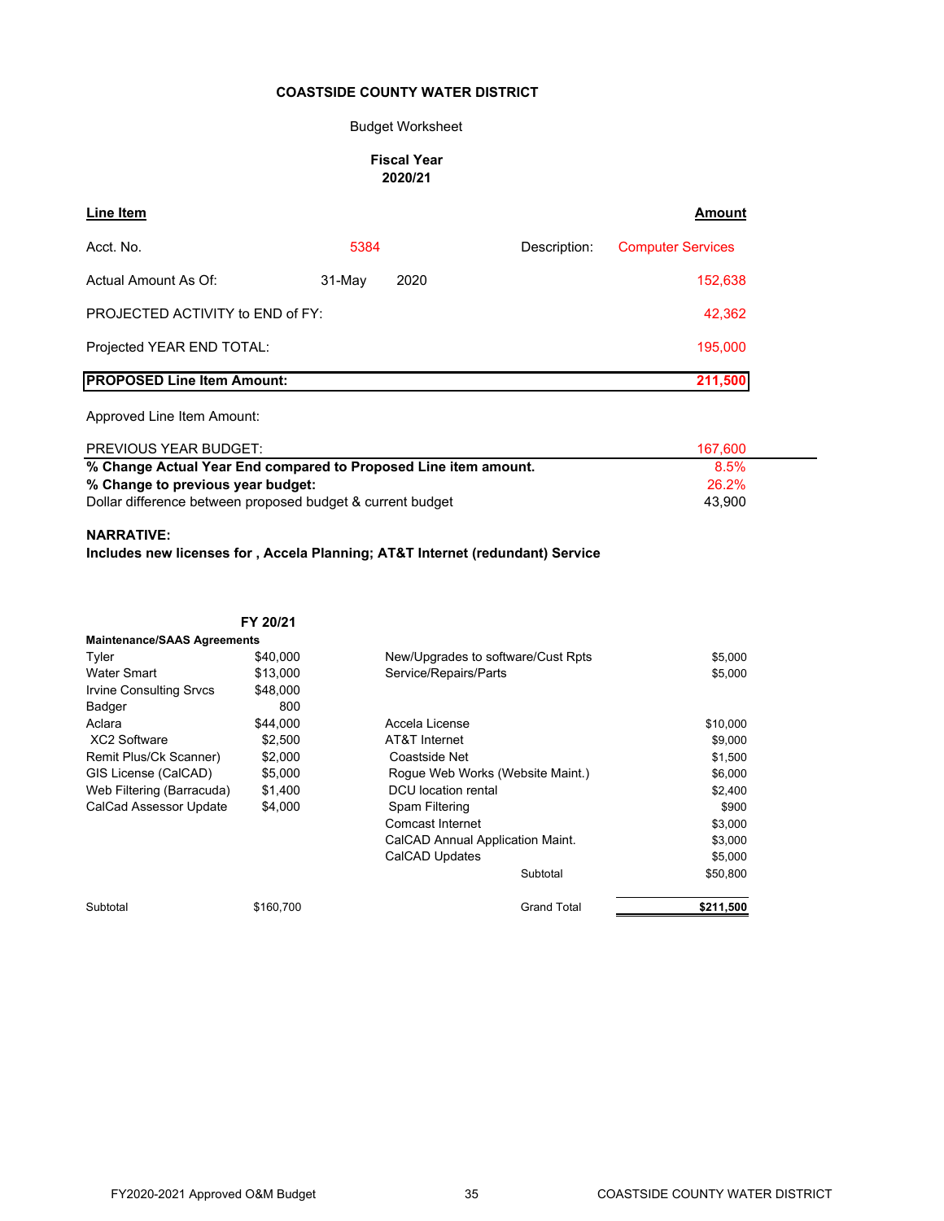**COASTSIDE COUNTY WATER DISTRICT**

Budget Worksheet

**Fiscal Year 2020/21**

| **Line Item** | | | | **Amount** |
|---|---|---|---|---|
| Acct. No. | 5384 | | Description: | Computer Services |
| Actual Amount As Of: | 31-May | 2020 | | 152,638 |
| PROJECTED ACTIVITY to END of FY: | | | | 42,362 |
| Projected YEAR END TOTAL: | | | | 195,000 |
| **PROPOSED Line Item Amount:** | | | | **211,500** |
| Approved Line Item Amount: | | | | |
| PREVIOUS YEAR BUDGET: | | | | 167,600 |
| **% Change Actual Year End compared to Proposed Line item amount.** | | | | 8.5% |
| **% Change to previous year budget:** | | | | 26.2% |
| Dollar difference between proposed budget & current budget | | | | 43,900 |

**NARRATIVE:**

**Includes new licenses for , Accela Planning; AT&T Internet (redundant) Service**

| | **FY 20/21** | | |
|---|---|---|---|
| **Maintenance/SAAS Agreements** | | | |
| Tyler | $40,000 | New/Upgrades to software/Cust Rpts | $5,000 |
| Water Smart | $13,000 | Service/Repairs/Parts | $5,000 |
| Irvine Consulting Srvcs | $48,000 | | |
| Badger | 800 | | |
| Aclara | $44,000 | Accela License | $10,000 |
| XC2 Software | $2,500 | AT&T Internet | $9,000 |
| Remit Plus/Ck Scanner) | $2,000 | Coastside Net | $1,500 |
| GIS License (CalCAD) | $5,000 | Rogue Web Works (Website Maint.) | $6,000 |
| Web Filtering (Barracuda) | $1,400 | DCU location rental | $2,400 |
| CalCad Assessor Update | $4,000 | Spam Filtering | $900 |
| | | Comcast Internet | $3,000 |
| | | CalCAD Annual Application Maint. | $3,000 |
| | | CalCAD Updates | $5,000 |
| | | Subtotal | $50,800 |
| Subtotal | $160,700 | Grand Total | **$211,500** |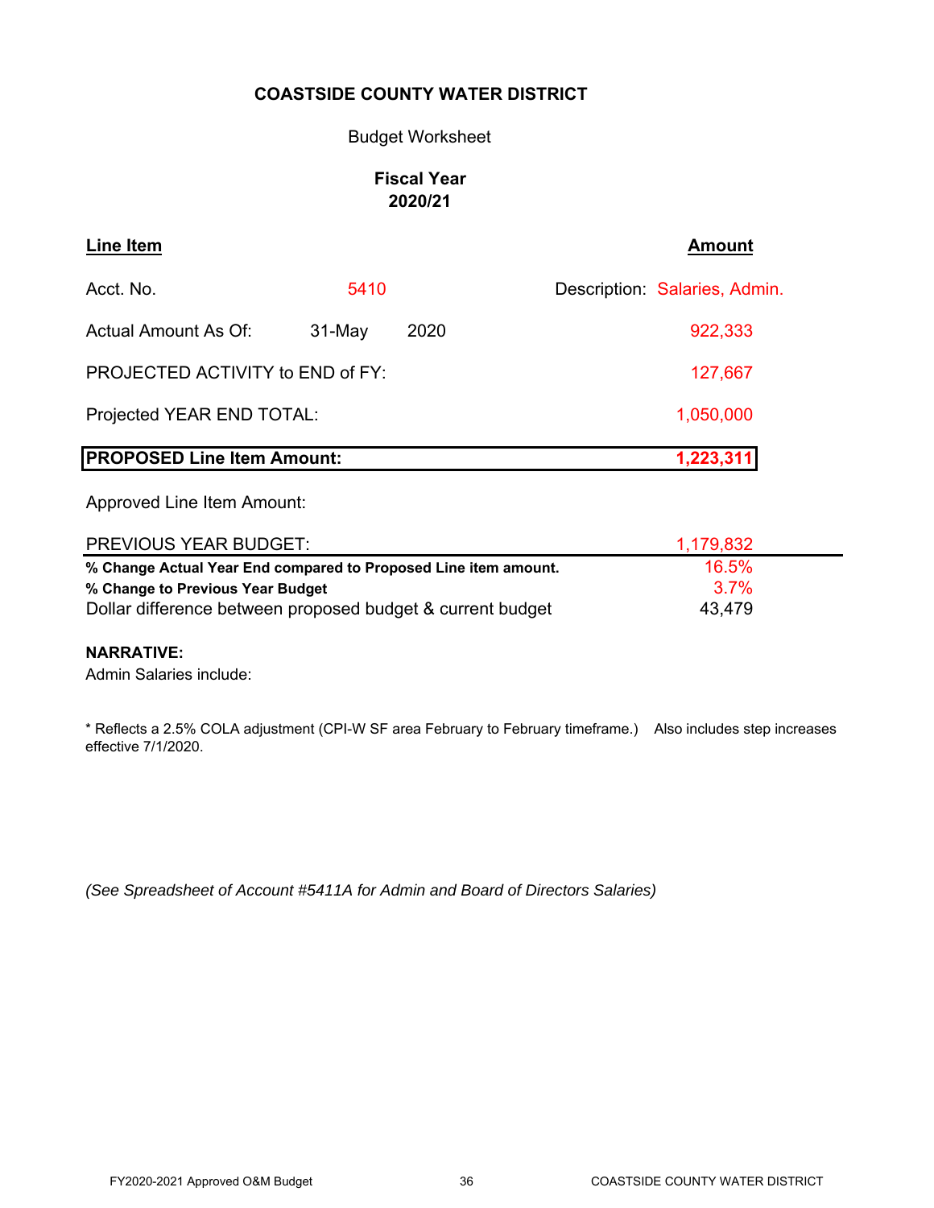**COASTSIDE COUNTY WATER DISTRICT**

Budget Worksheet

**Fiscal Year 2020/21**

| **Line Item** | | | **Amount** |
|---|---|---|---|
| Acct. No. | 5410 | Description: | Salaries, Admin. |
| Actual Amount As Of: | 31-May 2020 | | 922,333 |
| PROJECTED ACTIVITY to END of FY: | | | 127,667 |
| Projected YEAR END TOTAL: | | | 1,050,000 |
| **PROPOSED Line Item Amount:** | | | **1,223,311** |
| Approved Line Item Amount: | | | |
| PREVIOUS YEAR BUDGET: | | | 1,179,832 |
| **% Change Actual Year End compared to Proposed Line item amount.** | | | 16.5% |
| **% Change to Previous Year Budget** | | | 3.7% |
| Dollar difference between proposed budget & current budget | | | 43,479 |

**NARRATIVE:**

Admin Salaries include:

* Reflects a 2.5% COLA adjustment (CPI-W SF area February to February timeframe.) Also includes step increases effective 7/1/2020.

*(See Spreadsheet of Account #5411A for Admin and Board of Directors Salaries)*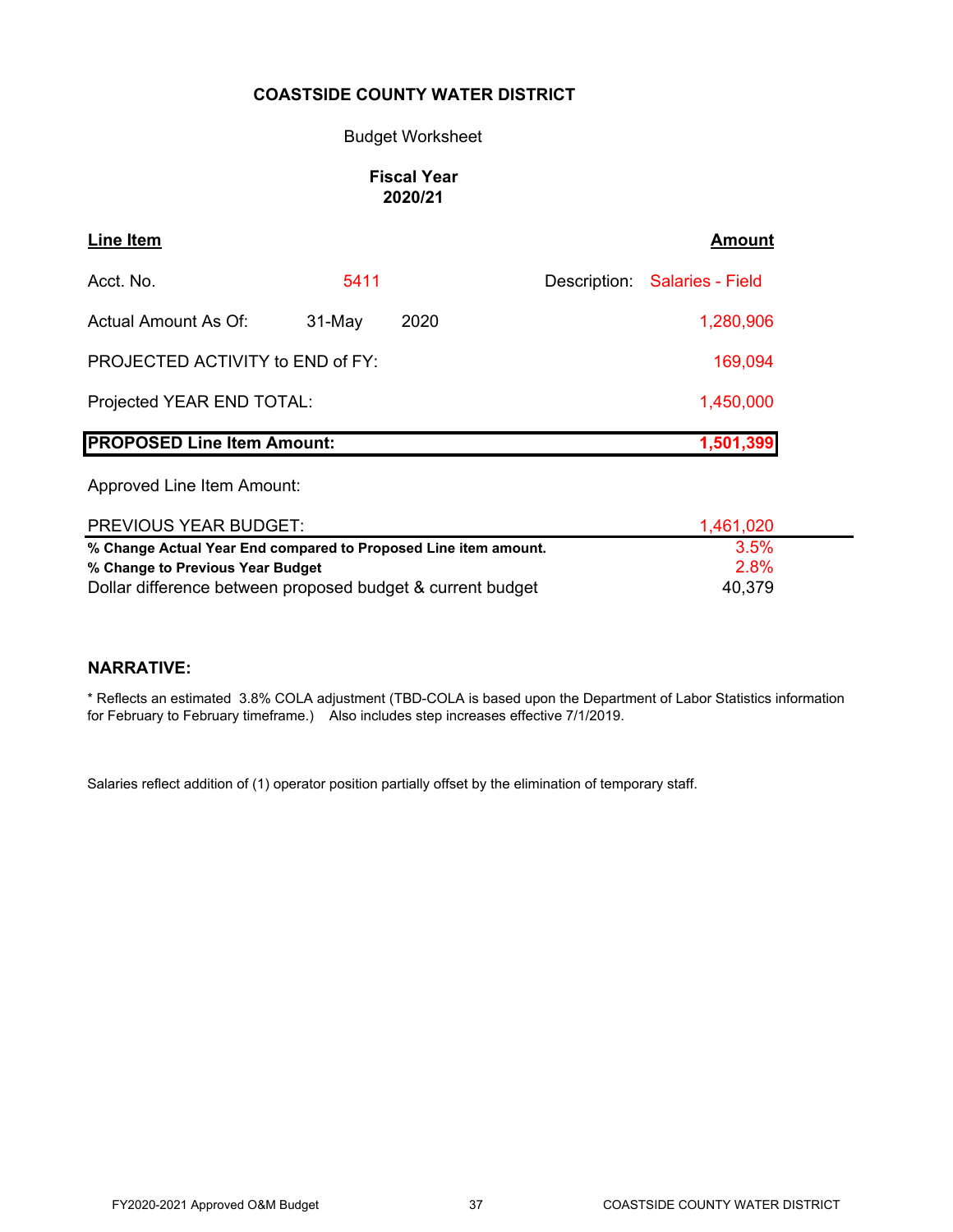**COASTSIDE COUNTY WATER DISTRICT**

Budget Worksheet

**Fiscal Year 2020/21**

| **Line Item** | | | | **Amount** |
|---|---|---|---|---|
| Acct. No. | 5411 | | Description: | Salaries - Field |
| Actual Amount As Of: | 31-May | 2020 | | 1,280,906 |
| PROJECTED ACTIVITY to END of FY: | | | | 169,094 |
| Projected YEAR END TOTAL: | | | | 1,450,000 |
| **PROPOSED Line Item Amount:** | | | | **1,501,399** |
| Approved Line Item Amount: | | | | |
| PREVIOUS YEAR BUDGET: | | | | 1,461,020 |
| **% Change Actual Year End compared to Proposed Line item amount.** | | | | 3.5% |
| **% Change to Previous Year Budget** | | | | 2.8% |
| Dollar difference between proposed budget & current budget | | | | 40,379 |

**NARRATIVE:**

* Reflects an estimated 3.8% COLA adjustment (TBD-COLA is based upon the Department of Labor Statistics information for February to February timeframe.) Also includes step increases effective 7/1/2019.

Salaries reflect addition of (1) operator position partially offset by the elimination of temporary staff.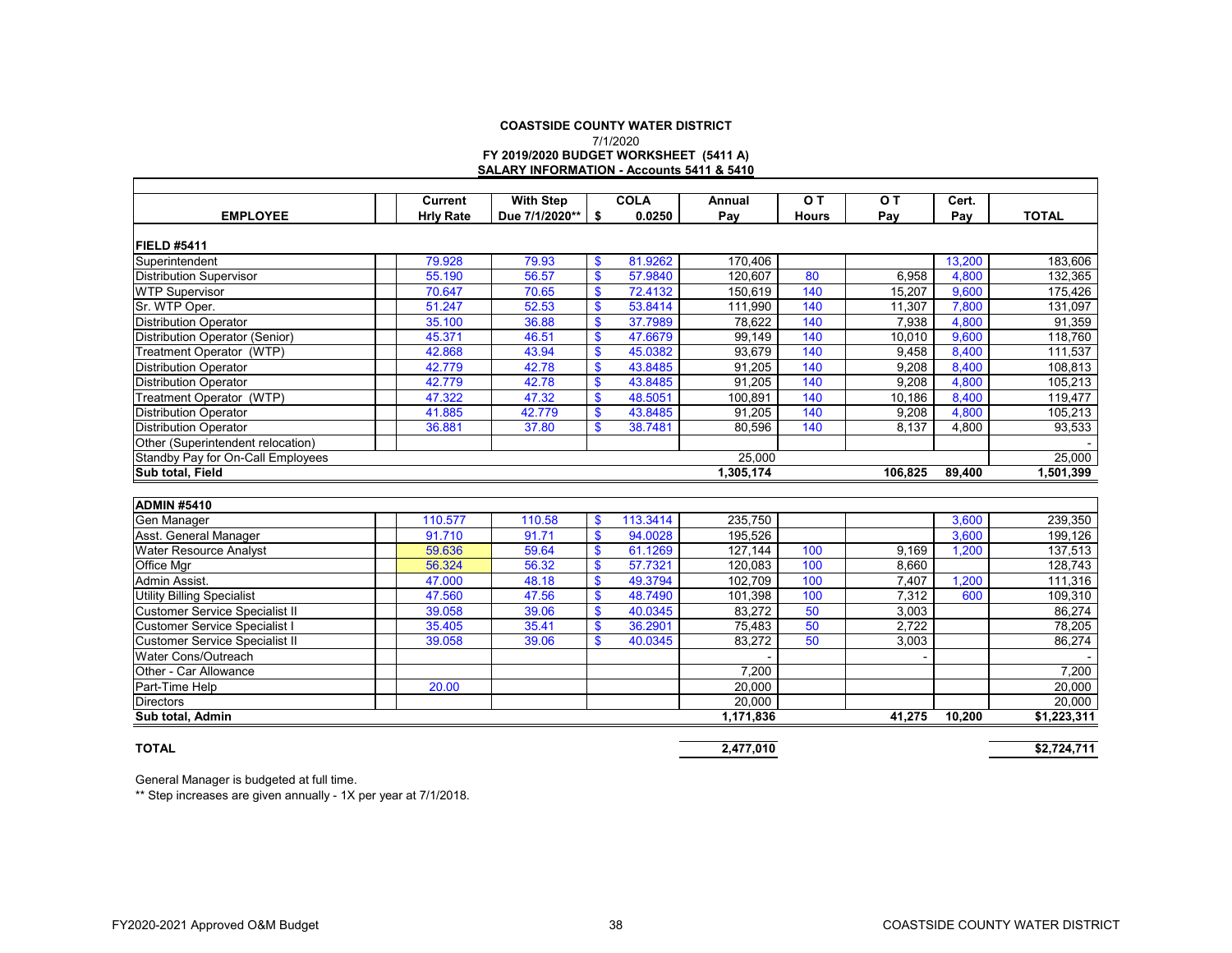**COASTSIDE COUNTY WATER DISTRICT**

7/1/2020

**FY 2019/2020 BUDGET WORKSHEET (5411 A)**

**SALARY INFORMATION - Accounts 5411 & 5410**

| EMPLOYEE | Current Hrly Rate | With Step Due 7/1/2020** | COLA $ 0.0250 | Annual Pay | O T Hours | O T Pay | Cert. Pay | TOTAL |
|---|---|---|---|---|---|---|---|---|
| **FIELD #5411** | | | | | | | | |
| Superintendent | 79.928 | 79.93 | $ 81.9262 | 170,406 | | | 13,200 | 183,606 |
| Distribution Supervisor | 55.190 | 56.57 | $ 57.9840 | 120,607 | 80 | 6,958 | 4,800 | 132,365 |
| WTP Supervisor | 70.647 | 70.65 | $ 72.4132 | 150,619 | 140 | 15,207 | 9,600 | 175,426 |
| Sr. WTP Oper. | 51.247 | 52.53 | $ 53.8414 | 111,990 | 140 | 11,307 | 7,800 | 131,097 |
| Distribution Operator | 35.100 | 36.88 | $ 37.7989 | 78,622 | 140 | 7,938 | 4,800 | 91,359 |
| Distribution Operator (Senior) | 45.371 | 46.51 | $ 47.6679 | 99,149 | 140 | 10,010 | 9,600 | 118,760 |
| Treatment Operator (WTP) | 42.868 | 43.94 | $ 45.0382 | 93,679 | 140 | 9,458 | 8,400 | 111,537 |
| Distribution Operator | 42.779 | 42.78 | $ 43.8485 | 91,205 | 140 | 9,208 | 8,400 | 108,813 |
| Distribution Operator | 42.779 | 42.78 | $ 43.8485 | 91,205 | 140 | 9,208 | 4,800 | 105,213 |
| Treatment Operator (WTP) | 47.322 | 47.32 | $ 48.5051 | 100,891 | 140 | 10,186 | 8,400 | 119,477 |
| Distribution Operator | 41.885 | 42.779 | $ 43.8485 | 91,205 | 140 | 9,208 | 4,800 | 105,213 |
| Distribution Operator | 36.881 | 37.80 | $ 38.7481 | 80,596 | 140 | 8,137 | 4,800 | 93,533 |
| Other (Superintendent relocation) | | | | | | | | - |
| Standby Pay for On-Call Employees | | | | 25,000 | | | | 25,000 |
| **Sub total, Field** | | | | **1,305,174** | | **106,825** | **89,400** | **1,501,399** |
| **ADMIN #5410** | | | | | | | | |
| Gen Manager | 110.577 | 110.58 | $ 113.3414 | 235,750 | | | 3,600 | 239,350 |
| Asst. General Manager | 91.710 | 91.71 | $ 94.0028 | 195,526 | | | 3,600 | 199,126 |
| Water Resource Analyst | 59.636 | 59.64 | $ 61.1269 | 127,144 | 100 | 9,169 | 1,200 | 137,513 |
| Office Mgr | 56.324 | 56.32 | $ 57.7321 | 120,083 | 100 | 8,660 | | 128,743 |
| Admin Assist. | 47.000 | 48.18 | $ 49.3794 | 102,709 | 100 | 7,407 | 1,200 | 111,316 |
| Utility Billing Specialist | 47.560 | 47.56 | $ 48.7490 | 101,398 | 100 | 7,312 | 600 | 109,310 |
| Customer Service Specialist II | 39.058 | 39.06 | $ 40.0345 | 83,272 | 50 | 3,003 | | 86,274 |
| Customer Service Specialist I | 35.405 | 35.41 | $ 36.2901 | 75,483 | 50 | 2,722 | | 78,205 |
| Customer Service Specialist II | 39.058 | 39.06 | $ 40.0345 | 83,272 | 50 | 3,003 | | 86,274 |
| Water Cons/Outreach | | | | - | | - | | - |
| Other - Car Allowance | | | | 7,200 | | | | 7,200 |
| Part-Time Help | 20.00 | | | 20,000 | | | | 20,000 |
| Directors | | | | 20,000 | | | | 20,000 |
| **Sub total, Admin** | | | | **1,171,836** | | **41,275** | **10,200** | **$1,223,311** |
| **TOTAL** | | | | **2,477,010** | | | | **$2,724,711** |

General Manager is budgeted at full time.

** Step increases are given annually - 1X per year at 7/1/2018.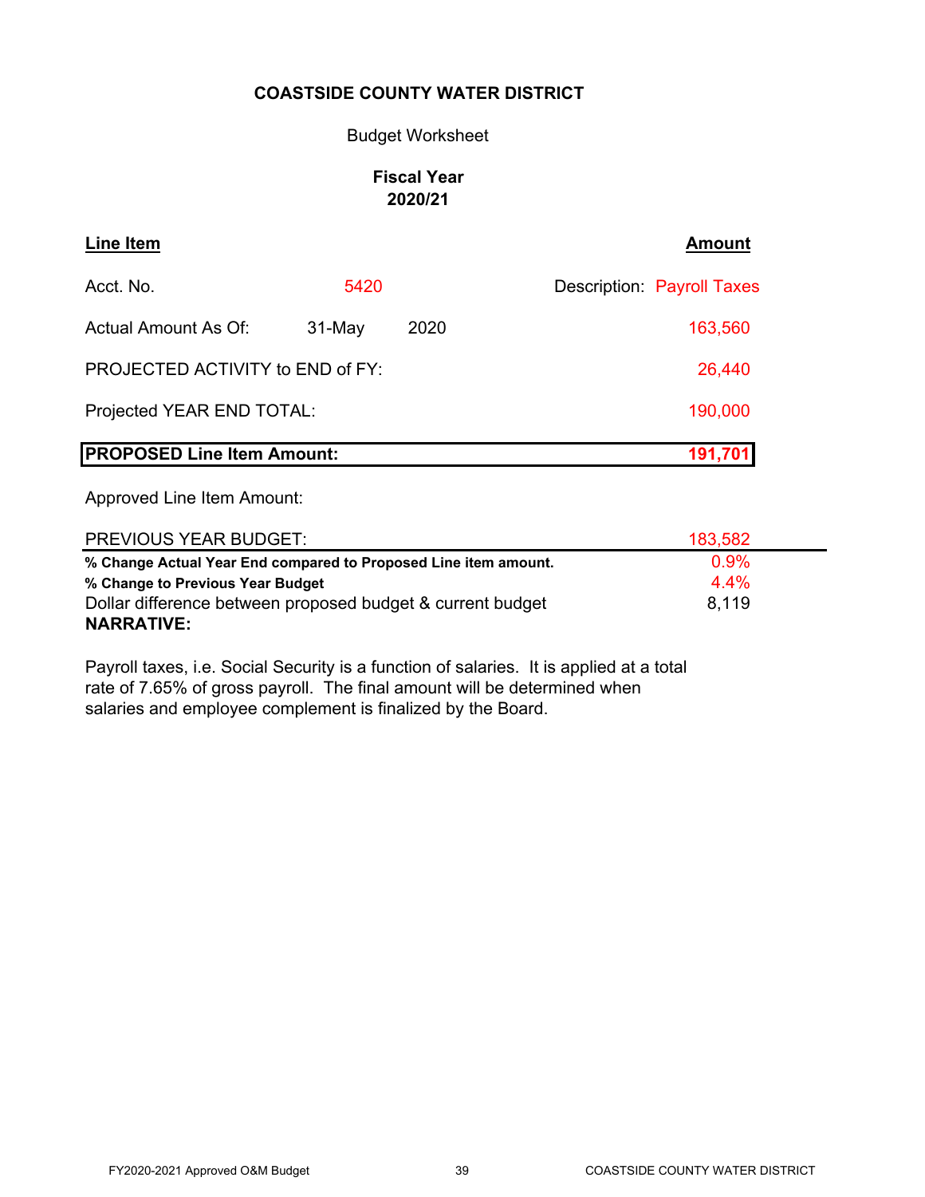**COASTSIDE COUNTY WATER DISTRICT**

Budget Worksheet

**Fiscal Year**
**2020/21**

| **Line Item** | | | | **Amount** |
|---|---|---|---|---|
| Acct. No. | 5420 | | Description: | Payroll Taxes |
| Actual Amount As Of: | 31-May | 2020 | | 163,560 |
| PROJECTED ACTIVITY to END of FY: | | | | 26,440 |
| Projected YEAR END TOTAL: | | | | 190,000 |
| **PROPOSED Line Item Amount:** | | | | **191,701** |
| Approved Line Item Amount: | | | | |
| PREVIOUS YEAR BUDGET: | | | | 183,582 |
| **% Change Actual Year End compared to Proposed Line item amount.** | | | | 0.9% |
| **% Change to Previous Year Budget** | | | | 4.4% |
| Dollar difference between proposed budget & current budget | | | | 8,119 |

**NARRATIVE:**

Payroll taxes, i.e. Social Security is a function of salaries. It is applied at a total rate of 7.65% of gross payroll. The final amount will be determined when salaries and employee complement is finalized by the Board.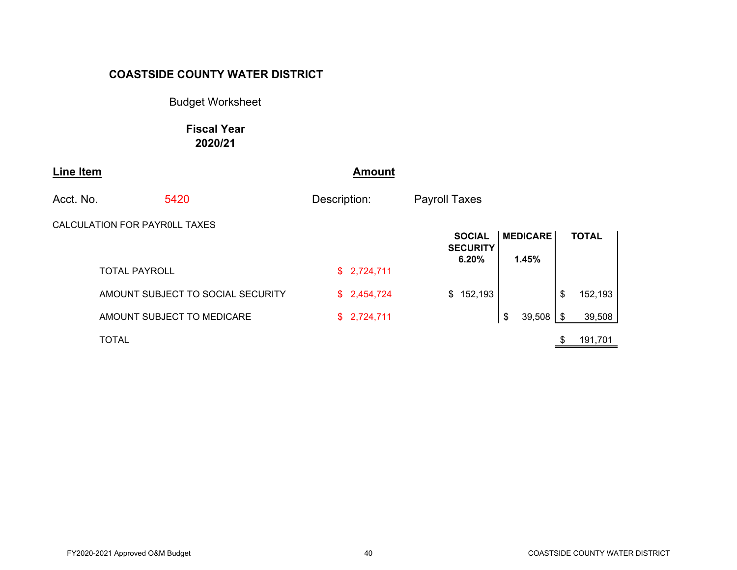**COASTSIDE COUNTY WATER DISTRICT**

Budget Worksheet

**Fiscal Year**
**2020/21**

| **Line Item** | | **Amount** | |
|---|---|---|---|
| Acct. No. | 5420 | Description: | Payroll Taxes |

CALCULATION FOR PAYR0LL TAXES

| | | SOCIAL SECURITY 6.20% | MEDICARE 1.45% | TOTAL |
|---|---|---|---|---|
| TOTAL PAYROLL | $ 2,724,711 | | | |
| AMOUNT SUBJECT TO SOCIAL SECURITY | $ 2,454,724 | $ 152,193 | | $ 152,193 |
| AMOUNT SUBJECT TO MEDICARE | $ 2,724,711 | | $ 39,508 | $ 39,508 |
| TOTAL | | | | $ 191,701 |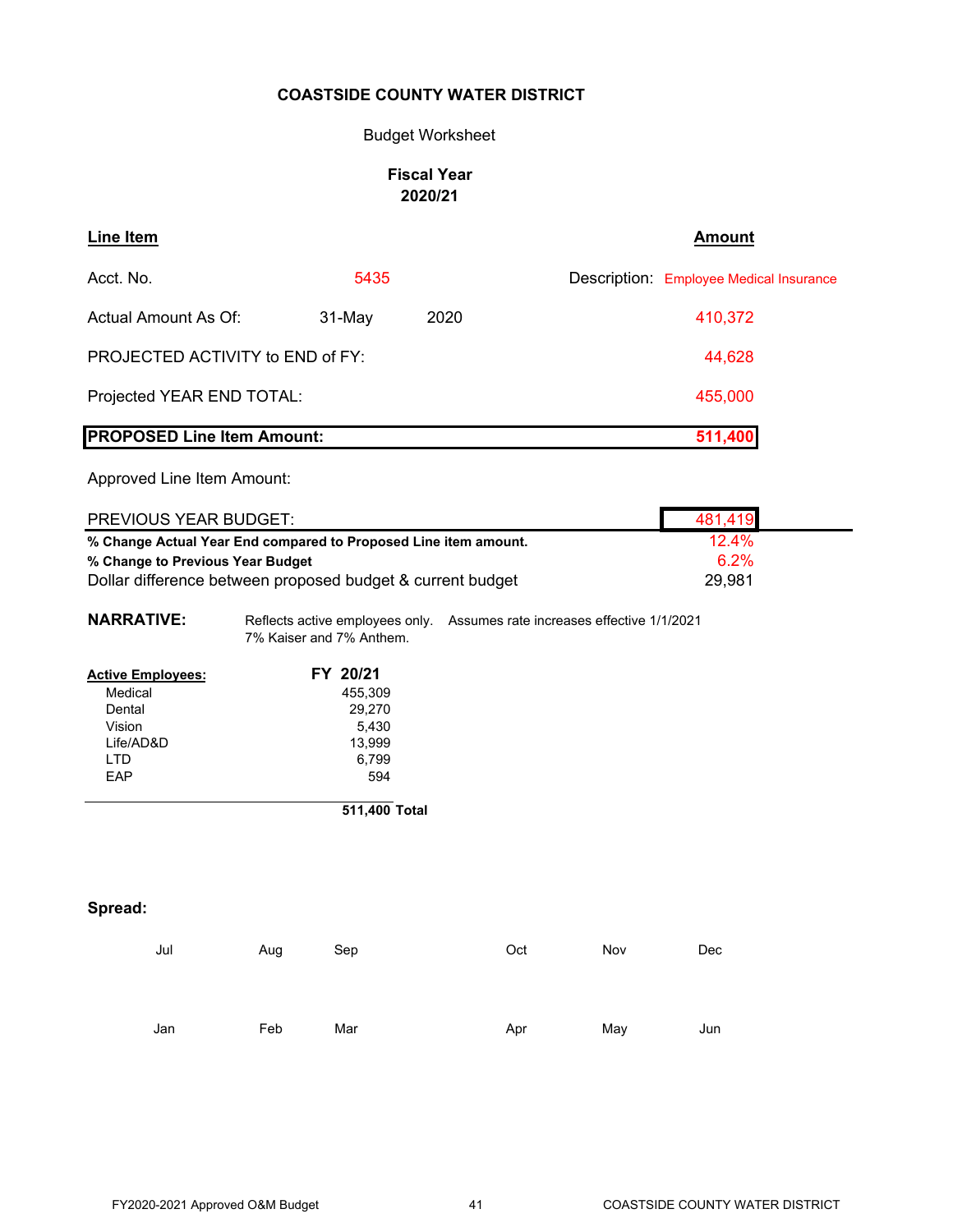**COASTSIDE COUNTY WATER DISTRICT**

Budget Worksheet

**Fiscal Year**
**2020/21**

| **Line Item** | | | **Amount** |
|---|---|---|---|
| Acct. No. | 5435 | Description: | Employee Medical Insurance |
| Actual Amount As Of: | 31-May 2020 | | 410,372 |
| PROJECTED ACTIVITY to END of FY: | | | 44,628 |
| Projected YEAR END TOTAL: | | | 455,000 |
| **PROPOSED Line Item Amount:** | | | **511,400** |
| Approved Line Item Amount: | | | |
| PREVIOUS YEAR BUDGET: | | | 481,419 |
| **% Change Actual Year End compared to Proposed Line item amount.** | | | 12.4% |
| **% Change to Previous Year Budget** | | | 6.2% |
| Dollar difference between proposed budget & current budget | | | 29,981 |

**NARRATIVE:** Reflects active employees only. Assumes rate increases effective 1/1/2021 7% Kaiser and 7% Anthem.

| **Active Employees:** | **FY 20/21** |
|---|---|
| Medical | 455,309 |
| Dental | 29,270 |
| Vision | 5,430 |
| Life/AD&D | 13,999 |
| LTD | 6,799 |
| EAP | 594 |
| **Total** | **511,400** |

**Spread:**

| Jul | Aug | Sep | Oct | Nov | Dec |
|---|---|---|---|---|---|
| | | | | | |

| Jan | Feb | Mar | Apr | May | Jun |
|---|---|---|---|---|---|
| | | | | | |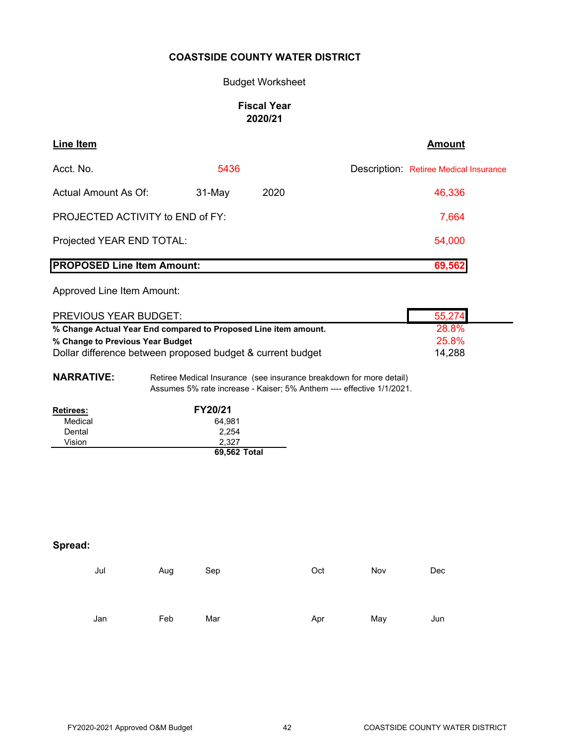**COASTSIDE COUNTY WATER DISTRICT**

Budget Worksheet

**Fiscal Year 2020/21**

| **Line Item** | | | **Amount** |
|---|---|---|---|
| Acct. No. | 5436 | Description: | Retiree Medical Insurance |
| Actual Amount As Of: | 31-May | 2020 | 46,336 |
| PROJECTED ACTIVITY to END of FY: | | | 7,664 |
| Projected YEAR END TOTAL: | | | 54,000 |
| **PROPOSED Line Item Amount:** | | | **69,562** |
| Approved Line Item Amount: | | | |
| PREVIOUS YEAR BUDGET: | | | 55,274 |
| **% Change Actual Year End compared to Proposed Line item amount.** | | | 28.8% |
| **% Change to Previous Year Budget** | | | 25.8% |
| Dollar difference between proposed budget & current budget | | | 14,288 |

**NARRATIVE:** Retiree Medical Insurance (see insurance breakdown for more detail)
Assumes 5% rate increase - Kaiser; 5% Anthem ---- effective 1/1/2021.

| **Retirees:** | **FY20/21** |
|---|---|
| Medical | 64,981 |
| Dental | 2,254 |
| Vision | 2,327 |
| | **69,562 Total** |

**Spread:**

| Jul | Aug | Sep | Oct | Nov | Dec |
|---|---|---|---|---|---|
| Jan | Feb | Mar | Apr | May | Jun |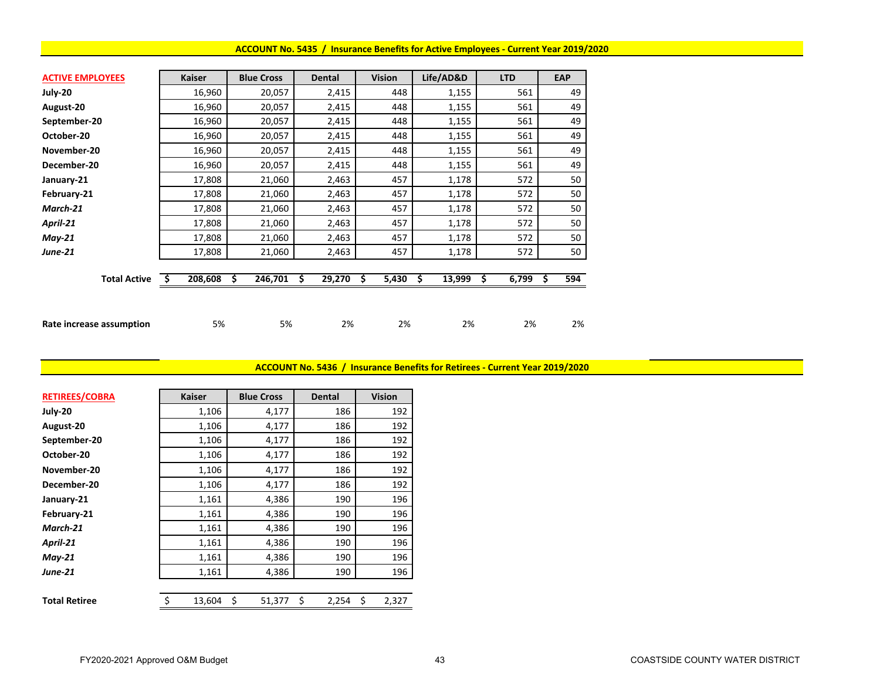## ACCOUNT No. 5435 / Insurance Benefits for Active Employees - Current Year 2019/2020

| ACTIVE EMPLOYEES | Kaiser | Blue Cross | Dental | Vision | Life/AD&D | LTD | EAP |
|---|---|---|---|---|---|---|---|
| **July-20** | 16,960 | 20,057 | 2,415 | 448 | 1,155 | 561 | 49 |
| **August-20** | 16,960 | 20,057 | 2,415 | 448 | 1,155 | 561 | 49 |
| **September-20** | 16,960 | 20,057 | 2,415 | 448 | 1,155 | 561 | 49 |
| **October-20** | 16,960 | 20,057 | 2,415 | 448 | 1,155 | 561 | 49 |
| **November-20** | 16,960 | 20,057 | 2,415 | 448 | 1,155 | 561 | 49 |
| **December-20** | 16,960 | 20,057 | 2,415 | 448 | 1,155 | 561 | 49 |
| **January-21** | 17,808 | 21,060 | 2,463 | 457 | 1,178 | 572 | 50 |
| **February-21** | 17,808 | 21,060 | 2,463 | 457 | 1,178 | 572 | 50 |
| ***March-21*** | 17,808 | 21,060 | 2,463 | 457 | 1,178 | 572 | 50 |
| ***April-21*** | 17,808 | 21,060 | 2,463 | 457 | 1,178 | 572 | 50 |
| ***May-21*** | 17,808 | 21,060 | 2,463 | 457 | 1,178 | 572 | 50 |
| ***June-21*** | 17,808 | 21,060 | 2,463 | 457 | 1,178 | 572 | 50 |
| **Total Active** | **$ 208,608** | **$ 246,701** | **$ 29,270** | **$ 5,430** | **$ 13,999** | **$ 6,799** | **$ 594** |
| **Rate increase assumption** | 5% | 5% | 2% | 2% | 2% | 2% | 2% |

## ACCOUNT No. 5436 / Insurance Benefits for Retirees - Current Year 2019/2020

| RETIREES/COBRA | Kaiser | Blue Cross | Dental | Vision |
|---|---|---|---|---|
| **July-20** | 1,106 | 4,177 | 186 | 192 |
| **August-20** | 1,106 | 4,177 | 186 | 192 |
| **September-20** | 1,106 | 4,177 | 186 | 192 |
| **October-20** | 1,106 | 4,177 | 186 | 192 |
| **November-20** | 1,106 | 4,177 | 186 | 192 |
| **December-20** | 1,106 | 4,177 | 186 | 192 |
| **January-21** | 1,161 | 4,386 | 190 | 196 |
| **February-21** | 1,161 | 4,386 | 190 | 196 |
| ***March-21*** | 1,161 | 4,386 | 190 | 196 |
| ***April-21*** | 1,161 | 4,386 | 190 | 196 |
| ***May-21*** | 1,161 | 4,386 | 190 | 196 |
| ***June-21*** | 1,161 | 4,386 | 190 | 196 |
| **Total Retiree** | $ 13,604 | $ 51,377 | $ 2,254 | $ 2,327 |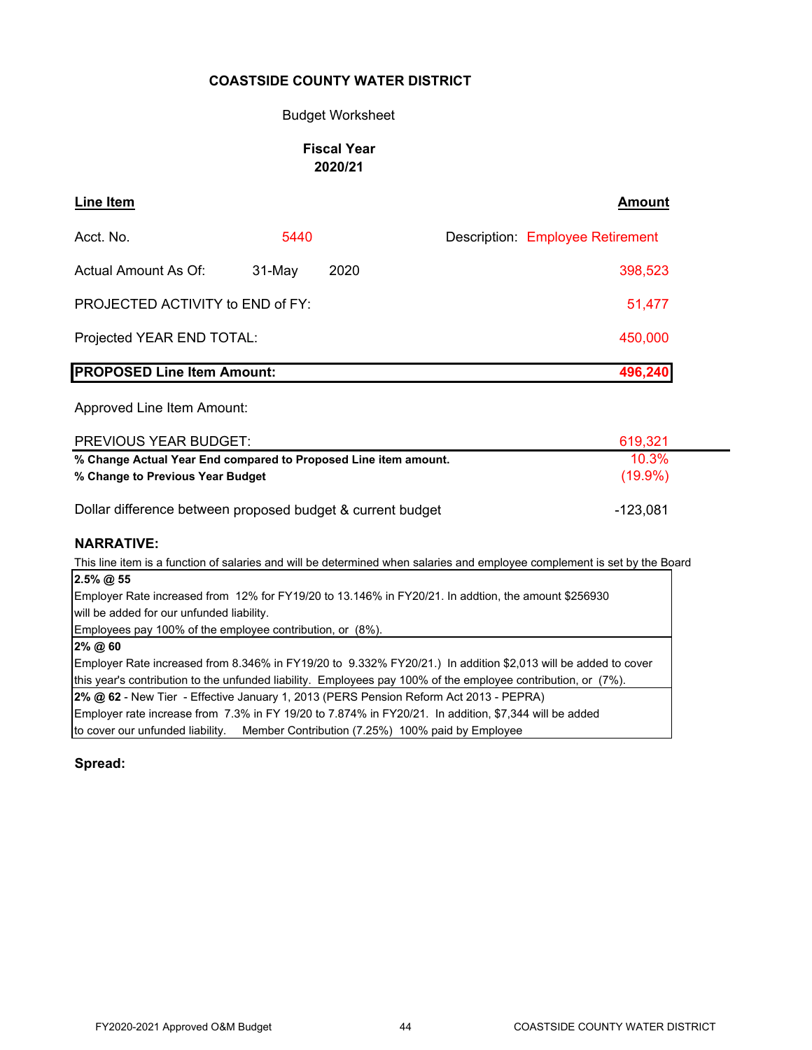**COASTSIDE COUNTY WATER DISTRICT**

Budget Worksheet

**Fiscal Year 2020/21**

| **Line Item** | | | **Amount** |
|---|---|---|---|
| Acct. No. | 5440 | Description: | Employee Retirement |
| Actual Amount As Of: | 31-May | 2020 | 398,523 |
| PROJECTED ACTIVITY to END of FY: | | | 51,477 |
| Projected YEAR END TOTAL: | | | 450,000 |
| **PROPOSED Line Item Amount:** | | | **496,240** |
| Approved Line Item Amount: | | | |
| PREVIOUS YEAR BUDGET: | | | 619,321 |
| **% Change Actual Year End compared to Proposed Line item amount.** | | | 10.3% |
| **% Change to Previous Year Budget** | | | (19.9%) |
| Dollar difference between proposed budget & current budget | | | -123,081 |

**NARRATIVE:**

This line item is a function of salaries and will be determined when salaries and employee complement is set by the Board

**2.5% @ 55**
Employer Rate increased from 12% for FY19/20 to 13.146% in FY20/21. In addtion, the amount $256930 will be added for our unfunded liability.
Employees pay 100% of the employee contribution, or (8%).

**2% @ 60**
Employer Rate increased from 8.346% in FY19/20 to 9.332% FY20/21.) In addition $2,013 will be added to cover this year's contribution to the unfunded liability. Employees pay 100% of the employee contribution, or (7%).

**2% @ 62** - New Tier - Effective January 1, 2013 (PERS Pension Reform Act 2013 - PEPRA)
Employer rate increase from 7.3% in FY 19/20 to 7.874% in FY20/21. In addition, $7,344 will be added to cover our unfunded liability. Member Contribution (7.25%) 100% paid by Employee

**Spread:**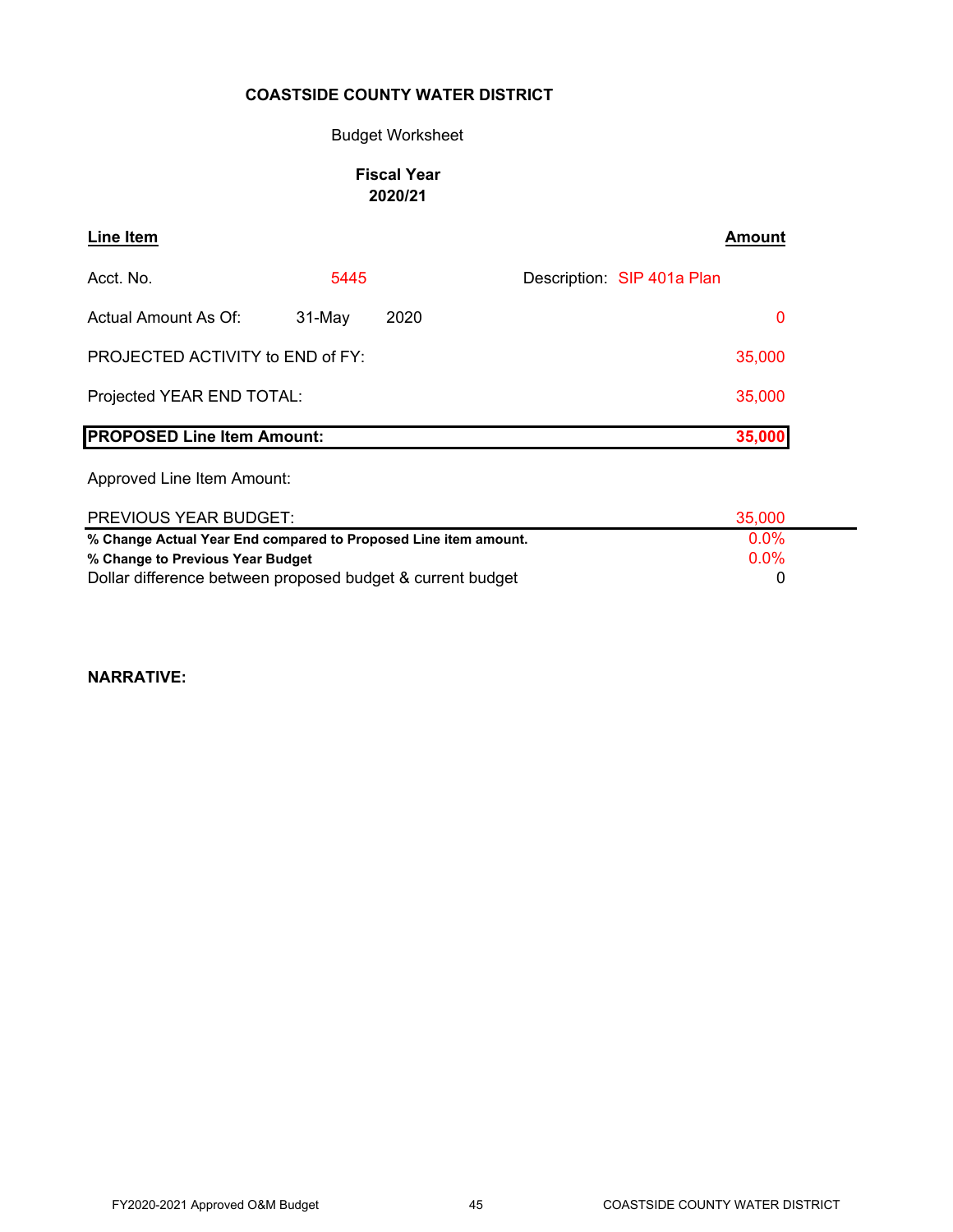**COASTSIDE COUNTY WATER DISTRICT**

Budget Worksheet

**Fiscal Year**
**2020/21**

| **Line Item** | | | | **Amount** |
|---|---|---|---|---|
| Acct. No. | 5445 | | Description: SIP 401a Plan | |
| Actual Amount As Of: | 31-May | 2020 | | 0 |
| PROJECTED ACTIVITY to END of FY: | | | | 35,000 |
| Projected YEAR END TOTAL: | | | | 35,000 |
| **PROPOSED Line Item Amount:** | | | | **35,000** |
| Approved Line Item Amount: | | | | |
| PREVIOUS YEAR BUDGET: | | | | 35,000 |
| **% Change Actual Year End compared to Proposed Line item amount.** | | | | 0.0% |
| **% Change to Previous Year Budget** | | | | 0.0% |
| Dollar difference between proposed budget & current budget | | | | 0 |

**NARRATIVE:**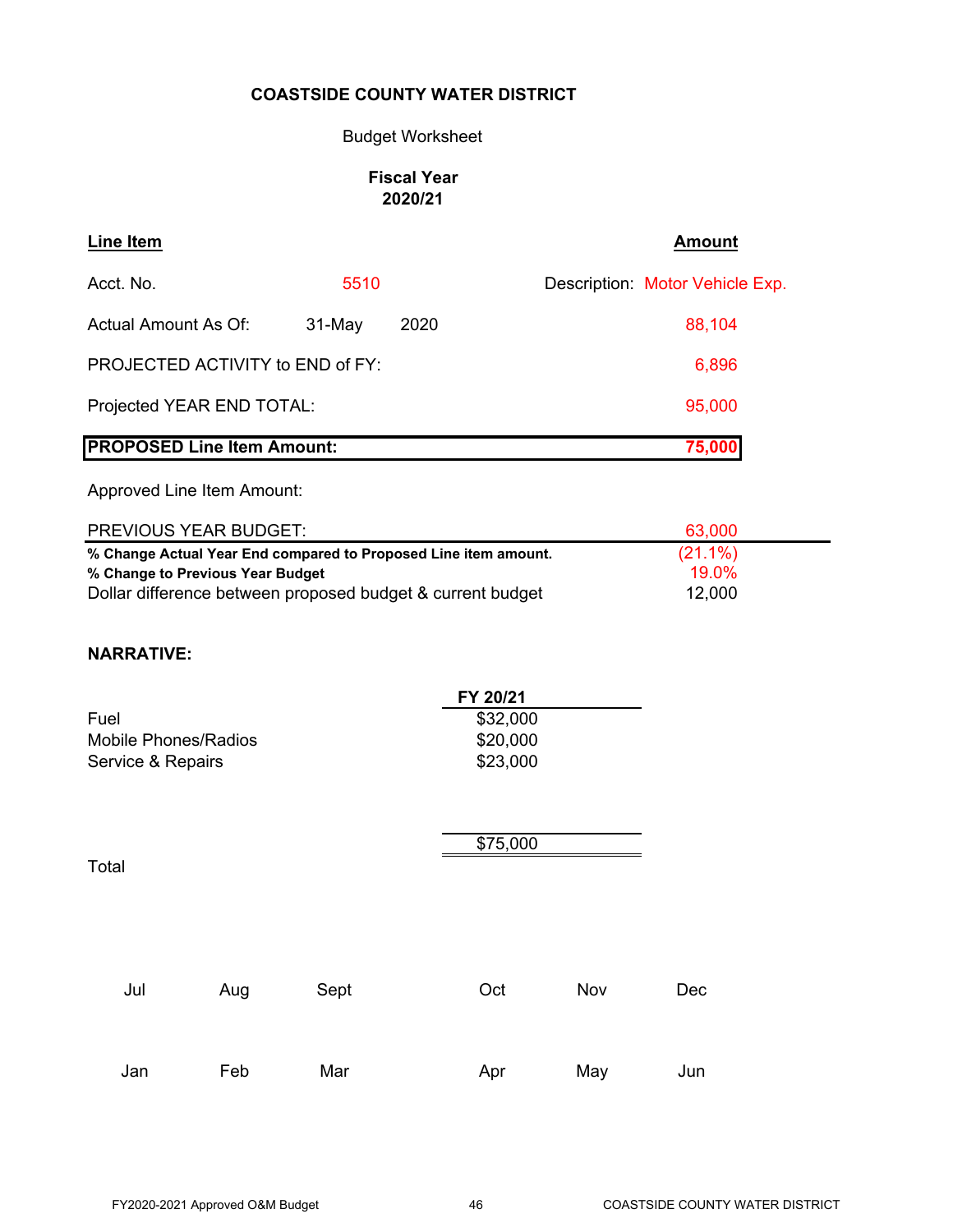**COASTSIDE COUNTY WATER DISTRICT**

Budget Worksheet

**Fiscal Year**
**2020/21**

| Line Item | | | Amount |
|---|---|---|---|
| Acct. No. | 5510 | Description: Motor Vehicle Exp. | |
| Actual Amount As Of: | 31-May 2020 | | 88,104 |
| PROJECTED ACTIVITY to END of FY: | | | 6,896 |
| Projected YEAR END TOTAL: | | | 95,000 |
| **PROPOSED Line Item Amount:** | | | **75,000** |
| Approved Line Item Amount: | | | |
| PREVIOUS YEAR BUDGET: | | | 63,000 |
| **% Change Actual Year End compared to Proposed Line item amount.** | | | (21.1%) |
| **% Change to Previous Year Budget** | | | 19.0% |
| Dollar difference between proposed budget & current budget | | | 12,000 |

**NARRATIVE:**

| | FY 20/21 |
|---|---|
| Fuel | $32,000 |
| Mobile Phones/Radios | $20,000 |
| Service & Repairs | $23,000 |
| Total | $75,000 |

| Jul | Aug | Sept | Oct | Nov | Dec |
|---|---|---|---|---|---|
| Jan | Feb | Mar | Apr | May | Jun |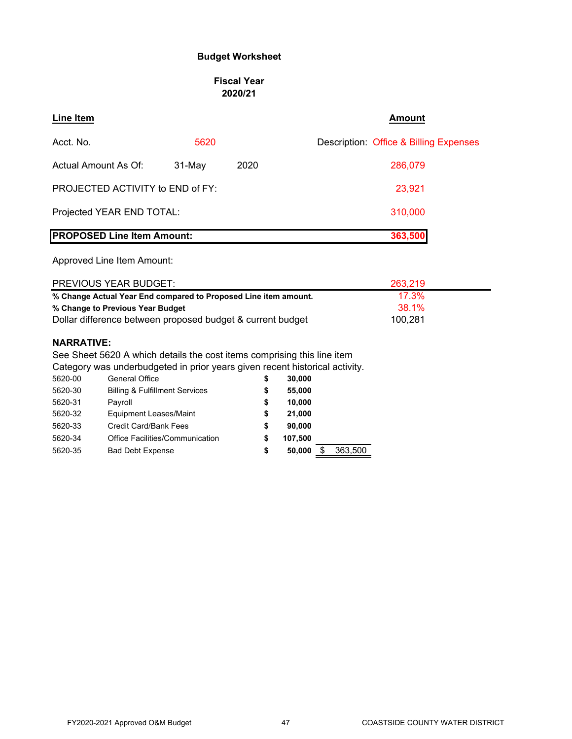**Budget Worksheet**

**Fiscal Year 2020/21**

| **Line Item** | | | **Amount** |
|---|---|---|---|
| Acct. No. | 5620 | Description: Office & Billing Expenses | |
| Actual Amount As Of: | 31-May 2020 | | 286,079 |
| PROJECTED ACTIVITY to END of FY: | | | 23,921 |
| Projected YEAR END TOTAL: | | | 310,000 |
| **PROPOSED Line Item Amount:** | | | **363,500** |
| Approved Line Item Amount: | | | |
| PREVIOUS YEAR BUDGET: | | | 263,219 |
| **% Change Actual Year End compared to Proposed Line item amount.** | | | 17.3% |
| **% Change to Previous Year Budget** | | | 38.1% |
| Dollar difference between proposed budget & current budget | | | 100,281 |

**NARRATIVE:**

See Sheet 5620 A which details the cost items comprising this line item
Category was underbudgeted in prior years given recent historical activity.

| | | | |
|---|---|---|---|
| 5620-00 | General Office | **$ 30,000** | |
| 5620-30 | Billing & Fulfillment Services | **$ 55,000** | |
| 5620-31 | Payroll | **$ 10,000** | |
| 5620-32 | Equipment Leases/Maint | **$ 21,000** | |
| 5620-33 | Credit Card/Bank Fees | **$ 90,000** | |
| 5620-34 | Office Facilities/Communication | **$ 107,500** | |
| 5620-35 | Bad Debt Expense | **$ 50,000** | $ 363,500 |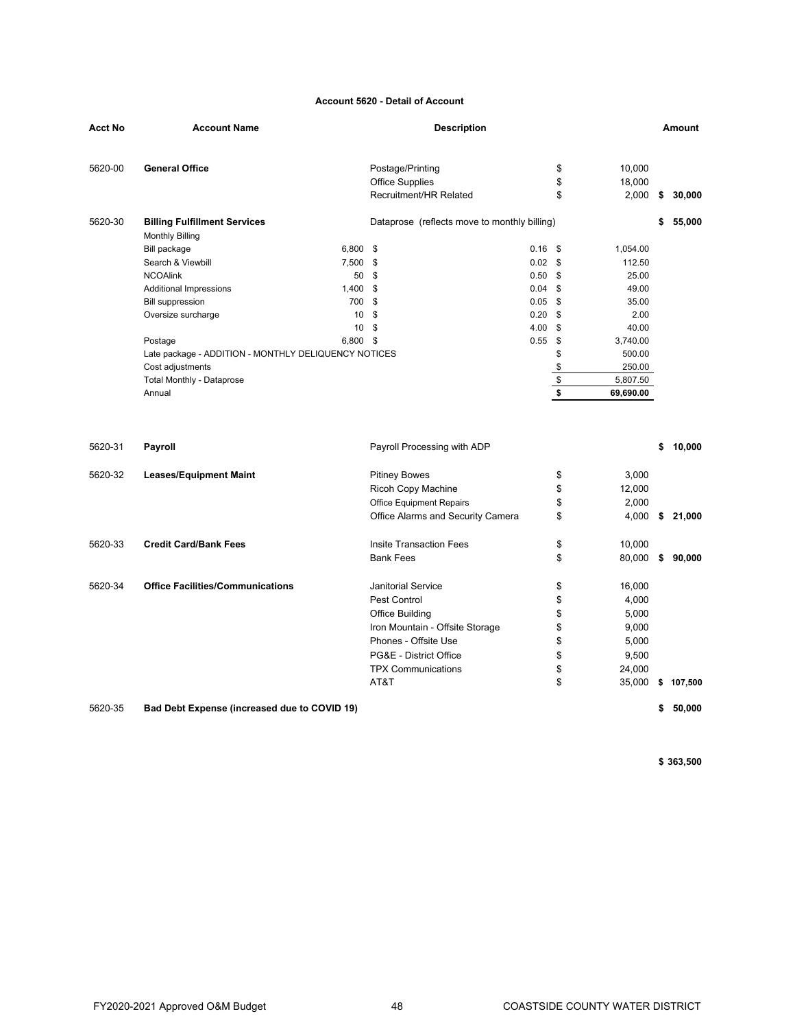### Account 5620 - Detail of Account

| Acct No | Account Name | | Description | | | Amount |
|---|---|---|---|---|---|---|
| 5620-00 | **General Office** | | Postage/Printing | | $ 10,000 | |
| | | | Office Supplies | | $ 18,000 | |
| | | | Recruitment/HR Related | | $ 2,000 | $ 30,000 |
| 5620-30 | **Billing Fulfillment Services** | | Dataprose (reflects move to monthly billing) | | | $ 55,000 |
| | Monthly Billing | | | | | |
| | Bill package | 6,800 | $ | 0.16 | $ 1,054.00 | |
| | Search & Viewbill | 7,500 | $ | 0.02 | $ 112.50 | |
| | NCOAlink | 50 | $ | 0.50 | $ 25.00 | |
| | Additional Impressions | 1,400 | $ | 0.04 | $ 49.00 | |
| | Bill suppression | 700 | $ | 0.05 | $ 35.00 | |
| | Oversize surcharge | 10 | $ | 0.20 | $ 2.00 | |
| | | 10 | $ | 4.00 | $ 40.00 | |
| | Postage | 6,800 | $ | 0.55 | $ 3,740.00 | |
| | Late package - ADDITION - MONTHLY DELIQUENCY NOTICES | | | | $ 500.00 | |
| | Cost adjustments | | | | $ 250.00 | |
| | Total Monthly - Dataprose | | | | $ 5,807.50 | |
| | Annual | | | | **$ 69,690.00** | |
| 5620-31 | **Payroll** | | Payroll Processing with ADP | | | $ 10,000 |
| 5620-32 | **Leases/Equipment Maint** | | Pitiney Bowes | | $ 3,000 | |
| | | | Ricoh Copy Machine | | $ 12,000 | |
| | | | Office Equipment Repairs | | $ 2,000 | |
| | | | Office Alarms and Security Camera | | $ 4,000 | $ 21,000 |
| 5620-33 | **Credit Card/Bank Fees** | | Insite Transaction Fees | | $ 10,000 | |
| | | | Bank Fees | | $ 80,000 | $ 90,000 |
| 5620-34 | **Office Facilities/Communications** | | Janitorial Service | | $ 16,000 | |
| | | | Pest Control | | $ 4,000 | |
| | | | Office Building | | $ 5,000 | |
| | | | Iron Mountain - Offsite Storage | | $ 9,000 | |
| | | | Phones - Offsite Use | | $ 5,000 | |
| | | | PG&E - District Office | | $ 9,500 | |
| | | | TPX Communications | | $ 24,000 | |
| | | | AT&T | | $ 35,000 | $ 107,500 |
| 5620-35 | **Bad Debt Expense (increased due to COVID 19)** | | | | | $ 50,000 |
| | | | | | | **$ 363,500** |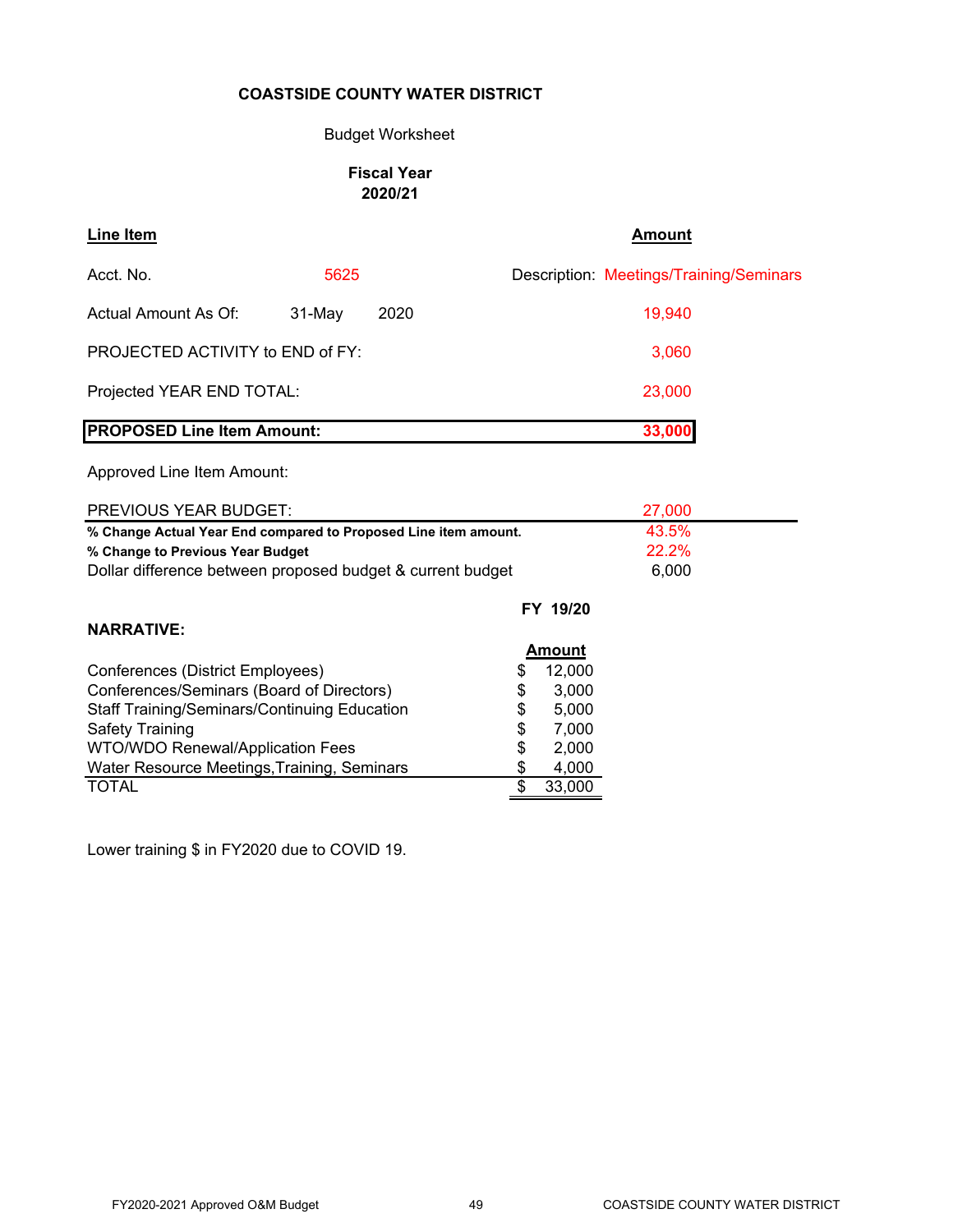**COASTSIDE COUNTY WATER DISTRICT**

Budget Worksheet

**Fiscal Year**
**2020/21**

| **Line Item** | | | **Amount** |
|---|---|---|---|
| Acct. No. | 5625 | Description: | Meetings/Training/Seminars |
| Actual Amount As Of: | 31-May 2020 | | 19,940 |
| PROJECTED ACTIVITY to END of FY: | | | 3,060 |
| Projected YEAR END TOTAL: | | | 23,000 |
| **PROPOSED Line Item Amount:** | | | **33,000** |
| Approved Line Item Amount: | | | |
| PREVIOUS YEAR BUDGET: | | | 27,000 |
| **% Change Actual Year End compared to Proposed Line item amount.** | | | 43.5% |
| **% Change to Previous Year Budget** | | | 22.2% |
| Dollar difference between proposed budget & current budget | | | 6,000 |

**NARRATIVE:**

| | **FY 19/20 Amount** |
|---|---|
| Conferences (District Employees) | $ 12,000 |
| Conferences/Seminars (Board of Directors) | $ 3,000 |
| Staff Training/Seminars/Continuing Education | $ 5,000 |
| Safety Training | $ 7,000 |
| WTO/WDO Renewal/Application Fees | $ 2,000 |
| Water Resource Meetings,Training, Seminars | $ 4,000 |
| TOTAL | $ 33,000 |

Lower training $ in FY2020 due to COVID 19.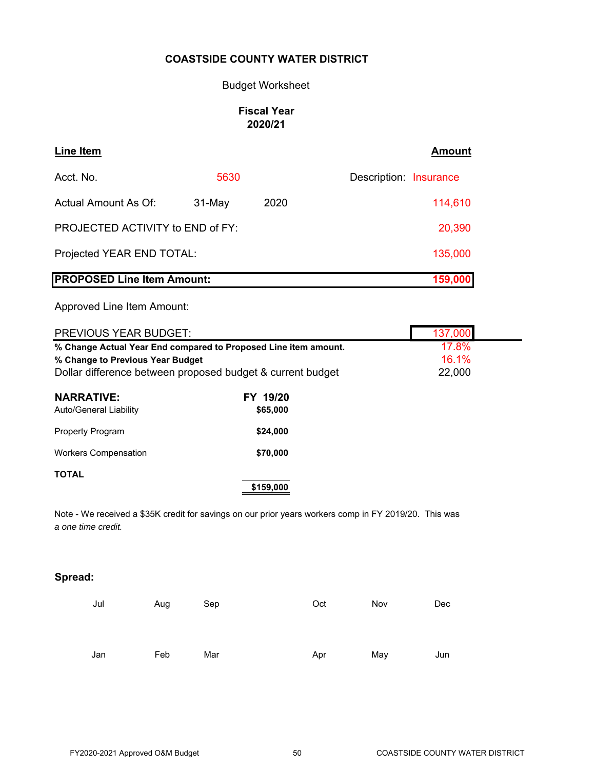**COASTSIDE COUNTY WATER DISTRICT**

Budget Worksheet

**Fiscal Year 2020/21**

| **Line Item** | | | **Amount** |
|---|---|---|---|
| Acct. No. | 5630 | Description: | Insurance |
| Actual Amount As Of: | 31-May | 2020 | 114,610 |
| PROJECTED ACTIVITY to END of FY: | | | 20,390 |
| Projected YEAR END TOTAL: | | | 135,000 |
| **PROPOSED Line Item Amount:** | | | **159,000** |
| Approved Line Item Amount: | | | |
| PREVIOUS YEAR BUDGET: | | | 137,000 |
| **% Change Actual Year End compared to Proposed Line item amount.** | | | 17.8% |
| **% Change to Previous Year Budget** | | | 16.1% |
| Dollar difference between proposed budget & current budget | | | 22,000 |

| **NARRATIVE:** | **FY 19/20** |
|---|---|
| Auto/General Liability | **$65,000** |
| Property Program | **$24,000** |
| Workers Compensation | **$70,000** |
| **TOTAL** | **$159,000** |

Note - We received a $35K credit for savings on our prior years workers comp in FY 2019/20. This was *a one time credit.*

**Spread:**

| Jul | Aug | Sep | Oct | Nov | Dec |
|---|---|---|---|---|---|
| | | | | | |
| **Jan** | **Feb** | **Mar** | **Apr** | **May** | **Jun** |
| | | | | | |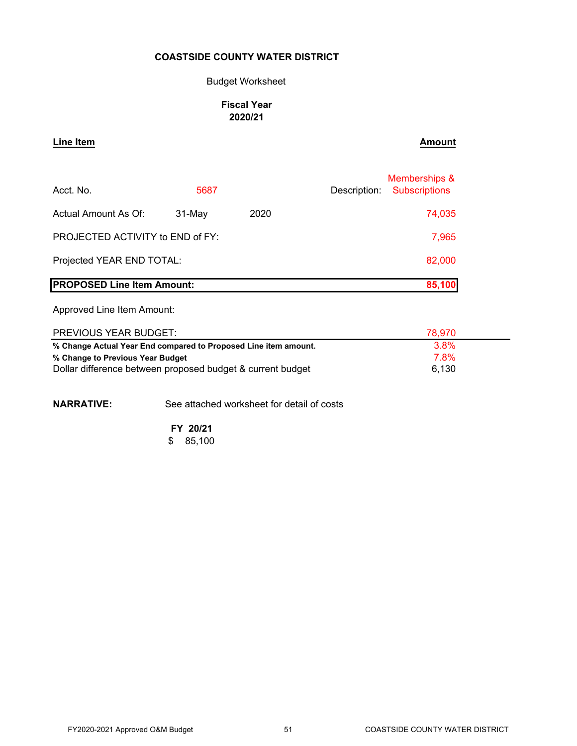**COASTSIDE COUNTY WATER DISTRICT**

Budget Worksheet

**Fiscal Year**
**2020/21**

| **Line Item** | | | | **Amount** |
|---|---|---|---|---|
| Acct. No. | 5687 | | Description: | Memberships & Subscriptions |
| Actual Amount As Of: | 31-May | 2020 | | 74,035 |
| PROJECTED ACTIVITY to END of FY: | | | | 7,965 |
| Projected YEAR END TOTAL: | | | | 82,000 |
| **PROPOSED Line Item Amount:** | | | | **85,100** |
| Approved Line Item Amount: | | | | |
| PREVIOUS YEAR BUDGET: | | | | 78,970 |
| **% Change Actual Year End compared to Proposed Line item amount.** | | | | 3.8% |
| **% Change to Previous Year Budget** | | | | 7.8% |
| Dollar difference between proposed budget & current budget | | | | 6,130 |

**NARRATIVE:** See attached worksheet for detail of costs

**FY 20/21**
$ 85,100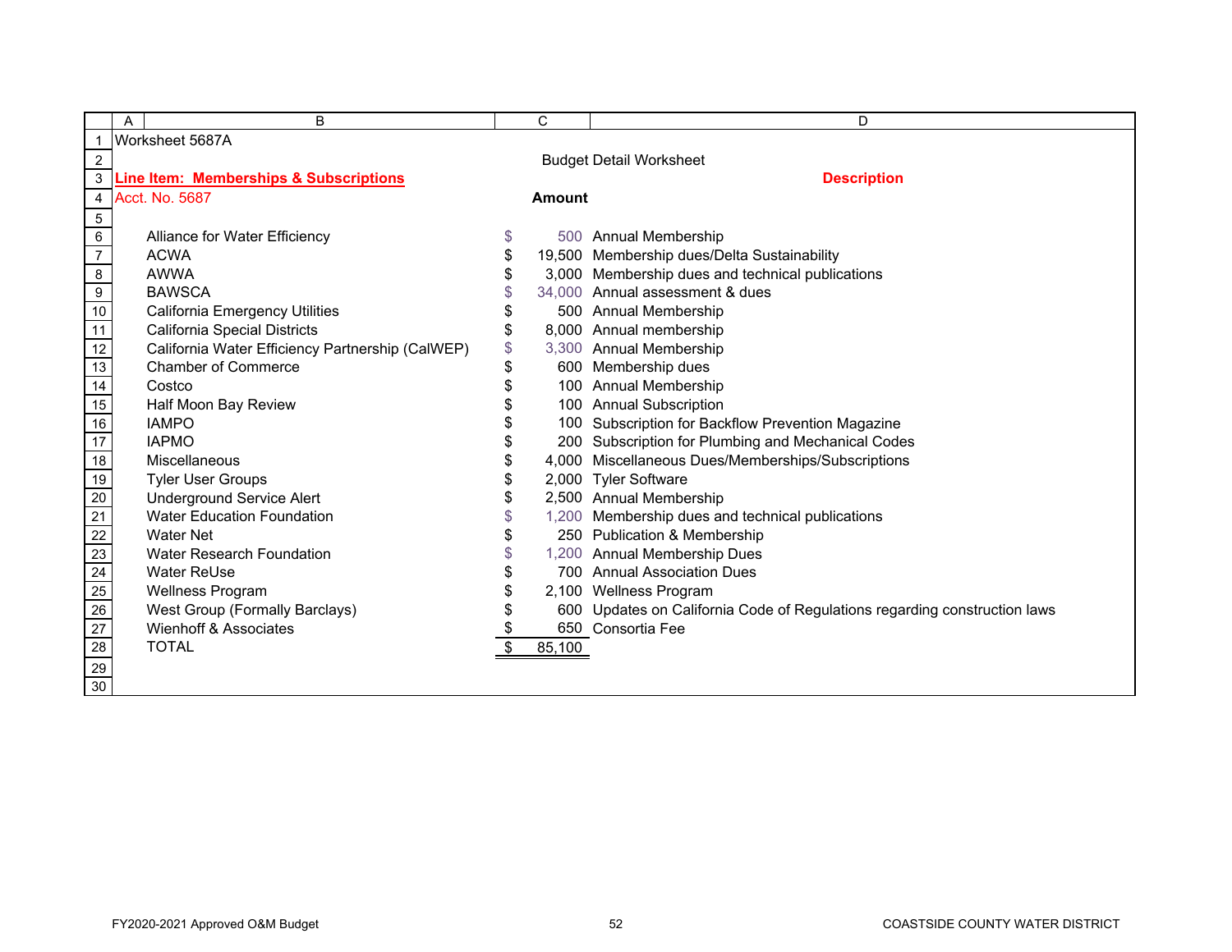Worksheet 5687A

Budget Detail Worksheet

**Line Item: Memberships & Subscriptions**

Acct. No. 5687

| | Amount | Description |
|---|---|---|
| Alliance for Water Efficiency | $ 500 | Annual Membership |
| ACWA | $ 19,500 | Membership dues/Delta Sustainability |
| AWWA | $ 3,000 | Membership dues and technical publications |
| BAWSCA | $ 34,000 | Annual assessment & dues |
| California Emergency Utilities | $ 500 | Annual Membership |
| California Special Districts | $ 8,000 | Annual membership |
| California Water Efficiency Partnership (CalWEP) | $ 3,300 | Annual Membership |
| Chamber of Commerce | $ 600 | Membership dues |
| Costco | $ 100 | Annual Membership |
| Half Moon Bay Review | $ 100 | Annual Subscription |
| IAMPO | $ 100 | Subscription for Backflow Prevention Magazine |
| IAPMO | $ 200 | Subscription for Plumbing and Mechanical Codes |
| Miscellaneous | $ 4,000 | Miscellaneous Dues/Memberships/Subscriptions |
| Tyler User Groups | $ 2,000 | Tyler Software |
| Underground Service Alert | $ 2,500 | Annual Membership |
| Water Education Foundation | $ 1,200 | Membership dues and technical publications |
| Water Net | $ 250 | Publication & Membership |
| Water Research Foundation | $ 1,200 | Annual Membership Dues |
| Water ReUse | $ 700 | Annual Association Dues |
| Wellness Program | $ 2,100 | Wellness Program |
| West Group (Formally Barclays) | $ 600 | Updates on California Code of Regulations regarding construction laws |
| Wienhoff & Associates | $ 650 | Consortia Fee |
| TOTAL | $ 85,100 | |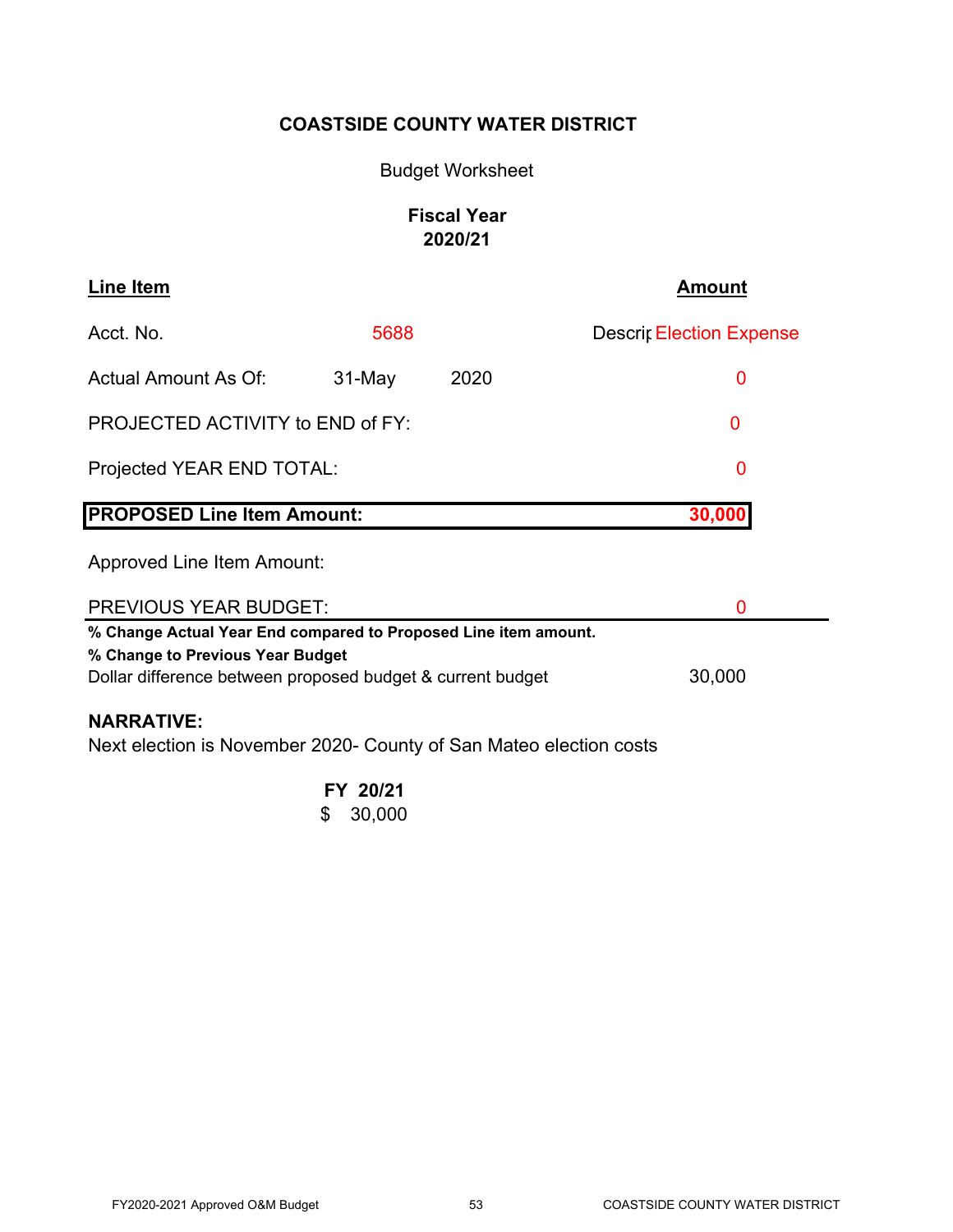**COASTSIDE COUNTY WATER DISTRICT**

Budget Worksheet

**Fiscal Year 2020/21**

| **Line Item** | | | **Amount** |
|---|---|---|---|
| Acct. No. | 5688 | | Descrip Election Expense |
| Actual Amount As Of: | 31-May | 2020 | 0 |
| PROJECTED ACTIVITY to END of FY: | | | 0 |
| Projected YEAR END TOTAL: | | | 0 |
| **PROPOSED Line Item Amount:** | | | **30,000** |
| Approved Line Item Amount: | | | |
| PREVIOUS YEAR BUDGET: | | | 0 |
| **% Change Actual Year End compared to Proposed Line item amount.** | | | |
| **% Change to Previous Year Budget** | | | |
| Dollar difference between proposed budget & current budget | | | 30,000 |

**NARRATIVE:**

Next election is November 2020- County of San Mateo election costs

**FY 20/21**
$ 30,000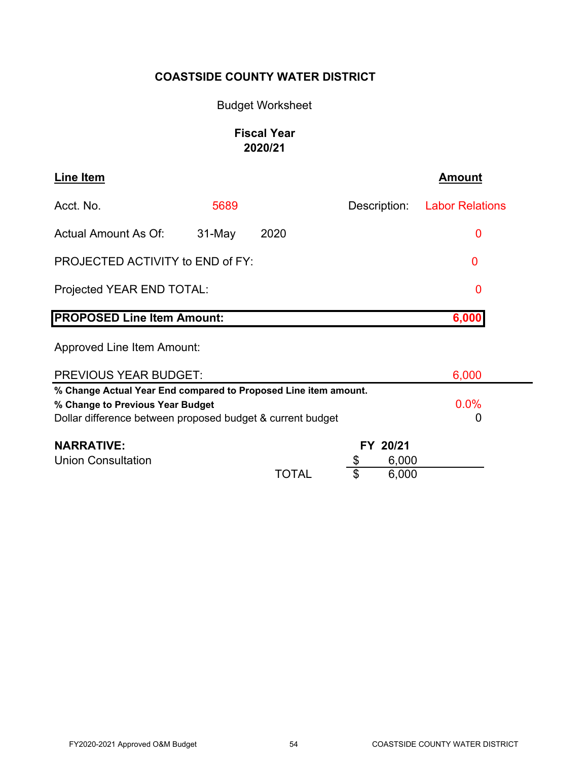# COASTSIDE COUNTY WATER DISTRICT

Budget Worksheet

**Fiscal Year**
**2020/21**

| **Line Item** | | | | **Amount** |
|---|---|---|---|---|
| Acct. No. | 5689 | | Description: | Labor Relations |
| Actual Amount As Of: | 31-May | 2020 | | 0 |
| PROJECTED ACTIVITY to END of FY: | | | | 0 |
| Projected YEAR END TOTAL: | | | | 0 |
| **PROPOSED Line Item Amount:** | | | | **6,000** |
| Approved Line Item Amount: | | | | |
| PREVIOUS YEAR BUDGET: | | | | 6,000 |
| **% Change Actual Year End compared to Proposed Line item amount.** | | | | |
| **% Change to Previous Year Budget** | | | | 0.0% |
| Dollar difference between proposed budget & current budget | | | | 0 |

| **NARRATIVE:** | | **FY 20/21** |
|---|---|---|
| Union Consultation | | $ 6,000 |
| | TOTAL | $ 6,000 |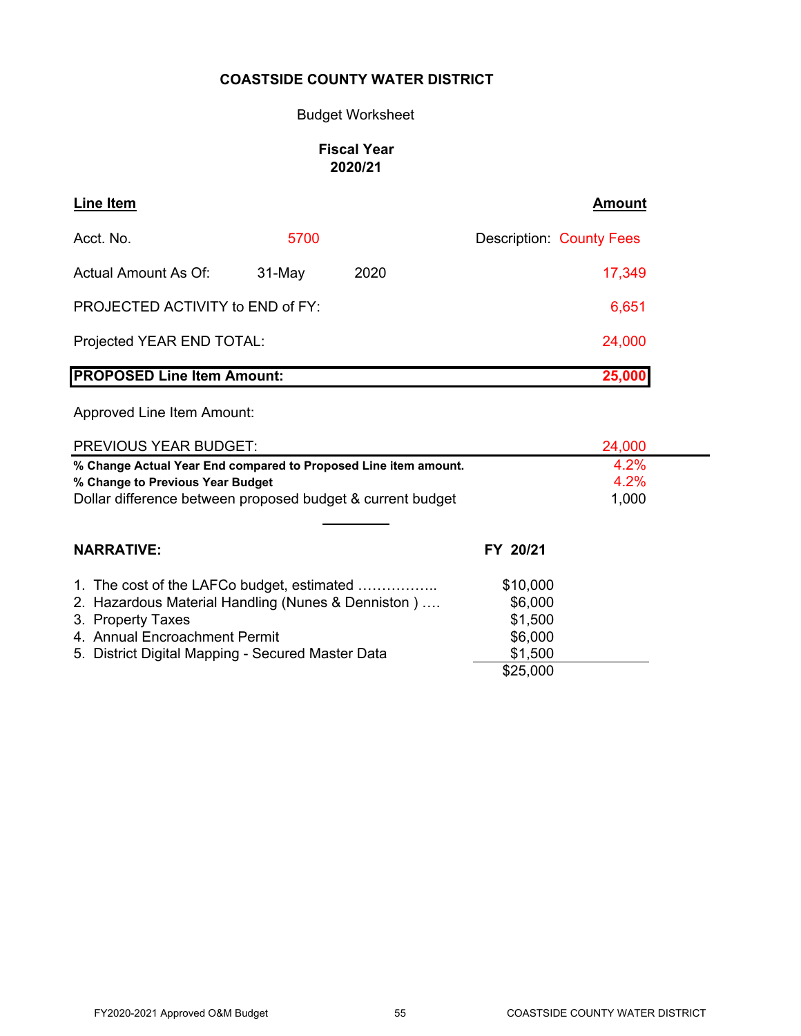**COASTSIDE COUNTY WATER DISTRICT**

Budget Worksheet

**Fiscal Year**
**2020/21**

| **Line Item** | | | **Amount** |
|---|---|---|---|
| Acct. No. | 5700 | Description: | County Fees |
| Actual Amount As Of: | 31-May | 2020 | 17,349 |
| PROJECTED ACTIVITY to END of FY: | | | 6,651 |
| Projected YEAR END TOTAL: | | | 24,000 |
| **PROPOSED Line Item Amount:** | | | **25,000** |
| Approved Line Item Amount: | | | |
| PREVIOUS YEAR BUDGET: | | | 24,000 |
| **% Change Actual Year End compared to Proposed Line item amount.** | | | 4.2% |
| **% Change to Previous Year Budget** | | | 4.2% |
| Dollar difference between proposed budget & current budget | | | 1,000 |

**NARRATIVE:**

| | **FY 20/21** |
|---|---|
| 1. The cost of the LAFCo budget, estimated …………….. | $10,000 |
| 2. Hazardous Material Handling (Nunes & Denniston ) …. | $6,000 |
| 3. Property Taxes | $1,500 |
| 4. Annual Encroachment Permit | $6,000 |
| 5. District Digital Mapping - Secured Master Data | $1,500 |
| | $25,000 |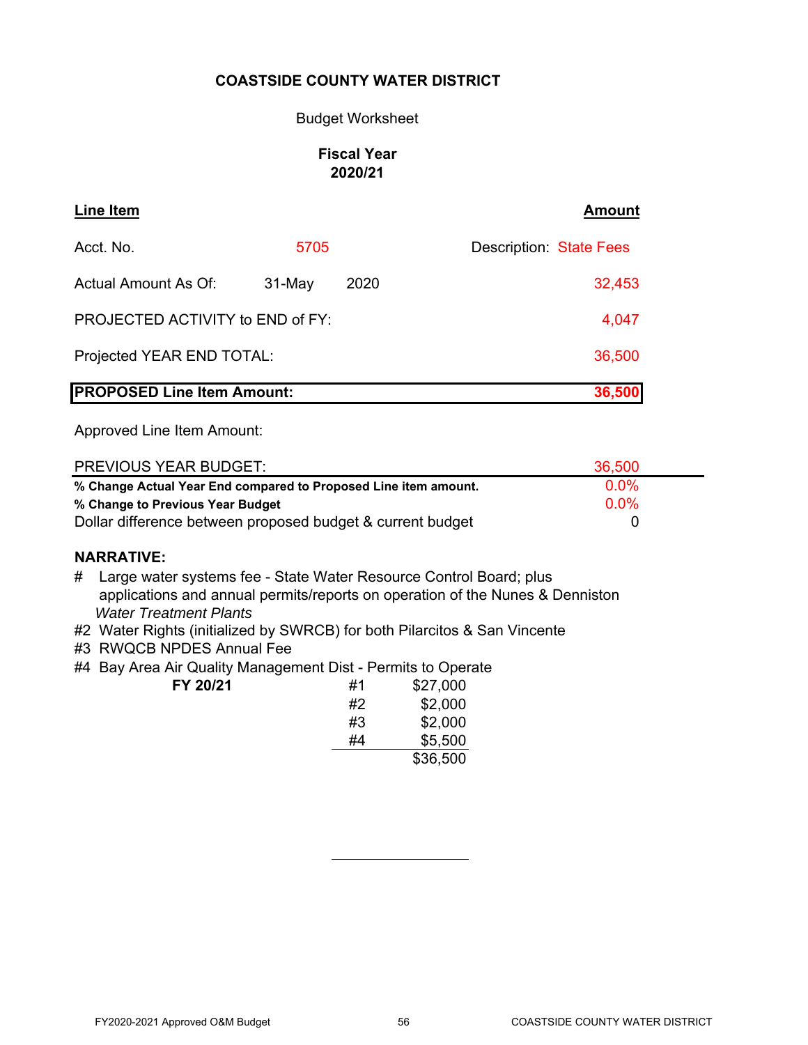**COASTSIDE COUNTY WATER DISTRICT**

Budget Worksheet

**Fiscal Year**
**2020/21**

| **Line Item** | | | **Amount** |
|---|---|---|---|
| Acct. No. | 5705 | Description: State Fees | |
| Actual Amount As Of: | 31-May | 2020 | 32,453 |
| PROJECTED ACTIVITY to END of FY: | | | 4,047 |
| Projected YEAR END TOTAL: | | | 36,500 |
| **PROPOSED Line Item Amount:** | | | **36,500** |
| Approved Line Item Amount: | | | |
| PREVIOUS YEAR BUDGET: | | | 36,500 |
| **% Change Actual Year End compared to Proposed Line item amount.** | | | 0.0% |
| **% Change to Previous Year Budget** | | | 0.0% |
| Dollar difference between proposed budget & current budget | | | 0 |

**NARRATIVE:**

\# Large water systems fee - State Water Resource Control Board; plus applications and annual permits/reports on operation of the Nunes & Denniston *Water Treatment Plants*

#2 Water Rights (initialized by SWRCB) for both Pilarcitos & San Vincente

#3 RWQCB NPDES Annual Fee

#4 Bay Area Air Quality Management Dist - Permits to Operate

| **FY 20/21** | | |
|---|---|---|
| | #1 | $27,000 |
| | #2 | $2,000 |
| | #3 | $2,000 |
| | #4 | $5,500 |
| | | $36,500 |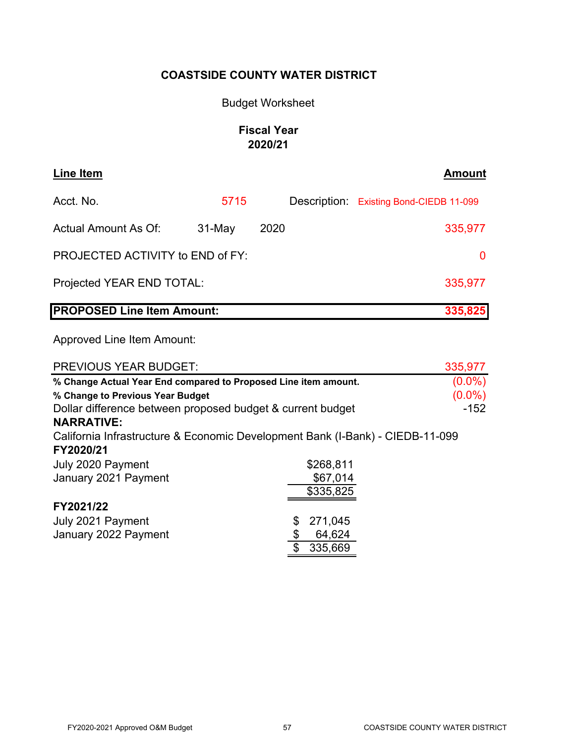**COASTSIDE COUNTY WATER DISTRICT**

Budget Worksheet

**Fiscal Year**
**2020/21**

| **Line Item** | | | | **Amount** |
|---|---|---|---|---|
| Acct. No. | 5715 | | Description: | Existing Bond-CIEDB 11-099 |
| Actual Amount As Of: | 31-May | 2020 | | 335,977 |
| PROJECTED ACTIVITY to END of FY: | | | | 0 |
| Projected YEAR END TOTAL: | | | | 335,977 |
| **PROPOSED Line Item Amount:** | | | | **335,825** |
| Approved Line Item Amount: | | | | |
| PREVIOUS YEAR BUDGET: | | | | 335,977 |
| **% Change Actual Year End compared to Proposed Line item amount.** | | | | (0.0%) |
| **% Change to Previous Year Budget** | | | | (0.0%) |
| Dollar difference between proposed budget & current budget | | | | -152 |

**NARRATIVE:**

California Infrastructure & Economic Development Bank (I-Bank) - CIEDB-11-099

**FY2020/21**

| | |
|---|---|
| July 2020 Payment | $268,811 |
| January 2021 Payment | $67,014 |
| | $335,825 |

**FY2021/22**

| | |
|---|---|
| July 2021 Payment | $ 271,045 |
| January 2022 Payment | $ 64,624 |
| | $ 335,669 |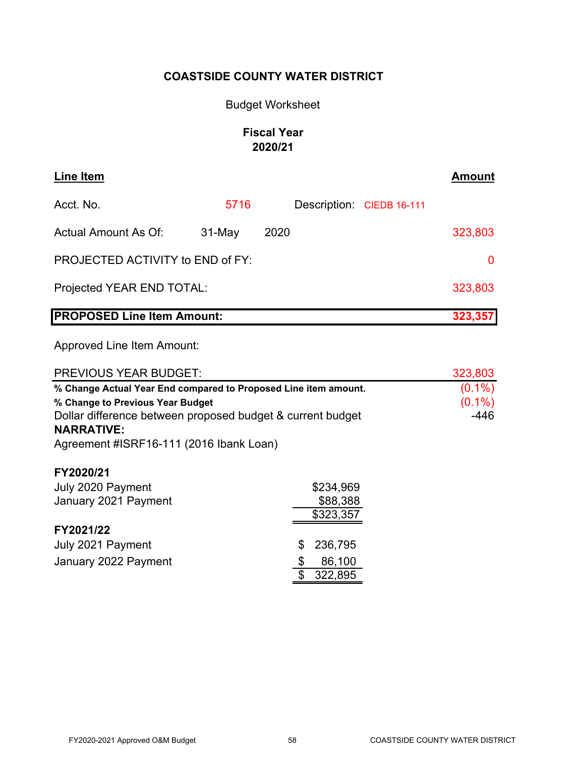**COASTSIDE COUNTY WATER DISTRICT**

Budget Worksheet

**Fiscal Year**
**2020/21**

| **Line Item** | | | | **Amount** |
|---|---|---|---|---|
| Acct. No. | 5716 | Description: | CIEDB 16-111 | |
| Actual Amount As Of: | 31-May | 2020 | | 323,803 |
| PROJECTED ACTIVITY to END of FY: | | | | 0 |
| Projected YEAR END TOTAL: | | | | 323,803 |
| **PROPOSED Line Item Amount:** | | | | **323,357** |
| Approved Line Item Amount: | | | | |
| PREVIOUS YEAR BUDGET: | | | | 323,803 |
| **% Change Actual Year End compared to Proposed Line item amount.** | | | | (0.1%) |
| **% Change to Previous Year Budget** | | | | (0.1%) |
| Dollar difference between proposed budget & current budget | | | | -446 |

**NARRATIVE:**

Agreement #ISRF16-111 (2016 Ibank Loan)

**FY2020/21**

| | |
|---|---|
| July 2020 Payment | $234,969 |
| January 2021 Payment | $88,388 |
| | $323,357 |

**FY2021/22**

| | |
|---|---|
| July 2021 Payment | $ 236,795 |
| January 2022 Payment | $ 86,100 |
| | $ 322,895 |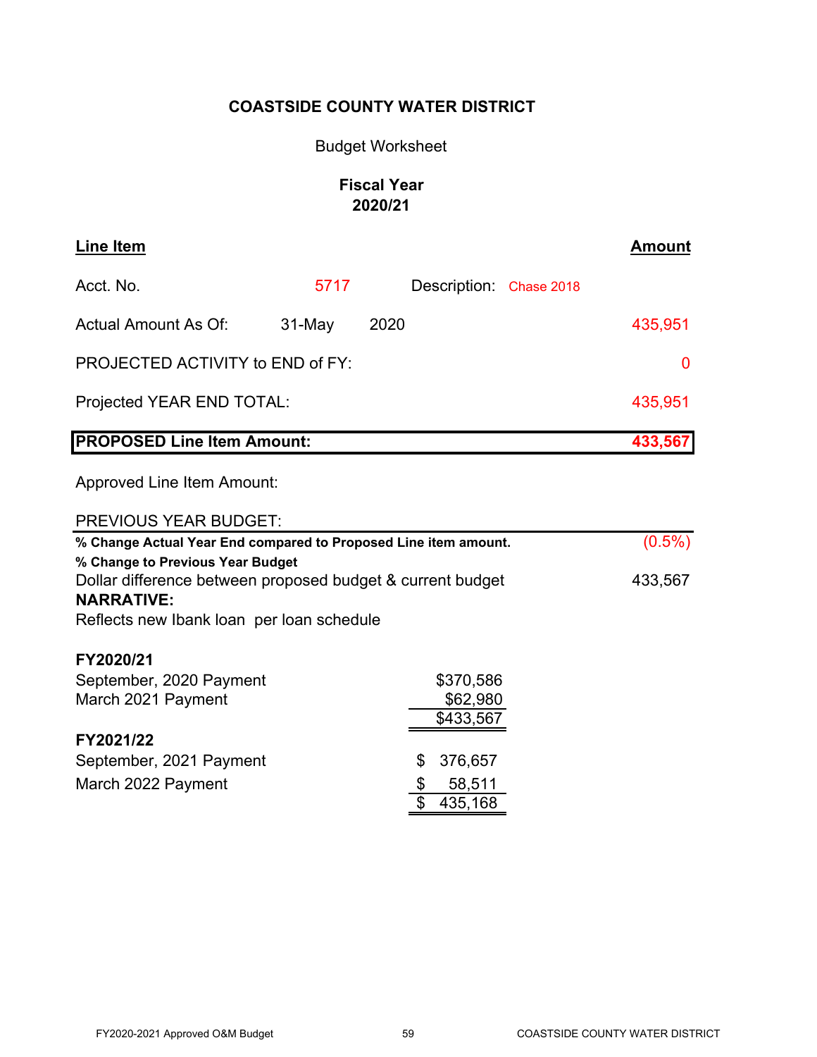**COASTSIDE COUNTY WATER DISTRICT**

Budget Worksheet

**Fiscal Year**
**2020/21**

| **Line Item** | | | | **Amount** |
|---|---|---|---|---|
| Acct. No. | 5717 | Description: | Chase 2018 | |
| Actual Amount As Of: | 31-May | 2020 | | 435,951 |
| PROJECTED ACTIVITY to END of FY: | | | | 0 |
| Projected YEAR END TOTAL: | | | | 435,951 |
| **PROPOSED Line Item Amount:** | | | | **433,567** |
| Approved Line Item Amount: | | | | |
| PREVIOUS YEAR BUDGET: | | | | |
| **% Change Actual Year End compared to Proposed Line item amount.** | | | | (0.5%) |
| **% Change to Previous Year Budget** | | | | |
| Dollar difference between proposed budget & current budget | | | | 433,567 |

**NARRATIVE:**

Reflects new Ibank loan per loan schedule

**FY2020/21**

| | |
|---|---|
| September, 2020 Payment | $370,586 |
| March 2021 Payment | $62,980 |
| | $433,567 |

**FY2021/22**

| | |
|---|---|
| September, 2021 Payment | $ 376,657 |
| March 2022 Payment | $ 58,511 |
| | $ 435,168 |